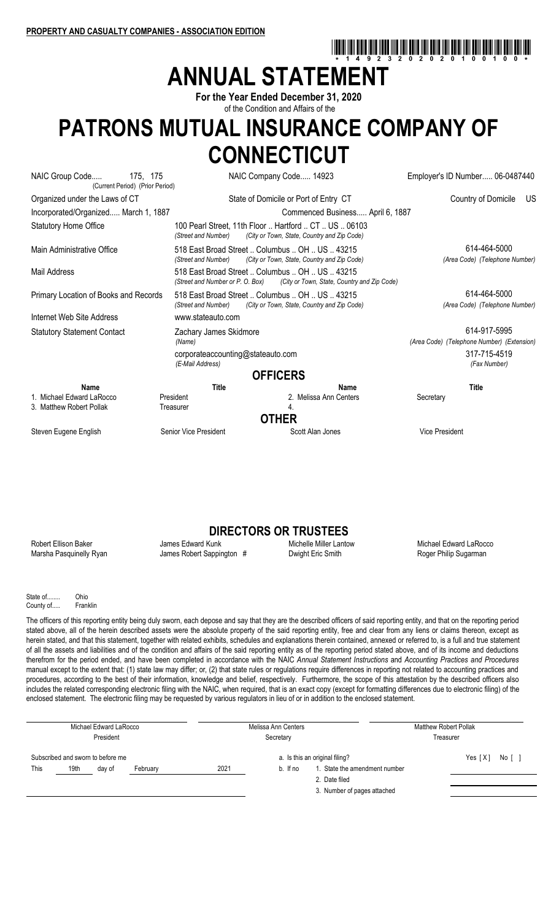**PROPERTY AND CASUALTY COMPANIES - ASSOCIATION EDITION**

\* 1 4 9 2 3 2 0 2 0 2 0 1 0 0 1 0 0 \*

# ANNUAL STATEMENT

**For the Year Ended December 31, 2020**

of the Condition and Affairs of the

# PATRONS MUTUAL INSURANCE COMPANY OF CONNECTICUT

| | | | |
|---|---|---|---|
| NAIC Group Code..... 175, 175 (Current Period) (Prior Period) | NAIC Company Code..... 14923 | | Employer's ID Number..... 06-0487440 |
| Organized under the Laws of CT | State of Domicile or Port of Entry CT | | Country of Domicile US |
| Incorporated/Organized..... March 1, 1887 | Commenced Business..... April 6, 1887 | | |
| Statutory Home Office | 100 Pearl Street, 11th Floor .. Hartford .. CT .. US .. 06103 *(Street and Number) (City or Town, State, Country and Zip Code)* | | |
| Main Administrative Office | 518 East Broad Street .. Columbus .. OH .. US .. 43215 *(Street and Number) (City or Town, State, Country and Zip Code)* | | 614-464-5000 *(Area Code) (Telephone Number)* |
| Mail Address | 518 East Broad Street .. Columbus .. OH .. US .. 43215 *(Street and Number or P. O. Box) (City or Town, State, Country and Zip Code)* | | |
| Primary Location of Books and Records | 518 East Broad Street .. Columbus .. OH .. US .. 43215 *(Street and Number) (City or Town, State, Country and Zip Code)* | | 614-464-5000 *(Area Code) (Telephone Number)* |
| Internet Web Site Address | www.stateauto.com | | |
| Statutory Statement Contact | Zachary James Skidmore *(Name)* | | 614-917-5995 *(Area Code) (Telephone Number) (Extension)* |
| | corporateaccounting@stateauto.com *(E-Mail Address)* | | 317-715-4519 *(Fax Number)* |

## OFFICERS

| Name | Title | Name | Title |
|---|---|---|---|
| 1. Michael Edward LaRocco | President | 2. Melissa Ann Centers | Secretary |
| 3. Matthew Robert Pollak | Treasurer | 4. | |

## OTHER

| | | | |
|---|---|---|---|
| Steven Eugene English | Senior Vice President | Scott Alan Jones | Vice President |

## DIRECTORS OR TRUSTEES

| | | | |
|---|---|---|---|
| Robert Ellison Baker | James Edward Kunk | Michelle Miller Lantow | Michael Edward LaRocco |
| Marsha Pasquinelly Ryan | James Robert Sappington # | Dwight Eric Smith | Roger Philip Sugarman |

State of........ Ohio
County of..... Franklin

The officers of this reporting entity being duly sworn, each depose and say that they are the described officers of said reporting entity, and that on the reporting period stated above, all of the herein described assets were the absolute property of the said reporting entity, free and clear from any liens or claims thereon, except as herein stated, and that this statement, together with related exhibits, schedules and explanations therein contained, annexed or referred to, is a full and true statement of all the assets and liabilities and of the condition and affairs of the said reporting entity as of the reporting period stated above, and of its income and deductions therefrom for the period ended, and have been completed in accordance with the NAIC *Annual Statement Instructions* and *Accounting Practices and Procedures* manual except to the extent that: (1) state law may differ; or, (2) that state rules or regulations require differences in reporting not related to accounting practices and procedures, according to the best of their information, knowledge and belief, respectively. Furthermore, the scope of this attestation by the described officers also includes the related corresponding electronic filing with the NAIC, when required, that is an exact copy (except for formatting differences due to electronic filing) of the enclosed statement. The electronic filing may be requested by various regulators in lieu of or in addition to the enclosed statement.

| Michael Edward LaRocco | Melissa Ann Centers | Matthew Robert Pollak |
|---|---|---|
| President | Secretary | Treasurer |

Subscribed and sworn to before me
This 19th day of February 2021

a. Is this an original filing? Yes [X] No [ ]
b. If no
1. State the amendment number
2. Date filed
3. Number of pages attached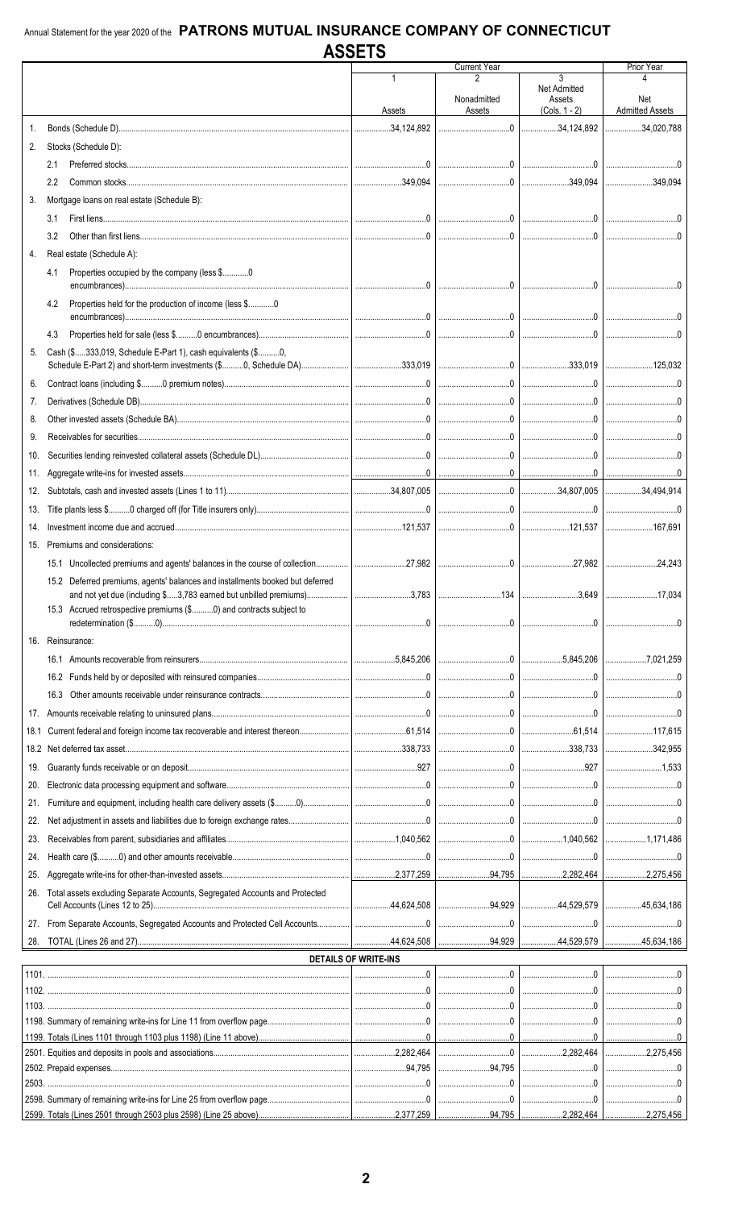Annual Statement for the year 2020 of the **PATRONS MUTUAL INSURANCE COMPANY OF CONNECTICUT**

# ASSETS

| | | Current Year | | | Prior Year |
|---|---|---|---|---|---|
| | | 1<br>Assets | 2<br>Nonadmitted Assets | 3<br>Net Admitted Assets (Cols. 1 - 2) | 4<br>Net Admitted Assets |
| 1. | Bonds (Schedule D) | 34,124,892 | 0 | 34,124,892 | 34,020,788 |
| 2. | Stocks (Schedule D): | | | | |
| | 2.1 Preferred stocks | 0 | 0 | 0 | 0 |
| | 2.2 Common stocks | 349,094 | 0 | 349,094 | 349,094 |
| 3. | Mortgage loans on real estate (Schedule B): | | | | |
| | 3.1 First liens | 0 | 0 | 0 | 0 |
| | 3.2 Other than first liens | 0 | 0 | 0 | 0 |
| 4. | Real estate (Schedule A): | | | | |
| | 4.1 Properties occupied by the company (less $..........0 encumbrances) | 0 | 0 | 0 | 0 |
| | 4.2 Properties held for the production of income (less $..........0 encumbrances) | 0 | 0 | 0 | 0 |
| | 4.3 Properties held for sale (less $..........0 encumbrances) | 0 | 0 | 0 | 0 |
| 5. | Cash ($.....333,019, Schedule E-Part 1), cash equivalents ($..........0, Schedule E-Part 2) and short-term investments ($..........0, Schedule DA) | 333,019 | 0 | 333,019 | 125,032 |
| 6. | Contract loans (including $..........0 premium notes) | 0 | 0 | 0 | 0 |
| 7. | Derivatives (Schedule DB) | 0 | 0 | 0 | 0 |
| 8. | Other invested assets (Schedule BA) | 0 | 0 | 0 | 0 |
| 9. | Receivables for securities | 0 | 0 | 0 | 0 |
| 10. | Securities lending reinvested collateral assets (Schedule DL) | 0 | 0 | 0 | 0 |
| 11. | Aggregate write-ins for invested assets | 0 | 0 | 0 | 0 |
| 12. | Subtotals, cash and invested assets (Lines 1 to 11) | 34,807,005 | 0 | 34,807,005 | 34,494,914 |
| 13. | Title plants less $..........0 charged off (for Title insurers only) | 0 | 0 | 0 | 0 |
| 14. | Investment income due and accrued | 121,537 | 0 | 121,537 | 167,691 |
| 15. | Premiums and considerations: | | | | |
| | 15.1 Uncollected premiums and agents' balances in the course of collection | 27,982 | 0 | 27,982 | 24,243 |
| | 15.2 Deferred premiums, agents' balances and installments booked but deferred and not yet due (including $.....3,783 earned but unbilled premiums) | 3,783 | 134 | 3,649 | 17,034 |
| | 15.3 Accrued retrospective premiums ($..........0) and contracts subject to redetermination ($..........0) | 0 | 0 | 0 | 0 |
| 16. | Reinsurance: | | | | |
| | 16.1 Amounts recoverable from reinsurers | 5,845,206 | 0 | 5,845,206 | 7,021,259 |
| | 16.2 Funds held by or deposited with reinsured companies | 0 | 0 | 0 | 0 |
| | 16.3 Other amounts receivable under reinsurance contracts | 0 | 0 | 0 | 0 |
| 17. | Amounts receivable relating to uninsured plans | 0 | 0 | 0 | 0 |
| 18.1 | Current federal and foreign income tax recoverable and interest thereon | 61,514 | 0 | 61,514 | 117,615 |
| 18.2 | Net deferred tax asset | 338,733 | 0 | 338,733 | 342,955 |
| 19. | Guaranty funds receivable or on deposit | 927 | 0 | 927 | 1,533 |
| 20. | Electronic data processing equipment and software | 0 | 0 | 0 | 0 |
| 21. | Furniture and equipment, including health care delivery assets ($..........0) | 0 | 0 | 0 | 0 |
| 22. | Net adjustment in assets and liabilities due to foreign exchange rates | 0 | 0 | 0 | 0 |
| 23. | Receivables from parent, subsidiaries and affiliates | 1,040,562 | 0 | 1,040,562 | 1,171,486 |
| 24. | Health care ($..........0) and other amounts receivable | 0 | 0 | 0 | 0 |
| 25. | Aggregate write-ins for other-than-invested assets | 2,377,259 | 94,795 | 2,282,464 | 2,275,456 |
| 26. | Total assets excluding Separate Accounts, Segregated Accounts and Protected Cell Accounts (Lines 12 to 25) | 44,624,508 | 94,929 | 44,529,579 | 45,634,186 |
| 27. | From Separate Accounts, Segregated Accounts and Protected Cell Accounts | 0 | 0 | 0 | 0 |
| 28. | TOTAL (Lines 26 and 27) | 44,624,508 | 94,929 | 44,529,579 | 45,634,186 |

**DETAILS OF WRITE-INS**

| | 1 | 2 | 3 | 4 |
|---|---|---|---|---|
| 1101. | 0 | 0 | 0 | 0 |
| 1102. | 0 | 0 | 0 | 0 |
| 1103. | 0 | 0 | 0 | 0 |
| 1198. Summary of remaining write-ins for Line 11 from overflow page | 0 | 0 | 0 | 0 |
| 1199. Totals (Lines 1101 through 1103 plus 1198) (Line 11 above) | 0 | 0 | 0 | 0 |
| 2501. Equities and deposits in pools and associations | 2,282,464 | 0 | 2,282,464 | 2,275,456 |
| 2502. Prepaid expenses | 94,795 | 94,795 | 0 | 0 |
| 2503. | 0 | 0 | 0 | 0 |
| 2598. Summary of remaining write-ins for Line 25 from overflow page | 0 | 0 | 0 | 0 |
| 2599. Totals (Lines 2501 through 2503 plus 2598) (Line 25 above) | 2,377,259 | 94,795 | 2,282,464 | 2,275,456 |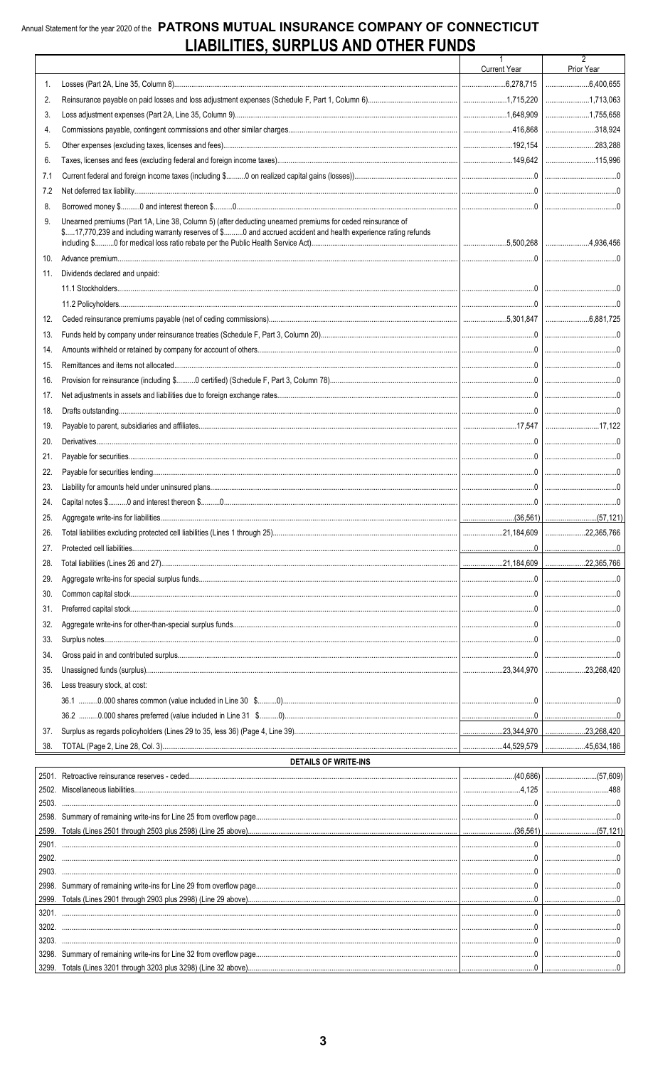Annual Statement for the year 2020 of the **PATRONS MUTUAL INSURANCE COMPANY OF CONNECTICUT**

# LIABILITIES, SURPLUS AND OTHER FUNDS

| | | 1<br>Current Year | 2<br>Prior Year |
|---|---|---|---|
| 1. | Losses (Part 2A, Line 35, Column 8) | 6,278,715 | 6,400,655 |
| 2. | Reinsurance payable on paid losses and loss adjustment expenses (Schedule F, Part 1, Column 6) | 1,715,220 | 1,713,063 |
| 3. | Loss adjustment expenses (Part 2A, Line 35, Column 9) | 1,648,909 | 1,755,658 |
| 4. | Commissions payable, contingent commissions and other similar charges | 416,868 | 318,924 |
| 5. | Other expenses (excluding taxes, licenses and fees) | 192,154 | 283,288 |
| 6. | Taxes, licenses and fees (excluding federal and foreign income taxes) | 149,642 | 115,996 |
| 7.1 | Current federal and foreign income taxes (including $..........0 on realized capital gains (losses)) | 0 | 0 |
| 7.2 | Net deferred tax liability | 0 | 0 |
| 8. | Borrowed money $..........0 and interest thereon $..........0 | 0 | 0 |
| 9. | Unearned premiums (Part 1A, Line 38, Column 5) (after deducting unearned premiums for ceded reinsurance of $.....17,770,239 and including warranty reserves of $..........0 and accrued accident and health experience rating refunds including $..........0 for medical loss ratio rebate per the Public Health Service Act) | 5,500,268 | 4,936,456 |
| 10. | Advance premium | 0 | 0 |
| 11. | Dividends declared and unpaid: | | |
| | 11.1 Stockholders | 0 | 0 |
| | 11.2 Policyholders | 0 | 0 |
| 12. | Ceded reinsurance premiums payable (net of ceding commissions) | 5,301,847 | 6,881,725 |
| 13. | Funds held by company under reinsurance treaties (Schedule F, Part 3, Column 20) | 0 | 0 |
| 14. | Amounts withheld or retained by company for account of others | 0 | 0 |
| 15. | Remittances and items not allocated | 0 | 0 |
| 16. | Provision for reinsurance (including $..........0 certified) (Schedule F, Part 3, Column 78) | 0 | 0 |
| 17. | Net adjustments in assets and liabilities due to foreign exchange rates | 0 | 0 |
| 18. | Drafts outstanding | 0 | 0 |
| 19. | Payable to parent, subsidiaries and affiliates | 17,547 | 17,122 |
| 20. | Derivatives | 0 | 0 |
| 21. | Payable for securities | 0 | 0 |
| 22. | Payable for securities lending | 0 | 0 |
| 23. | Liability for amounts held under uninsured plans | 0 | 0 |
| 24. | Capital notes $..........0 and interest thereon $..........0 | 0 | 0 |
| 25. | Aggregate write-ins for liabilities | (36,561) | (57,121) |
| 26. | Total liabilities excluding protected cell liabilities (Lines 1 through 25) | 21,184,609 | 22,365,766 |
| 27. | Protected cell liabilities | 0 | 0 |
| 28. | Total liabilities (Lines 26 and 27) | 21,184,609 | 22,365,766 |
| 29. | Aggregate write-ins for special surplus funds | 0 | 0 |
| 30. | Common capital stock | 0 | 0 |
| 31. | Preferred capital stock | 0 | 0 |
| 32. | Aggregate write-ins for other-than-special surplus funds | 0 | 0 |
| 33. | Surplus notes | 0 | 0 |
| 34. | Gross paid in and contributed surplus | 0 | 0 |
| 35. | Unassigned funds (surplus) | 23,344,970 | 23,268,420 |
| 36. | Less treasury stock, at cost: | | |
| | 36.1 ..........0.000 shares common (value included in Line 30 $..........0) | 0 | 0 |
| | 36.2 ..........0.000 shares preferred (value included in Line 31 $..........0) | 0 | 0 |
| 37. | Surplus as regards policyholders (Lines 29 to 35, less 36) (Page 4, Line 39) | 23,344,970 | 23,268,420 |
| 38. | TOTAL (Page 2, Line 28, Col. 3) | 44,529,579 | 45,634,186 |

## DETAILS OF WRITE-INS

| | | | |
|---|---|---|---|
| 2501. | Retroactive reinsurance reserves - ceded | (40,686) | (57,609) |
| 2502. | Miscellaneous liabilities | 4,125 | 488 |
| 2503. | | 0 | 0 |
| 2598. | Summary of remaining write-ins for Line 25 from overflow page | 0 | 0 |
| 2599. | Totals (Lines 2501 through 2503 plus 2598) (Line 25 above) | (36,561) | (57,121) |
| 2901. | | 0 | 0 |
| 2902. | | 0 | 0 |
| 2903. | | 0 | 0 |
| 2998. | Summary of remaining write-ins for Line 29 from overflow page | 0 | 0 |
| 2999. | Totals (Lines 2901 through 2903 plus 2998) (Line 29 above) | 0 | 0 |
| 3201. | | 0 | 0 |
| 3202. | | 0 | 0 |
| 3203. | | 0 | 0 |
| 3298. | Summary of remaining write-ins for Line 32 from overflow page | 0 | 0 |
| 3299. | Totals (Lines 3201 through 3203 plus 3298) (Line 32 above) | 0 | 0 |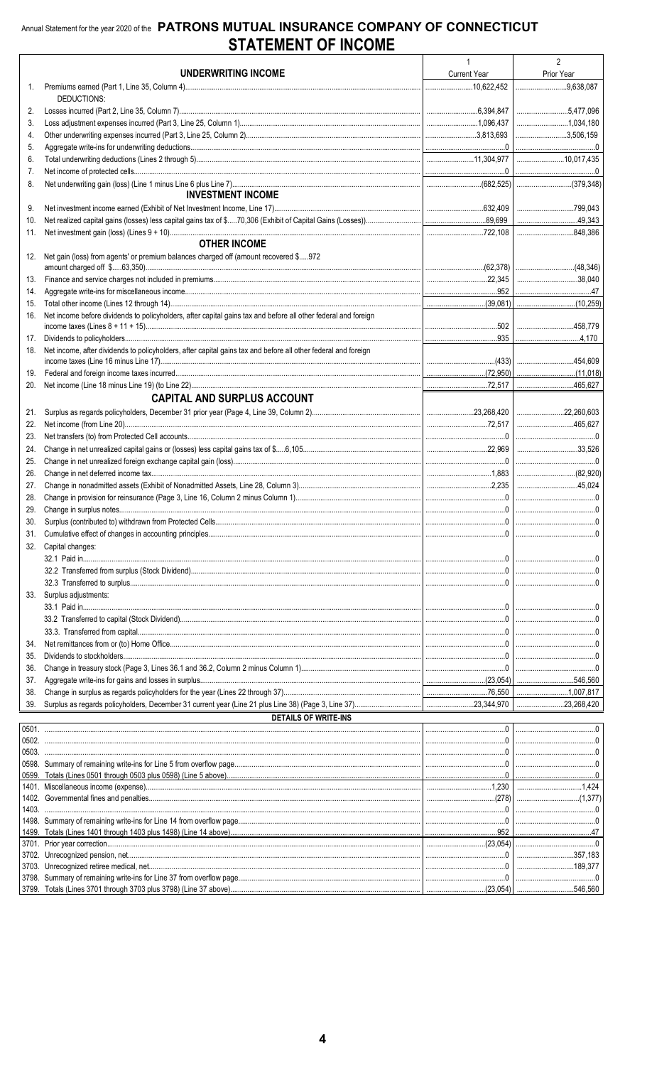Annual Statement for the year 2020 of the **PATRONS MUTUAL INSURANCE COMPANY OF CONNECTICUT**

# STATEMENT OF INCOME

| | UNDERWRITING INCOME | 1 Current Year | 2 Prior Year |
|---|---|---|---|
| 1. | Premiums earned (Part 1, Line 35, Column 4) | 10,622,452 | 9,638,087 |
| | DEDUCTIONS: | | |
| 2. | Losses incurred (Part 2, Line 35, Column 7) | 6,394,847 | 5,477,096 |
| 3. | Loss adjustment expenses incurred (Part 3, Line 25, Column 1) | 1,096,437 | 1,034,180 |
| 4. | Other underwriting expenses incurred (Part 3, Line 25, Column 2) | 3,813,693 | 3,506,159 |
| 5. | Aggregate write-ins for underwriting deductions | 0 | 0 |
| 6. | Total underwriting deductions (Lines 2 through 5) | 11,304,977 | 10,017,435 |
| 7. | Net income of protected cells | 0 | 0 |
| 8. | Net underwriting gain (loss) (Line 1 minus Line 6 plus Line 7) | (682,525) | (379,348) |
| | **INVESTMENT INCOME** | | |
| 9. | Net investment income earned (Exhibit of Net Investment Income, Line 17) | 632,409 | 799,043 |
| 10. | Net realized capital gains (losses) less capital gains tax of $.....70,306 (Exhibit of Capital Gains (Losses)) | 89,699 | 49,343 |
| 11. | Net investment gain (loss) (Lines 9 + 10) | 722,108 | 848,386 |
| | **OTHER INCOME** | | |
| 12. | Net gain (loss) from agents' or premium balances charged off (amount recovered $.....972 amount charged off $.....63,350) | (62,378) | (48,346) |
| 13. | Finance and service charges not included in premiums | 22,345 | 38,040 |
| 14. | Aggregate write-ins for miscellaneous income | 952 | 47 |
| 15. | Total other income (Lines 12 through 14) | (39,081) | (10,259) |
| 16. | Net income before dividends to policyholders, after capital gains tax and before all other federal and foreign income taxes (Lines 8 + 11 + 15) | 502 | 458,779 |
| 17. | Dividends to policyholders | 935 | 4,170 |
| 18. | Net income, after dividends to policyholders, after capital gains tax and before all other federal and foreign income taxes (Line 16 minus Line 17) | (433) | 454,609 |
| 19. | Federal and foreign income taxes incurred | (72,950) | (11,018) |
| 20. | Net income (Line 18 minus Line 19) (to Line 22) | 72,517 | 465,627 |
| | **CAPITAL AND SURPLUS ACCOUNT** | | |
| 21. | Surplus as regards policyholders, December 31 prior year (Page 4, Line 39, Column 2) | 23,268,420 | 22,260,603 |
| 22. | Net income (from Line 20) | 72,517 | 465,627 |
| 23. | Net transfers (to) from Protected Cell accounts | 0 | 0 |
| 24. | Change in net unrealized capital gains or (losses) less capital gains tax of $.....6,105 | 22,969 | 33,526 |
| 25. | Change in net unrealized foreign exchange capital gain (loss) | 0 | 0 |
| 26. | Change in net deferred income tax | 1,883 | (82,920) |
| 27. | Change in nonadmitted assets (Exhibit of Nonadmitted Assets, Line 28, Column 3) | 2,235 | 45,024 |
| 28. | Change in provision for reinsurance (Page 3, Line 16, Column 2 minus Column 1) | 0 | 0 |
| 29. | Change in surplus notes | 0 | 0 |
| 30. | Surplus (contributed to) withdrawn from Protected Cells | 0 | 0 |
| 31. | Cumulative effect of changes in accounting principles | 0 | 0 |
| 32. | Capital changes: | | |
| | 32.1 Paid in | 0 | 0 |
| | 32.2 Transferred from surplus (Stock Dividend) | 0 | 0 |
| | 32.3 Transferred to surplus | 0 | 0 |
| 33. | Surplus adjustments: | | |
| | 33.1 Paid in | 0 | 0 |
| | 33.2 Transferred to capital (Stock Dividend) | 0 | 0 |
| | 33.3. Transferred from capital | 0 | 0 |
| 34. | Net remittances from or (to) Home Office | 0 | 0 |
| 35. | Dividends to stockholders | 0 | 0 |
| 36. | Change in treasury stock (Page 3, Lines 36.1 and 36.2, Column 2 minus Column 1) | 0 | 0 |
| 37. | Aggregate write-ins for gains and losses in surplus | (23,054) | 546,560 |
| 38. | Change in surplus as regards policyholders for the year (Lines 22 through 37) | 76,550 | 1,007,817 |
| 39. | Surplus as regards policyholders, December 31 current year (Line 21 plus Line 38) (Page 3, Line 37) | 23,344,970 | 23,268,420 |
| | **DETAILS OF WRITE-INS** | | |
| 0501. | | 0 | 0 |
| 0502. | | 0 | 0 |
| 0503. | | 0 | 0 |
| 0598. | Summary of remaining write-ins for Line 5 from overflow page | 0 | 0 |
| 0599. | Totals (Lines 0501 through 0503 plus 0598) (Line 5 above) | 0 | 0 |
| 1401. | Miscellaneous income (expense) | 1,230 | 1,424 |
| 1402. | Governmental fines and penalties | (278) | (1,377) |
| 1403. | | 0 | 0 |
| 1498. | Summary of remaining write-ins for Line 14 from overflow page | 0 | 0 |
| 1499. | Totals (Lines 1401 through 1403 plus 1498) (Line 14 above) | 952 | 47 |
| 3701. | Prior year correction | (23,054) | 0 |
| 3702. | Unrecognized pension, net | 0 | 357,183 |
| 3703. | Unrecognized retiree medical, net | 0 | 189,377 |
| 3798. | Summary of remaining write-ins for Line 37 from overflow page | 0 | 0 |
| 3799. | Totals (Lines 3701 through 3703 plus 3798) (Line 37 above) | (23,054) | 546,560 |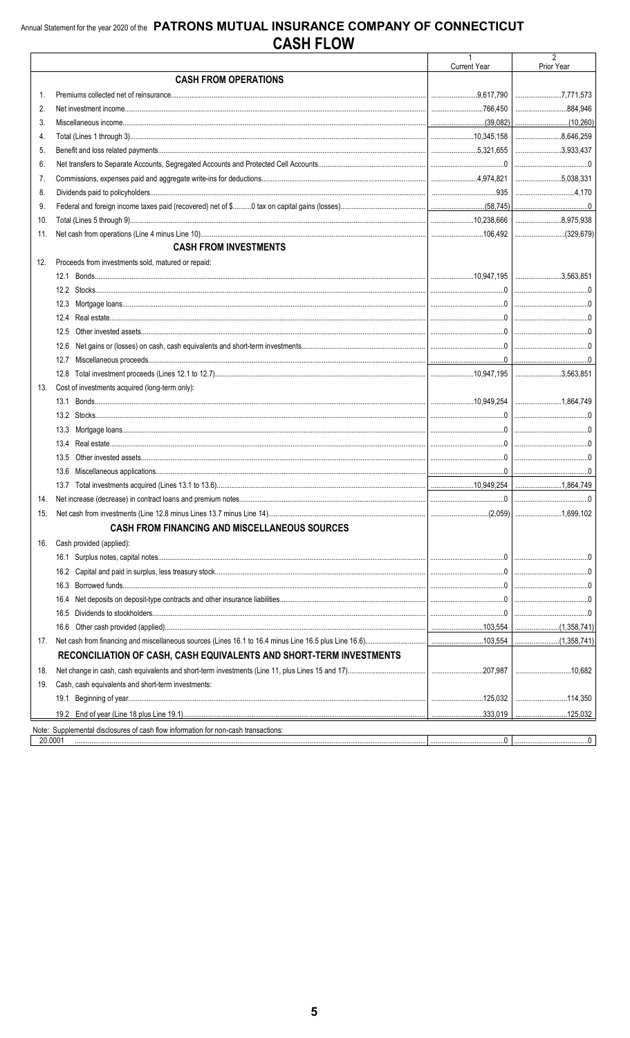Annual Statement for the year 2020 of the **PATRONS MUTUAL INSURANCE COMPANY OF CONNECTICUT**

# CASH FLOW

| | | 1<br>Current Year | 2<br>Prior Year |
|---|---|---|---|
| | **CASH FROM OPERATIONS** | | |
| 1. | Premiums collected net of reinsurance | 9,617,790 | 7,771,573 |
| 2. | Net investment income | 766,450 | 884,946 |
| 3. | Miscellaneous income | (39,082) | (10,260) |
| 4. | Total (Lines 1 through 3) | 10,345,158 | 8,646,259 |
| 5. | Benefit and loss related payments | 5,321,655 | 3,933,437 |
| 6. | Net transfers to Separate Accounts, Segregated Accounts and Protected Cell Accounts | 0 | 0 |
| 7. | Commissions, expenses paid and aggregate write-ins for deductions | 4,974,821 | 5,038,331 |
| 8. | Dividends paid to policyholders | 935 | 4,170 |
| 9. | Federal and foreign income taxes paid (recovered) net of $..........0 tax on capital gains (losses) | (58,745) | 0 |
| 10. | Total (Lines 5 through 9) | 10,238,666 | 8,975,938 |
| 11. | Net cash from operations (Line 4 minus Line 10) | 106,492 | (329,679) |
| | **CASH FROM INVESTMENTS** | | |
| 12. | Proceeds from investments sold, matured or repaid: | | |
| | 12.1 Bonds | 10,947,195 | 3,563,851 |
| | 12.2 Stocks | 0 | 0 |
| | 12.3 Mortgage loans | 0 | 0 |
| | 12.4 Real estate | 0 | 0 |
| | 12.5 Other invested assets | 0 | 0 |
| | 12.6 Net gains or (losses) on cash, cash equivalents and short-term investments | 0 | 0 |
| | 12.7 Miscellaneous proceeds | 0 | 0 |
| | 12.8 Total investment proceeds (Lines 12.1 to 12.7) | 10,947,195 | 3,563,851 |
| 13. | Cost of investments acquired (long-term only): | | |
| | 13.1 Bonds | 10,949,254 | 1,864,749 |
| | 13.2 Stocks | 0 | 0 |
| | 13.3 Mortgage loans | 0 | 0 |
| | 13.4 Real estate | 0 | 0 |
| | 13.5 Other invested assets | 0 | 0 |
| | 13.6 Miscellaneous applications | 0 | 0 |
| | 13.7 Total investments acquired (Lines 13.1 to 13.6) | 10,949,254 | 1,864,749 |
| 14. | Net increase (decrease) in contract loans and premium notes | 0 | 0 |
| 15. | Net cash from investments (Line 12.8 minus Lines 13.7 minus Line 14) | (2,059) | 1,699,102 |
| | **CASH FROM FINANCING AND MISCELLANEOUS SOURCES** | | |
| 16. | Cash provided (applied): | | |
| | 16.1 Surplus notes, capital notes | 0 | 0 |
| | 16.2 Capital and paid in surplus, less treasury stock | 0 | 0 |
| | 16.3 Borrowed funds | 0 | 0 |
| | 16.4 Net deposits on deposit-type contracts and other insurance liabilities | 0 | 0 |
| | 16.5 Dividends to stockholders | 0 | 0 |
| | 16.6 Other cash provided (applied) | 103,554 | (1,358,741) |
| 17. | Net cash from financing and miscellaneous sources (Lines 16.1 to 16.4 minus Line 16.5 plus Line 16.6) | 103,554 | (1,358,741) |
| | **RECONCILIATION OF CASH, CASH EQUIVALENTS AND SHORT-TERM INVESTMENTS** | | |
| 18. | Net change in cash, cash equivalents and short-term investments (Line 11, plus Lines 15 and 17) | 207,987 | 10,682 |
| 19. | Cash, cash equivalents and short-term investments: | | |
| | 19.1 Beginning of year | 125,032 | 114,350 |
| | 19.2 End of year (Line 18 plus Line 19.1) | 333,019 | 125,032 |

Note: Supplemental disclosures of cash flow information for non-cash transactions:

| | | | |
|---|---|---|---|
| 20.0001 | | 0 | 0 |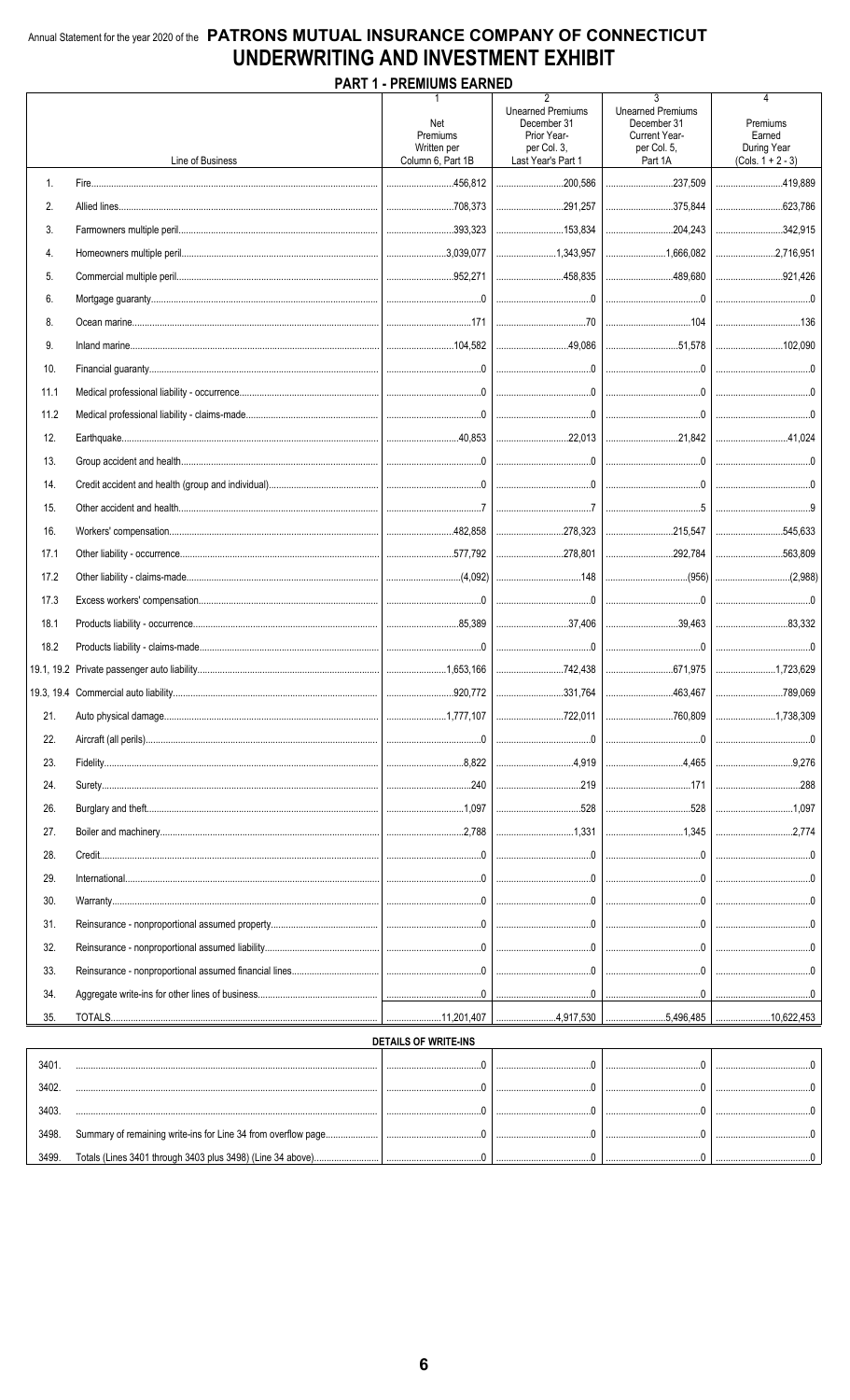Annual Statement for the year 2020 of the **PATRONS MUTUAL INSURANCE COMPANY OF CONNECTICUT**

# UNDERWRITING AND INVESTMENT EXHIBIT

## PART 1 - PREMIUMS EARNED

| | Line of Business | 1<br>Net Premiums Written per Column 6, Part 1B | 2<br>Unearned Premiums December 31 Prior Year- per Col. 3, Last Year's Part 1 | 3<br>Unearned Premiums December 31 Current Year- per Col. 5, Part 1A | 4<br>Premiums Earned During Year (Cols. 1 + 2 - 3) |
|---|---|---|---|---|---|
| 1. | Fire | 456,812 | 200,586 | 237,509 | 419,889 |
| 2. | Allied lines | 708,373 | 291,257 | 375,844 | 623,786 |
| 3. | Farmowners multiple peril | 393,323 | 153,834 | 204,243 | 342,915 |
| 4. | Homeowners multiple peril | 3,039,077 | 1,343,957 | 1,666,082 | 2,716,951 |
| 5. | Commercial multiple peril | 952,271 | 458,835 | 489,680 | 921,426 |
| 6. | Mortgage guaranty | 0 | 0 | 0 | 0 |
| 8. | Ocean marine | 171 | 70 | 104 | 136 |
| 9. | Inland marine | 104,582 | 49,086 | 51,578 | 102,090 |
| 10. | Financial guaranty | 0 | 0 | 0 | 0 |
| 11.1 | Medical professional liability - occurrence | 0 | 0 | 0 | 0 |
| 11.2 | Medical professional liability - claims-made | 0 | 0 | 0 | 0 |
| 12. | Earthquake | 40,853 | 22,013 | 21,842 | 41,024 |
| 13. | Group accident and health | 0 | 0 | 0 | 0 |
| 14. | Credit accident and health (group and individual) | 0 | 0 | 0 | 0 |
| 15. | Other accident and health | 7 | 7 | 5 | 9 |
| 16. | Workers' compensation | 482,858 | 278,323 | 215,547 | 545,633 |
| 17.1 | Other liability - occurrence | 577,792 | 278,801 | 292,784 | 563,809 |
| 17.2 | Other liability - claims-made | (4,092) | 148 | (956) | (2,988) |
| 17.3 | Excess workers' compensation | 0 | 0 | 0 | 0 |
| 18.1 | Products liability - occurrence | 85,389 | 37,406 | 39,463 | 83,332 |
| 18.2 | Products liability - claims-made | 0 | 0 | 0 | 0 |
| 19.1, 19.2 | Private passenger auto liability | 1,653,166 | 742,438 | 671,975 | 1,723,629 |
| 19.3, 19.4 | Commercial auto liability | 920,772 | 331,764 | 463,467 | 789,069 |
| 21. | Auto physical damage | 1,777,107 | 722,011 | 760,809 | 1,738,309 |
| 22. | Aircraft (all perils) | 0 | 0 | 0 | 0 |
| 23. | Fidelity | 8,822 | 4,919 | 4,465 | 9,276 |
| 24. | Surety | 240 | 219 | 171 | 288 |
| 26. | Burglary and theft | 1,097 | 528 | 528 | 1,097 |
| 27. | Boiler and machinery | 2,788 | 1,331 | 1,345 | 2,774 |
| 28. | Credit | 0 | 0 | 0 | 0 |
| 29. | International | 0 | 0 | 0 | 0 |
| 30. | Warranty | 0 | 0 | 0 | 0 |
| 31. | Reinsurance - nonproportional assumed property | 0 | 0 | 0 | 0 |
| 32. | Reinsurance - nonproportional assumed liability | 0 | 0 | 0 | 0 |
| 33. | Reinsurance - nonproportional assumed financial lines | 0 | 0 | 0 | 0 |
| 34. | Aggregate write-ins for other lines of business | 0 | 0 | 0 | 0 |
| 35. | TOTALS | 11,201,407 | 4,917,530 | 5,496,485 | 10,622,453 |

### DETAILS OF WRITE-INS

| | | 1 | 2 | 3 | 4 |
|---|---|---|---|---|---|
| 3401. | | 0 | 0 | 0 | 0 |
| 3402. | | 0 | 0 | 0 | 0 |
| 3403. | | 0 | 0 | 0 | 0 |
| 3498. | Summary of remaining write-ins for Line 34 from overflow page | 0 | 0 | 0 | 0 |
| 3499. | Totals (Lines 3401 through 3403 plus 3498) (Line 34 above) | 0 | 0 | 0 | 0 |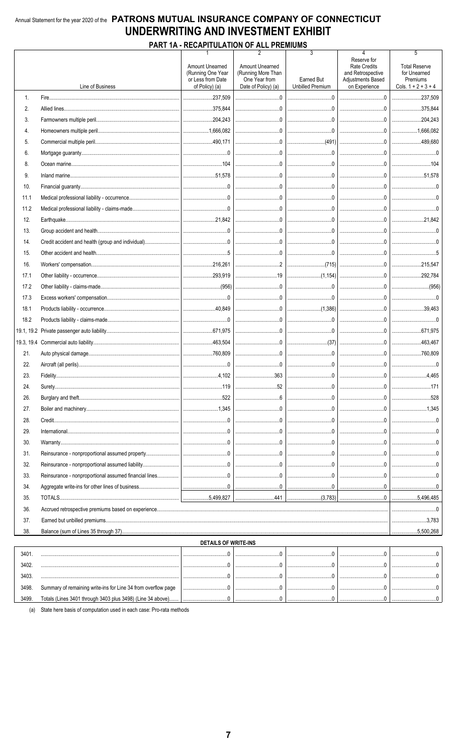Annual Statement for the year 2020 of the **PATRONS MUTUAL INSURANCE COMPANY OF CONNECTICUT**

# UNDERWRITING AND INVESTMENT EXHIBIT

## PART 1A - RECAPITULATION OF ALL PREMIUMS

| | Line of Business | 1<br>Amount Unearned (Running One Year or Less from Date of Policy) (a) | 2<br>Amount Unearned (Running More Than One Year from Date of Policy) (a) | 3<br>Earned But Unbilled Premium | 4<br>Reserve for Rate Credits and Retrospective Adjustments Based on Experience | 5<br>Total Reserve for Unearned Premiums Cols. 1 + 2 + 3 + 4 |
|---|---|---|---|---|---|---|
| 1. | Fire | 237,509 | 0 | 0 | 0 | 237,509 |
| 2. | Allied lines | 375,844 | 0 | 0 | 0 | 375,844 |
| 3. | Farmowners multiple peril | 204,243 | 0 | 0 | 0 | 204,243 |
| 4. | Homeowners multiple peril | 1,666,082 | 0 | 0 | 0 | 1,666,082 |
| 5. | Commercial multiple peril | 490,171 | 0 | (491) | 0 | 489,680 |
| 6. | Mortgage guaranty | 0 | 0 | 0 | 0 | 0 |
| 8. | Ocean marine | 104 | 0 | 0 | 0 | 104 |
| 9. | Inland marine | 51,578 | 0 | 0 | 0 | 51,578 |
| 10. | Financial guaranty | 0 | 0 | 0 | 0 | 0 |
| 11.1 | Medical professional liability - occurrence | 0 | 0 | 0 | 0 | 0 |
| 11.2 | Medical professional liability - claims-made | 0 | 0 | 0 | 0 | 0 |
| 12. | Earthquake | 21,842 | 0 | 0 | 0 | 21,842 |
| 13. | Group accident and health | 0 | 0 | 0 | 0 | 0 |
| 14. | Credit accident and health (group and individual) | 0 | 0 | 0 | 0 | 0 |
| 15. | Other accident and health | 5 | 0 | 0 | 0 | 5 |
| 16. | Workers' compensation | 216,261 | 2 | (715) | 0 | 215,547 |
| 17.1 | Other liability - occurrence | 293,919 | 19 | (1,154) | 0 | 292,784 |
| 17.2 | Other liability - claims-made | (956) | 0 | 0 | 0 | (956) |
| 17.3 | Excess workers' compensation | 0 | 0 | 0 | 0 | 0 |
| 18.1 | Products liability - occurrence | 40,849 | 0 | (1,386) | 0 | 39,463 |
| 18.2 | Products liability - claims-made | 0 | 0 | 0 | 0 | 0 |
| 19.1, 19.2 | Private passenger auto liability | 671,975 | 0 | 0 | 0 | 671,975 |
| 19.3, 19.4 | Commercial auto liability | 463,504 | 0 | (37) | 0 | 463,467 |
| 21. | Auto physical damage | 760,809 | 0 | 0 | 0 | 760,809 |
| 22. | Aircraft (all perils) | 0 | 0 | 0 | 0 | 0 |
| 23. | Fidelity | 4,102 | 363 | 0 | 0 | 4,465 |
| 24. | Surety | 119 | 52 | 0 | 0 | 171 |
| 26. | Burglary and theft | 522 | 6 | 0 | 0 | 528 |
| 27. | Boiler and machinery | 1,345 | 0 | 0 | 0 | 1,345 |
| 28. | Credit | 0 | 0 | 0 | 0 | 0 |
| 29. | International | 0 | 0 | 0 | 0 | 0 |
| 30. | Warranty | 0 | 0 | 0 | 0 | 0 |
| 31. | Reinsurance - nonproportional assumed property | 0 | 0 | 0 | 0 | 0 |
| 32. | Reinsurance - nonproportional assumed liability | 0 | 0 | 0 | 0 | 0 |
| 33. | Reinsurance - nonproportional assumed financial lines | 0 | 0 | 0 | 0 | 0 |
| 34. | Aggregate write-ins for other lines of business | 0 | 0 | 0 | 0 | 0 |
| 35. | TOTALS | 5,499,827 | 441 | (3,783) | 0 | 5,496,485 |
| 36. | Accrued retrospective premiums based on experience | | | | | 0 |
| 37. | Earned but unbilled premiums | | | | | 3,783 |
| 38. | Balance (sum of Lines 35 through 37) | | | | | 5,500,268 |

### DETAILS OF WRITE-INS

| | | 1 | 2 | 3 | 4 | 5 |
|---|---|---|---|---|---|---|
| 3401. | | 0 | 0 | 0 | 0 | 0 |
| 3402. | | 0 | 0 | 0 | 0 | 0 |
| 3403. | | 0 | 0 | 0 | 0 | 0 |
| 3498. | Summary of remaining write-ins for Line 34 from overflow page | 0 | 0 | 0 | 0 | 0 |
| 3499. | Totals (Lines 3401 through 3403 plus 3498) (Line 34 above) | 0 | 0 | 0 | 0 | 0 |

(a) State here basis of computation used in each case: Pro-rata methods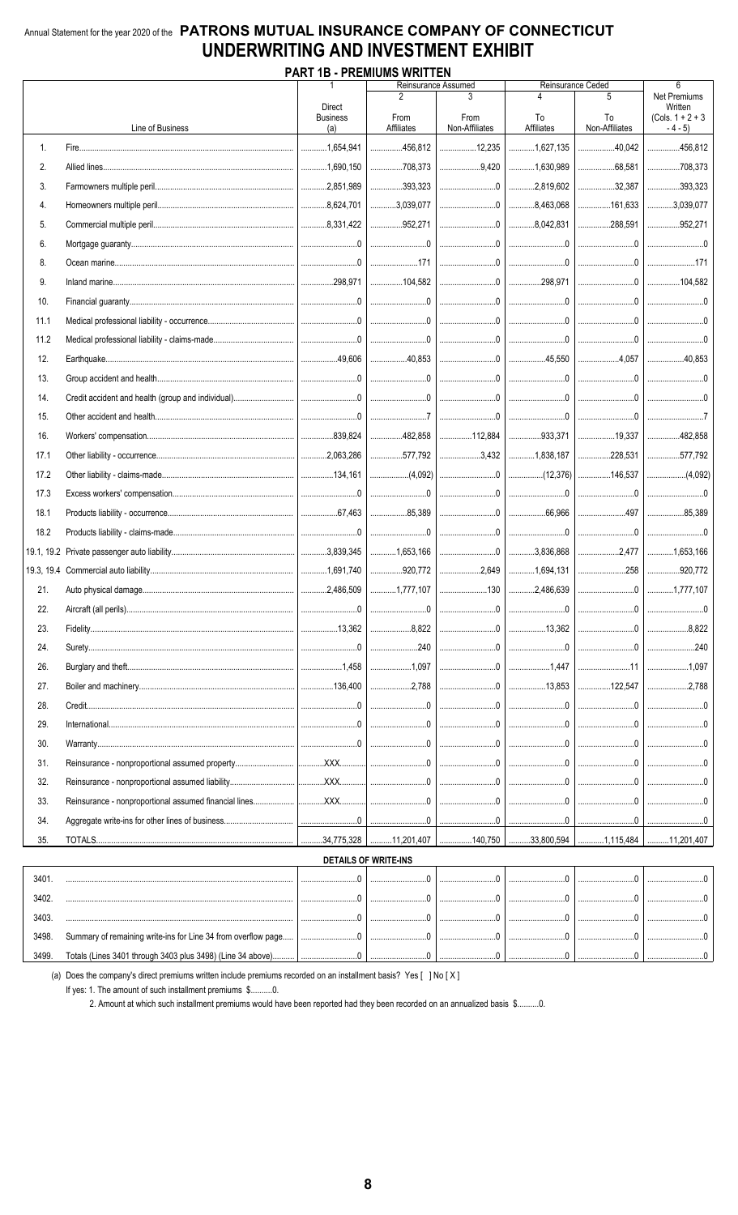Annual Statement for the year 2020 of the **PATRONS MUTUAL INSURANCE COMPANY OF CONNECTICUT**

# UNDERWRITING AND INVESTMENT EXHIBIT

## PART 1B - PREMIUMS WRITTEN

| | Line of Business | 1 Direct Business (a) | Reinsurance Assumed 2 From Affiliates | 3 From Non-Affiliates | Reinsurance Ceded 4 To Affiliates | 5 To Non-Affiliates | 6 Net Premiums Written (Cols. 1 + 2 + 3 - 4 - 5) |
|---|---|---|---|---|---|---|---|
| 1. | Fire | 1,654,941 | 456,812 | 12,235 | 1,627,135 | 40,042 | 456,812 |
| 2. | Allied lines | 1,690,150 | 708,373 | 9,420 | 1,630,989 | 68,581 | 708,373 |
| 3. | Farmowners multiple peril | 2,851,989 | 393,323 | 0 | 2,819,602 | 32,387 | 393,323 |
| 4. | Homeowners multiple peril | 8,624,701 | 3,039,077 | 0 | 8,463,068 | 161,633 | 3,039,077 |
| 5. | Commercial multiple peril | 8,331,422 | 952,271 | 0 | 8,042,831 | 288,591 | 952,271 |
| 6. | Mortgage guaranty | 0 | 0 | 0 | 0 | 0 | 0 |
| 8. | Ocean marine | 0 | 171 | 0 | 0 | 0 | 171 |
| 9. | Inland marine | 298,971 | 104,582 | 0 | 298,971 | 0 | 104,582 |
| 10. | Financial guaranty | 0 | 0 | 0 | 0 | 0 | 0 |
| 11.1 | Medical professional liability - occurrence | 0 | 0 | 0 | 0 | 0 | 0 |
| 11.2 | Medical professional liability - claims-made | 0 | 0 | 0 | 0 | 0 | 0 |
| 12. | Earthquake | 49,606 | 40,853 | 0 | 45,550 | 4,057 | 40,853 |
| 13. | Group accident and health | 0 | 0 | 0 | 0 | 0 | 0 |
| 14. | Credit accident and health (group and individual) | 0 | 0 | 0 | 0 | 0 | 0 |
| 15. | Other accident and health | 0 | 7 | 0 | 0 | 0 | 7 |
| 16. | Workers' compensation | 839,824 | 482,858 | 112,884 | 933,371 | 19,337 | 482,858 |
| 17.1 | Other liability - occurrence | 2,063,286 | 577,792 | 3,432 | 1,838,187 | 228,531 | 577,792 |
| 17.2 | Other liability - claims-made | 134,161 | (4,092) | 0 | (12,376) | 146,537 | (4,092) |
| 17.3 | Excess workers' compensation | 0 | 0 | 0 | 0 | 0 | 0 |
| 18.1 | Products liability - occurrence | 67,463 | 85,389 | 0 | 66,966 | 497 | 85,389 |
| 18.2 | Products liability - claims-made | 0 | 0 | 0 | 0 | 0 | 0 |
| 19.1, 19.2 | Private passenger auto liability | 3,839,345 | 1,653,166 | 0 | 3,836,868 | 2,477 | 1,653,166 |
| 19.3, 19.4 | Commercial auto liability | 1,691,740 | 920,772 | 2,649 | 1,694,131 | 258 | 920,772 |
| 21. | Auto physical damage | 2,486,509 | 1,777,107 | 130 | 2,486,639 | 0 | 1,777,107 |
| 22. | Aircraft (all perils) | 0 | 0 | 0 | 0 | 0 | 0 |
| 23. | Fidelity | 13,362 | 8,822 | 0 | 13,362 | 0 | 8,822 |
| 24. | Surety | 0 | 240 | 0 | 0 | 0 | 240 |
| 26. | Burglary and theft | 1,458 | 1,097 | 0 | 1,447 | 11 | 1,097 |
| 27. | Boiler and machinery | 136,400 | 2,788 | 0 | 13,853 | 122,547 | 2,788 |
| 28. | Credit | 0 | 0 | 0 | 0 | 0 | 0 |
| 29. | International | 0 | 0 | 0 | 0 | 0 | 0 |
| 30. | Warranty | 0 | 0 | 0 | 0 | 0 | 0 |
| 31. | Reinsurance - nonproportional assumed property | XXX | 0 | 0 | 0 | 0 | 0 |
| 32. | Reinsurance - nonproportional assumed liability | XXX | 0 | 0 | 0 | 0 | 0 |
| 33. | Reinsurance - nonproportional assumed financial lines | XXX | 0 | 0 | 0 | 0 | 0 |
| 34. | Aggregate write-ins for other lines of business | 0 | 0 | 0 | 0 | 0 | 0 |
| 35. | TOTALS | 34,775,328 | 11,201,407 | 140,750 | 33,800,594 | 1,115,484 | 11,201,407 |
| | **DETAILS OF WRITE-INS** | | | | | | |
| 3401. | | 0 | 0 | 0 | 0 | 0 | 0 |
| 3402. | | 0 | 0 | 0 | 0 | 0 | 0 |
| 3403. | | 0 | 0 | 0 | 0 | 0 | 0 |
| 3498. | Summary of remaining write-ins for Line 34 from overflow page | 0 | 0 | 0 | 0 | 0 | 0 |
| 3499. | Totals (Lines 3401 through 3403 plus 3498) (Line 34 above) | 0 | 0 | 0 | 0 | 0 | 0 |

(a) Does the company's direct premiums written include premiums recorded on an installment basis? Yes [ ] No [ X ]

If yes: 1. The amount of such installment premiums $..........0.

2. Amount at which such installment premiums would have been reported had they been recorded on an annualized basis $..........0.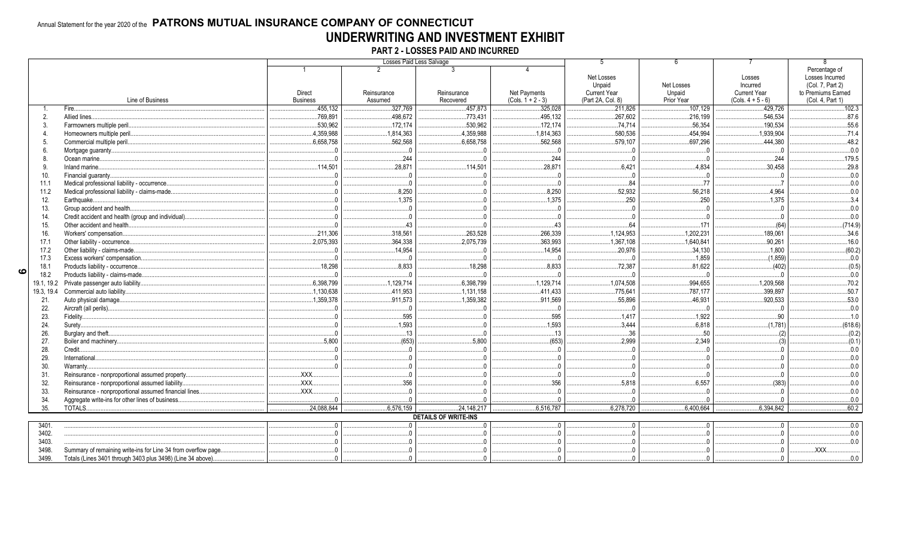Annual Statement for the year 2020 of the **PATRONS MUTUAL INSURANCE COMPANY OF CONNECTICUT**

# UNDERWRITING AND INVESTMENT EXHIBIT

## PART 2 - LOSSES PAID AND INCURRED

| | Line of Business | Losses Paid Less Salvage | | | | 5 | 6 | 7 | 8 |
|---|---|---|---|---|---|---|---|---|---|
| | | 1<br>Direct Business | 2<br>Reinsurance Assumed | 3<br>Reinsurance Recovered | 4<br>Net Payments (Cols. 1 + 2 - 3) | Net Losses Unpaid Current Year (Part 2A, Col. 8) | Net Losses Unpaid Prior Year | Losses Incurred Current Year (Cols. 4 + 5 - 6) | Percentage of Losses Incurred (Col. 7, Part 2) to Premiums Earned (Col. 4, Part 1) |
| 1. | Fire | 455,132 | 327,769 | 457,873 | 325,028 | 211,826 | 107,129 | 429,726 | 102.3 |
| 2. | Allied lines | 769,891 | 498,672 | 773,431 | 495,132 | 267,602 | 216,199 | 546,534 | 87.6 |
| 3. | Farmowners multiple peril | 530,962 | 172,174 | 530,962 | 172,174 | 74,714 | 56,354 | 190,534 | 55.6 |
| 4. | Homeowners multiple peril | 4,359,988 | 1,814,363 | 4,359,988 | 1,814,363 | 580,536 | 454,994 | 1,939,904 | 71.4 |
| 5. | Commercial multiple peril | 6,658,758 | 562,568 | 6,658,758 | 562,568 | 579,107 | 697,296 | 444,380 | 48.2 |
| 6. | Mortgage guaranty | 0 | 0 | 0 | 0 | 0 | 0 | 0 | 0.0 |
| 8. | Ocean marine | 0 | 244 | 0 | 244 | 0 | 0 | 244 | 179.5 |
| 9. | Inland marine | 114,501 | 28,871 | 114,501 | 28,871 | 6,421 | 4,834 | 30,458 | 29.8 |
| 10. | Financial guaranty | 0 | 0 | 0 | 0 | 0 | 0 | 0 | 0.0 |
| 11.1 | Medical professional liability - occurrence | 0 | 0 | 0 | 0 | 84 | 77 | 7 | 0.0 |
| 11.2 | Medical professional liability - claims-made | 0 | 8,250 | 0 | 8,250 | 52,932 | 56,218 | 4,964 | 0.0 |
| 12. | Earthquake | 0 | 1,375 | 0 | 1,375 | 250 | 250 | 1,375 | 3.4 |
| 13. | Group accident and health | 0 | 0 | 0 | 0 | 0 | 0 | 0 | 0.0 |
| 14. | Credit accident and health (group and individual) | 0 | 0 | 0 | 0 | 0 | 0 | 0 | 0.0 |
| 15. | Other accident and health | 0 | 43 | 0 | 43 | 64 | 171 | (64) | (714.9) |
| 16. | Workers' compensation | 211,306 | 318,561 | 263,528 | 266,339 | 1,124,953 | 1,202,231 | 189,061 | 34.6 |
| 17.1 | Other liability - occurrence | 2,075,393 | 364,338 | 2,075,739 | 363,993 | 1,367,108 | 1,640,841 | 90,261 | 16.0 |
| 17.2 | Other liability - claims-made | 0 | 14,954 | 0 | 14,954 | 20,976 | 34,130 | 1,800 | (60.2) |
| 17.3 | Excess workers' compensation | 0 | 0 | 0 | 0 | 0 | 1,859 | (1,859) | 0.0 |
| 18.1 | Products liability - occurrence | 18,298 | 8,833 | 18,298 | 8,833 | 72,387 | 81,622 | (402) | (0.5) |
| 18.2 | Products liability - claims-made | 0 | 0 | 0 | 0 | 0 | 0 | 0 | 0.0 |
| 19.1, 19.2 | Private passenger auto liability | 6,398,799 | 1,129,714 | 6,398,799 | 1,129,714 | 1,074,508 | 994,655 | 1,209,568 | 70.2 |
| 19.3, 19.4 | Commercial auto liability | 1,130,638 | 411,953 | 1,131,158 | 411,433 | 775,641 | 787,177 | 399,897 | 50.7 |
| 21. | Auto physical damage | 1,359,378 | 911,573 | 1,359,382 | 911,569 | 55,896 | 46,931 | 920,533 | 53.0 |
| 22. | Aircraft (all perils) | 0 | 0 | 0 | 0 | 0 | 0 | 0 | 0.0 |
| 23. | Fidelity | 0 | 595 | 0 | 595 | 1,417 | 1,922 | 90 | 1.0 |
| 24. | Surety | 0 | 1,593 | 0 | 1,593 | 3,444 | 6,818 | (1,781) | (618.6) |
| 26. | Burglary and theft | 0 | 13 | 0 | 13 | 36 | 50 | (2) | (0.2) |
| 27. | Boiler and machinery | 5,800 | (653) | 5,800 | (653) | 2,999 | 2,349 | (3) | (0.1) |
| 28. | Credit | 0 | 0 | 0 | 0 | 0 | 0 | 0 | 0.0 |
| 29. | International | 0 | 0 | 0 | 0 | 0 | 0 | 0 | 0.0 |
| 30. | Warranty | 0 | 0 | 0 | 0 | 0 | 0 | 0 | 0.0 |
| 31. | Reinsurance - nonproportional assumed property | XXX | 0 | 0 | 0 | 0 | 0 | 0 | 0.0 |
| 32. | Reinsurance - nonproportional assumed liability | XXX | 356 | 0 | 356 | 5,818 | 6,557 | (383) | 0.0 |
| 33. | Reinsurance - nonproportional assumed financial lines | XXX | 0 | 0 | 0 | 0 | 0 | 0 | 0.0 |
| 34. | Aggregate write-ins for other lines of business | 0 | 0 | 0 | 0 | 0 | 0 | 0 | 0.0 |
| 35. | TOTALS | 24,088,844 | 6,576,159 | 24,148,217 | 6,516,787 | 6,278,720 | 6,400,664 | 6,394,842 | 60.2 |
| | **DETAILS OF WRITE-INS** | | | | | | | | |
| 3401. | | 0 | 0 | 0 | 0 | 0 | 0 | 0 | 0.0 |
| 3402. | | 0 | 0 | 0 | 0 | 0 | 0 | 0 | 0.0 |
| 3403. | | 0 | 0 | 0 | 0 | 0 | 0 | 0 | 0.0 |
| 3498. | Summary of remaining write-ins for Line 34 from overflow page | 0 | 0 | 0 | 0 | 0 | 0 | 0 | XXX |
| 3499. | Totals (Lines 3401 through 3403 plus 3498) (Line 34 above) | 0 | 0 | 0 | 0 | 0 | 0 | 0 | 0.0 |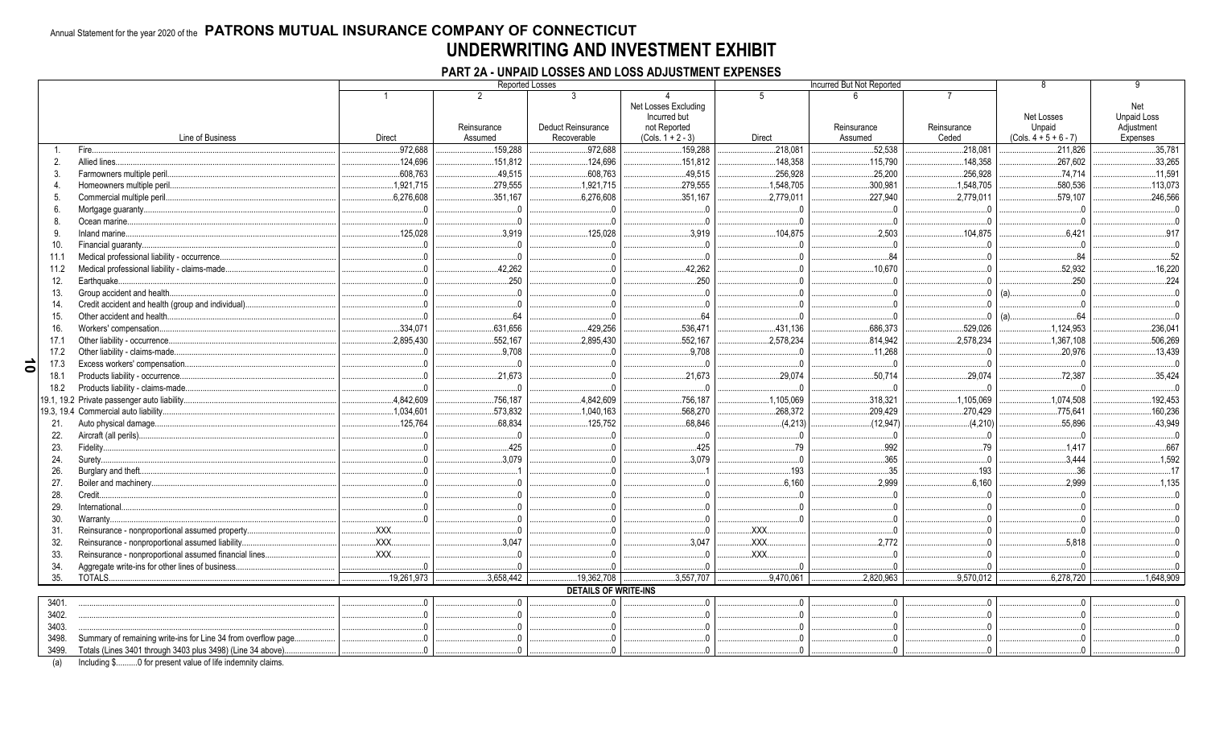Annual Statement for the year 2020 of the **PATRONS MUTUAL INSURANCE COMPANY OF CONNECTICUT**

# UNDERWRITING AND INVESTMENT EXHIBIT

## PART 2A - UNPAID LOSSES AND LOSS ADJUSTMENT EXPENSES

| | | Reported Losses | | | | Incurred But Not Reported | | | 8 | 9 |
|---|---|---|---|---|---|---|---|---|---|---|
| | | 1 | 2 | 3 | 4 | 5 | 6 | 7 | | |
| | Line of Business | Direct | Reinsurance Assumed | Deduct Reinsurance Recoverable | Net Losses Excluding Incurred but not Reported (Cols. 1 + 2 - 3) | Direct | Reinsurance Assumed | Reinsurance Ceded | Net Losses Unpaid (Cols. 4 + 5 + 6 - 7) | Net Unpaid Loss Adjustment Expenses |
| 1. | Fire | 972,688 | 159,288 | 972,688 | 159,288 | 218,081 | 52,538 | 218,081 | 211,826 | 35,781 |
| 2. | Allied lines | 124,696 | 151,812 | 124,696 | 151,812 | 148,358 | 115,790 | 148,358 | 267,602 | 33,265 |
| 3. | Farmowners multiple peril | 608,763 | 49,515 | 608,763 | 49,515 | 256,928 | 25,200 | 256,928 | 74,714 | 11,591 |
| 4. | Homeowners multiple peril | 1,921,715 | 279,555 | 1,921,715 | 279,555 | 1,548,705 | 300,981 | 1,548,705 | 580,536 | 113,073 |
| 5. | Commercial multiple peril | 6,276,608 | 351,167 | 6,276,608 | 351,167 | 2,779,011 | 227,940 | 2,779,011 | 579,107 | 246,566 |
| 6. | Mortgage guaranty | 0 | 0 | 0 | 0 | 0 | 0 | 0 | 0 | 0 |
| 8. | Ocean marine | 0 | 0 | 0 | 0 | 0 | 0 | 0 | 0 | 0 |
| 9. | Inland marine | 125,028 | 3,919 | 125,028 | 3,919 | 104,875 | 2,503 | 104,875 | 6,421 | 917 |
| 10. | Financial guaranty | 0 | 0 | 0 | 0 | 0 | 0 | 0 | 0 | 0 |
| 11.1 | Medical professional liability - occurrence | 0 | 0 | 0 | 0 | 0 | 84 | 0 | 84 | 52 |
| 11.2 | Medical professional liability - claims-made | 0 | 42,262 | 0 | 42,262 | 0 | 10,670 | 0 | 52,932 | 16,220 |
| 12. | Earthquake | 0 | 250 | 0 | 250 | 0 | 0 | 0 | 250 | 224 |
| 13. | Group accident and health | 0 | 0 | 0 | 0 | 0 | 0 | 0 | (a) 0 | 0 |
| 14. | Credit accident and health (group and individual) | 0 | 0 | 0 | 0 | 0 | 0 | 0 | 0 | 0 |
| 15. | Other accident and health | 0 | 64 | 0 | 64 | 0 | 0 | 0 | (a) 64 | 0 |
| 16. | Workers' compensation | 334,071 | 631,656 | 429,256 | 536,471 | 431,136 | 686,373 | 529,026 | 1,124,953 | 236,041 |
| 17.1 | Other liability - occurrence | 2,895,430 | 552,167 | 2,895,430 | 552,167 | 2,578,234 | 814,942 | 2,578,234 | 1,367,108 | 506,269 |
| 17.2 | Other liability - claims-made | 0 | 9,708 | 0 | 9,708 | 0 | 11,268 | 0 | 20,976 | 13,439 |
| 17.3 | Excess workers' compensation | 0 | 0 | 0 | 0 | 0 | 0 | 0 | 0 | 0 |
| 18.1 | Products liability - occurrence | 0 | 21,673 | 0 | 21,673 | 29,074 | 50,714 | 29,074 | 72,387 | 35,424 |
| 18.2 | Products liability - claims-made | 0 | 0 | 0 | 0 | 0 | 0 | 0 | 0 | 0 |
| 19.1, 19.2 | Private passenger auto liability | 4,842,609 | 756,187 | 4,842,609 | 756,187 | 1,105,069 | 318,321 | 1,105,069 | 1,074,508 | 192,453 |
| 19.3, 19.4 | Commercial auto liability | 1,034,601 | 573,832 | 1,040,163 | 568,270 | 268,372 | 209,429 | 270,429 | 775,641 | 160,236 |
| 21. | Auto physical damage | 125,764 | 68,834 | 125,752 | 68,846 | (4,213) | (12,947) | (4,210) | 55,896 | 43,949 |
| 22. | Aircraft (all perils) | 0 | 0 | 0 | 0 | 0 | 0 | 0 | 0 | 0 |
| 23. | Fidelity | 0 | 425 | 0 | 425 | 79 | 992 | 79 | 1,417 | 667 |
| 24. | Surety | 0 | 3,079 | 0 | 3,079 | 0 | 365 | 0 | 3,444 | 1,592 |
| 26. | Burglary and theft | 0 | 1 | 0 | 1 | 193 | 35 | 193 | 36 | 17 |
| 27. | Boiler and machinery | 0 | 0 | 0 | 0 | 6,160 | 2,999 | 6,160 | 2,999 | 1,135 |
| 28. | Credit | 0 | 0 | 0 | 0 | 0 | 0 | 0 | 0 | 0 |
| 29. | International | 0 | 0 | 0 | 0 | 0 | 0 | 0 | 0 | 0 |
| 30. | Warranty | 0 | 0 | 0 | 0 | 0 | 0 | 0 | 0 | 0 |
| 31. | Reinsurance - nonproportional assumed property | XXX | 0 | 0 | 0 | XXX | 0 | 0 | 0 | 0 |
| 32. | Reinsurance - nonproportional assumed liability | XXX | 3,047 | 0 | 3,047 | XXX | 2,772 | 0 | 5,818 | 0 |
| 33. | Reinsurance - nonproportional assumed financial lines | XXX | 0 | 0 | 0 | XXX | 0 | 0 | 0 | 0 |
| 34. | Aggregate write-ins for other lines of business | 0 | 0 | 0 | 0 | 0 | 0 | 0 | 0 | 0 |
| 35. | TOTALS | 19,261,973 | 3,658,442 | 19,362,708 | 3,557,707 | 9,470,061 | 2,820,963 | 9,570,012 | 6,278,720 | 1,648,909 |
| | **DETAILS OF WRITE-INS** | | | | | | | | | |
| 3401. | | 0 | 0 | 0 | 0 | 0 | 0 | 0 | 0 | 0 |
| 3402. | | 0 | 0 | 0 | 0 | 0 | 0 | 0 | 0 | 0 |
| 3403. | | 0 | 0 | 0 | 0 | 0 | 0 | 0 | 0 | 0 |
| 3498. | Summary of remaining write-ins for Line 34 from overflow page | 0 | 0 | 0 | 0 | 0 | 0 | 0 | 0 | 0 |
| 3499. | Totals (Lines 3401 through 3403 plus 3498) (Line 34 above) | 0 | 0 | 0 | 0 | 0 | 0 | 0 | 0 | 0 |

(a) Including $..........0 for present value of life indemnity claims.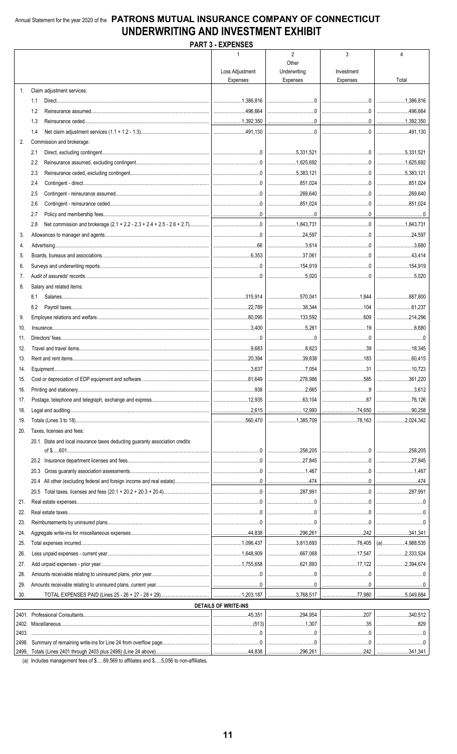Annual Statement for the year 2020 of the **PATRONS MUTUAL INSURANCE COMPANY OF CONNECTICUT**

# UNDERWRITING AND INVESTMENT EXHIBIT

## PART 3 - EXPENSES

| | | 1<br>Loss Adjustment Expenses | 2<br>Other Underwriting Expenses | 3<br>Investment Expenses | 4<br>Total |
|---|---|---|---|---|---|
| 1. | Claim adjustment services: | | | | |
| | 1.1 Direct | 1,386,816 | 0 | 0 | 1,386,816 |
| | 1.2 Reinsurance assumed | 496,664 | 0 | 0 | 496,664 |
| | 1.3 Reinsurance ceded | 1,392,350 | 0 | 0 | 1,392,350 |
| | 1.4 Net claim adjustment services (1.1 + 1.2 - 1.3) | 491,130 | 0 | 0 | 491,130 |
| 2. | Commission and brokerage: | | | | |
| | 2.1 Direct, excluding contingent | 0 | 5,331,521 | 0 | 5,331,521 |
| | 2.2 Reinsurance assumed, excluding contingent | 0 | 1,625,692 | 0 | 1,625,692 |
| | 2.3 Reinsurance ceded, excluding contingent | 0 | 5,383,121 | 0 | 5,383,121 |
| | 2.4 Contingent - direct | 0 | 851,024 | 0 | 851,024 |
| | 2.5 Contingent - reinsurance assumed | 0 | 269,640 | 0 | 269,640 |
| | 2.6 Contingent - reinsurance ceded | 0 | 851,024 | 0 | 851,024 |
| | 2.7 Policy and membership fees | 0 | 0 | 0 | 0 |
| | 2.8 Net commission and brokerage (2.1 + 2.2 - 2.3 + 2.4 + 2.5 - 2.6 + 2.7) | 0 | 1,843,731 | 0 | 1,843,731 |
| 3. | Allowances to manager and agents | 0 | 24,597 | 0 | 24,597 |
| 4. | Advertising | 66 | 3,614 | 0 | 3,680 |
| 5. | Boards, bureaus and associations | 6,353 | 37,061 | 0 | 43,414 |
| 6. | Surveys and underwriting reports | 0 | 154,919 | 0 | 154,919 |
| 7. | Audit of assureds' records | 0 | 5,020 | 0 | 5,020 |
| 8. | Salary and related items: | | | | |
| | 8.1 Salaries | 315,914 | 570,041 | 1,844 | 887,800 |
| | 8.2 Payroll taxes | 22,789 | 38,344 | 104 | 61,237 |
| 9. | Employee relations and welfare | 80,095 | 133,592 | 609 | 214,296 |
| 10. | Insurance | 3,400 | 5,261 | 19 | 8,680 |
| 11. | Directors' fees | 0 | 0 | 0 | 0 |
| 12. | Travel and travel items | 9,683 | 8,623 | 39 | 18,345 |
| 13. | Rent and rent items | 20,394 | 39,838 | 183 | 60,415 |
| 14. | Equipment | 3,637 | 7,054 | 31 | 10,723 |
| 15. | Cost or depreciation of EDP equipment and software | 81,649 | 278,986 | 585 | 361,220 |
| 16. | Printing and stationery | 938 | 2,665 | 9 | 3,612 |
| 17. | Postage, telephone and telegraph, exchange and express | 12,935 | 63,104 | 87 | 76,126 |
| 18. | Legal and auditing | 2,615 | 12,993 | 74,650 | 90,258 |
| 19. | Totals (Lines 3 to 18) | 560,470 | 1,385,709 | 78,163 | 2,024,342 |
| 20. | Taxes, licenses and fees: | | | | |
| | 20.1 State and local insurance taxes deducting guaranty association credits of $.....601 | 0 | 258,205 | 0 | 258,205 |
| | 20.2 Insurance department licenses and fees | 0 | 27,845 | 0 | 27,845 |
| | 20.3 Gross guaranty association assessments | 0 | 1,467 | 0 | 1,467 |
| | 20.4 All other (excluding federal and foreign income and real estate) | 0 | 474 | 0 | 474 |
| | 20.5 Total taxes, licenses and fees (20.1 + 20.2 + 20.3 + 20.4) | 0 | 287,991 | 0 | 287,991 |
| 21. | Real estate expenses | 0 | 0 | 0 | 0 |
| 22. | Real estate taxes | 0 | 0 | 0 | 0 |
| 23. | Reimbursements by uninsured plans | 0 | 0 | 0 | 0 |
| 24. | Aggregate write-ins for miscellaneous expenses | 44,838 | 296,261 | 242 | 341,341 |
| 25. | Total expenses incurred | 1,096,437 | 3,813,693 | 78,405 | (a) 4,988,535 |
| 26. | Less unpaid expenses - current year | 1,648,909 | 667,068 | 17,547 | 2,333,524 |
| 27. | Add unpaid expenses - prior year | 1,755,658 | 621,893 | 17,122 | 2,394,674 |
| 28. | Amounts receivable relating to uninsured plans, prior year | 0 | 0 | 0 | 0 |
| 29. | Amounts receivable relating to uninsured plans, current year | 0 | 0 | 0 | 0 |
| 30. | TOTAL EXPENSES PAID (Lines 25 - 26 + 27 - 28 + 29) | 1,203,187 | 3,768,517 | 77,980 | 5,049,684 |
| | **DETAILS OF WRITE-INS** | | | | |
| 2401. | Professional Consultants | 45,351 | 294,954 | 207 | 340,512 |
| 2402. | Miscellaneous | (513) | 1,307 | 35 | 829 |
| 2403. | | 0 | 0 | 0 | 0 |
| 2498. | Summary of remaining write-ins for Line 24 from overflow page | 0 | 0 | 0 | 0 |
| 2499. | Totals (Lines 2401 through 2403 plus 2498) (Line 24 above) | 44,838 | 296,261 | 242 | 341,341 |

(a) Includes management fees of $.....69,569 to affiliates and $.....5,056 to non-affiliates.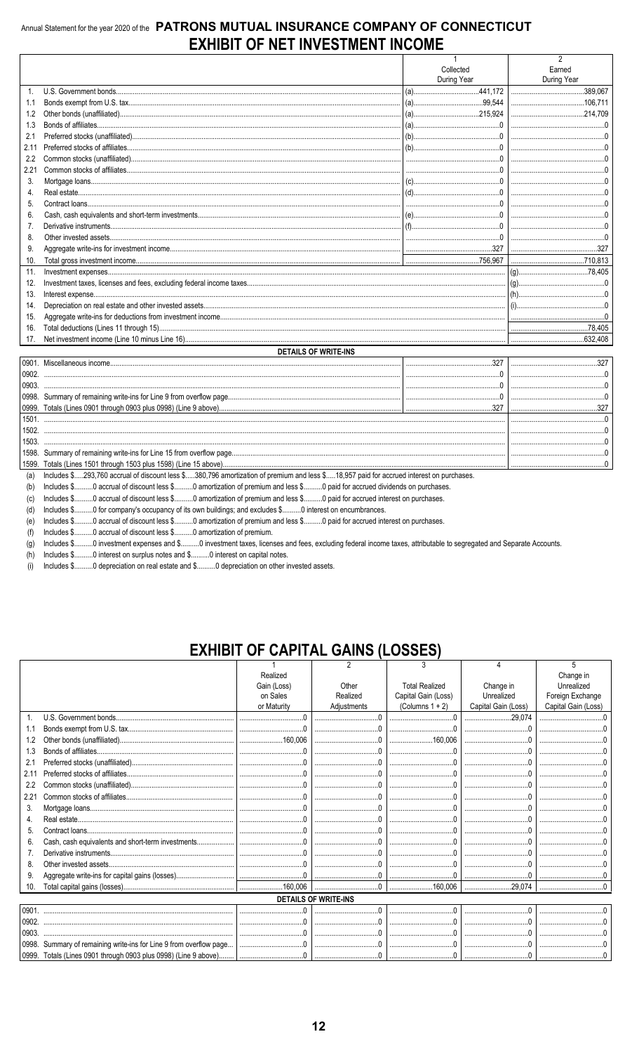Annual Statement for the year 2020 of the **PATRONS MUTUAL INSURANCE COMPANY OF CONNECTICUT**

# EXHIBIT OF NET INVESTMENT INCOME

| | | 1<br>Collected<br>During Year | 2<br>Earned<br>During Year |
|---|---|---|---|
| 1. | U.S. Government bonds | (a) 441,172 | 389,067 |
| 1.1 | Bonds exempt from U.S. tax | (a) 99,544 | 106,711 |
| 1.2 | Other bonds (unaffiliated) | (a) 215,924 | 214,709 |
| 1.3 | Bonds of affiliates | (a) 0 | 0 |
| 2.1 | Preferred stocks (unaffiliated) | (b) 0 | 0 |
| 2.11 | Preferred stocks of affiliates | (b) 0 | 0 |
| 2.2 | Common stocks (unaffiliated) | 0 | 0 |
| 2.21 | Common stocks of affiliates | 0 | 0 |
| 3. | Mortgage loans | (c) 0 | 0 |
| 4. | Real estate | (d) 0 | 0 |
| 5. | Contract loans | 0 | 0 |
| 6. | Cash, cash equivalents and short-term investments | (e) 0 | 0 |
| 7. | Derivative instruments | (f) 0 | 0 |
| 8. | Other invested assets | 0 | 0 |
| 9. | Aggregate write-ins for investment income | 327 | 327 |
| 10. | Total gross investment income | 756,967 | 710,813 |
| 11. | Investment expenses | | (g) 78,405 |
| 12. | Investment taxes, licenses and fees, excluding federal income taxes | | (g) 0 |
| 13. | Interest expense | | (h) 0 |
| 14. | Depreciation on real estate and other invested assets | | (i) 0 |
| 15. | Aggregate write-ins for deductions from investment income | | 0 |
| 16. | Total deductions (Lines 11 through 15) | | 78,405 |
| 17. | Net investment income (Line 10 minus Line 16) | | 632,408 |
| | **DETAILS OF WRITE-INS** | | |
| 0901. | Miscellaneous income | 327 | 327 |
| 0902. | | 0 | 0 |
| 0903. | | 0 | 0 |
| 0998. | Summary of remaining write-ins for Line 9 from overflow page | 0 | 0 |
| 0999. | Totals (Lines 0901 through 0903 plus 0998) (Line 9 above) | 327 | 327 |
| 1501. | | | 0 |
| 1502. | | | 0 |
| 1503. | | | 0 |
| 1598. | Summary of remaining write-ins for Line 15 from overflow page | | 0 |
| 1599. | Totals (Lines 1501 through 1503 plus 1598) (Line 15 above) | | 0 |

(a) Includes $.....293,760 accrual of discount less $.....380,796 amortization of premium and less $.....18,957 paid for accrued interest on purchases.
(b) Includes $..........0 accrual of discount less $..........0 amortization of premium and less $..........0 paid for accrued dividends on purchases.
(c) Includes $..........0 accrual of discount less $..........0 amortization of premium and less $..........0 paid for accrued interest on purchases.
(d) Includes $..........0 for company's occupancy of its own buildings; and excludes $..........0 interest on encumbrances.
(e) Includes $..........0 accrual of discount less $..........0 amortization of premium and less $..........0 paid for accrued interest on purchases.
(f) Includes $..........0 accrual of discount less $..........0 amortization of premium.
(g) Includes $..........0 investment expenses and $..........0 investment taxes, licenses and fees, excluding federal income taxes, attributable to segregated and Separate Accounts.
(h) Includes $..........0 interest on surplus notes and $..........0 interest on capital notes.
(i) Includes $..........0 depreciation on real estate and $..........0 depreciation on other invested assets.

# EXHIBIT OF CAPITAL GAINS (LOSSES)

| | | 1<br>Realized Gain (Loss) on Sales or Maturity | 2<br>Other Realized Adjustments | 3<br>Total Realized Capital Gain (Loss) (Columns 1 + 2) | 4<br>Change in Unrealized Capital Gain (Loss) | 5<br>Change in Unrealized Foreign Exchange Capital Gain (Loss) |
|---|---|---|---|---|---|---|
| 1. | U.S. Government bonds | 0 | 0 | 0 | 29,074 | 0 |
| 1.1 | Bonds exempt from U.S. tax | 0 | 0 | 0 | 0 | 0 |
| 1.2 | Other bonds (unaffiliated) | 160,006 | 0 | 160,006 | 0 | 0 |
| 1.3 | Bonds of affiliates | 0 | 0 | 0 | 0 | 0 |
| 2.1 | Preferred stocks (unaffiliated) | 0 | 0 | 0 | 0 | 0 |
| 2.11 | Preferred stocks of affiliates | 0 | 0 | 0 | 0 | 0 |
| 2.2 | Common stocks (unaffiliated) | 0 | 0 | 0 | 0 | 0 |
| 2.21 | Common stocks of affiliates | 0 | 0 | 0 | 0 | 0 |
| 3. | Mortgage loans | 0 | 0 | 0 | 0 | 0 |
| 4. | Real estate | 0 | 0 | 0 | 0 | 0 |
| 5. | Contract loans | 0 | 0 | 0 | 0 | 0 |
| 6. | Cash, cash equivalents and short-term investments | 0 | 0 | 0 | 0 | 0 |
| 7. | Derivative instruments | 0 | 0 | 0 | 0 | 0 |
| 8. | Other invested assets | 0 | 0 | 0 | 0 | 0 |
| 9. | Aggregate write-ins for capital gains (losses) | 0 | 0 | 0 | 0 | 0 |
| 10. | Total capital gains (losses) | 160,006 | 0 | 160,006 | 29,074 | 0 |
| | **DETAILS OF WRITE-INS** | | | | | |
| 0901. | | 0 | 0 | 0 | 0 | 0 |
| 0902. | | 0 | 0 | 0 | 0 | 0 |
| 0903. | | 0 | 0 | 0 | 0 | 0 |
| 0998. | Summary of remaining write-ins for Line 9 from overflow page | 0 | 0 | 0 | 0 | 0 |
| 0999. | Totals (Lines 0901 through 0903 plus 0998) (Line 9 above) | 0 | 0 | 0 | 0 | 0 |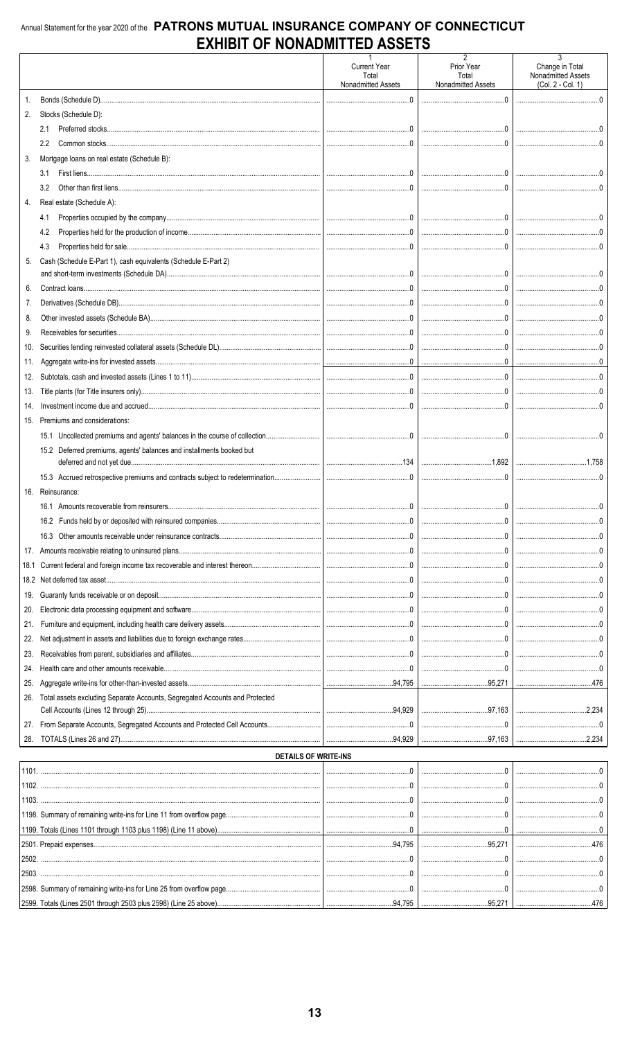Annual Statement for the year 2020 of the **PATRONS MUTUAL INSURANCE COMPANY OF CONNECTICUT**

# EXHIBIT OF NONADMITTED ASSETS

| | 1<br>Current Year<br>Total<br>Nonadmitted Assets | 2<br>Prior Year<br>Total<br>Nonadmitted Assets | 3<br>Change in Total<br>Nonadmitted Assets<br>(Col. 2 - Col. 1) |
|---|---|---|---|
| 1. Bonds (Schedule D) | 0 | 0 | 0 |
| 2. Stocks (Schedule D): | | | |
| 2.1 Preferred stocks | 0 | 0 | 0 |
| 2.2 Common stocks | 0 | 0 | 0 |
| 3. Mortgage loans on real estate (Schedule B): | | | |
| 3.1 First liens | 0 | 0 | 0 |
| 3.2 Other than first liens | 0 | 0 | 0 |
| 4. Real estate (Schedule A): | | | |
| 4.1 Properties occupied by the company | 0 | 0 | 0 |
| 4.2 Properties held for the production of income | 0 | 0 | 0 |
| 4.3 Properties held for sale | 0 | 0 | 0 |
| 5. Cash (Schedule E-Part 1), cash equivalents (Schedule E-Part 2) and short-term investments (Schedule DA) | 0 | 0 | 0 |
| 6. Contract loans | 0 | 0 | 0 |
| 7. Derivatives (Schedule DB) | 0 | 0 | 0 |
| 8. Other invested assets (Schedule BA) | 0 | 0 | 0 |
| 9. Receivables for securities | 0 | 0 | 0 |
| 10. Securities lending reinvested collateral assets (Schedule DL) | 0 | 0 | 0 |
| 11. Aggregate write-ins for invested assets | 0 | 0 | 0 |
| 12. Subtotals, cash and invested assets (Lines 1 to 11) | 0 | 0 | 0 |
| 13. Title plants (for Title insurers only) | 0 | 0 | 0 |
| 14. Investment income due and accrued | 0 | 0 | 0 |
| 15. Premiums and considerations: | | | |
| 15.1 Uncollected premiums and agents' balances in the course of collection | 0 | 0 | 0 |
| 15.2 Deferred premiums, agents' balances and installments booked but deferred and not yet due | 134 | 1,892 | 1,758 |
| 15.3 Accrued retrospective premiums and contracts subject to redetermination | 0 | 0 | 0 |
| 16. Reinsurance: | | | |
| 16.1 Amounts recoverable from reinsurers | 0 | 0 | 0 |
| 16.2 Funds held by or deposited with reinsured companies | 0 | 0 | 0 |
| 16.3 Other amounts receivable under reinsurance contracts | 0 | 0 | 0 |
| 17. Amounts receivable relating to uninsured plans | 0 | 0 | 0 |
| 18.1 Current federal and foreign income tax recoverable and interest thereon | 0 | 0 | 0 |
| 18.2 Net deferred tax asset | 0 | 0 | 0 |
| 19. Guaranty funds receivable or on deposit | 0 | 0 | 0 |
| 20. Electronic data processing equipment and software | 0 | 0 | 0 |
| 21. Furniture and equipment, including health care delivery assets | 0 | 0 | 0 |
| 22. Net adjustment in assets and liabilities due to foreign exchange rates | 0 | 0 | 0 |
| 23. Receivables from parent, subsidiaries and affiliates | 0 | 0 | 0 |
| 24. Health care and other amounts receivable | 0 | 0 | 0 |
| 25. Aggregate write-ins for other-than-invested assets | 94,795 | 95,271 | 476 |
| 26. Total assets excluding Separate Accounts, Segregated Accounts and Protected Cell Accounts (Lines 12 through 25) | 94,929 | 97,163 | 2,234 |
| 27. From Separate Accounts, Segregated Accounts and Protected Cell Accounts | 0 | 0 | 0 |
| 28. TOTALS (Lines 26 and 27) | 94,929 | 97,163 | 2,234 |

**DETAILS OF WRITE-INS**

| | | | |
|---|---|---|---|
| 1101. | 0 | 0 | 0 |
| 1102. | 0 | 0 | 0 |
| 1103. | 0 | 0 | 0 |
| 1198. Summary of remaining write-ins for Line 11 from overflow page | 0 | 0 | 0 |
| 1199. Totals (Lines 1101 through 1103 plus 1198) (Line 11 above) | 0 | 0 | 0 |
| 2501. Prepaid expenses | 94,795 | 95,271 | 476 |
| 2502. | 0 | 0 | 0 |
| 2503. | 0 | 0 | 0 |
| 2598. Summary of remaining write-ins for Line 25 from overflow page | 0 | 0 | 0 |
| 2599. Totals (Lines 2501 through 2503 plus 2598) (Line 25 above) | 94,795 | 95,271 | 476 |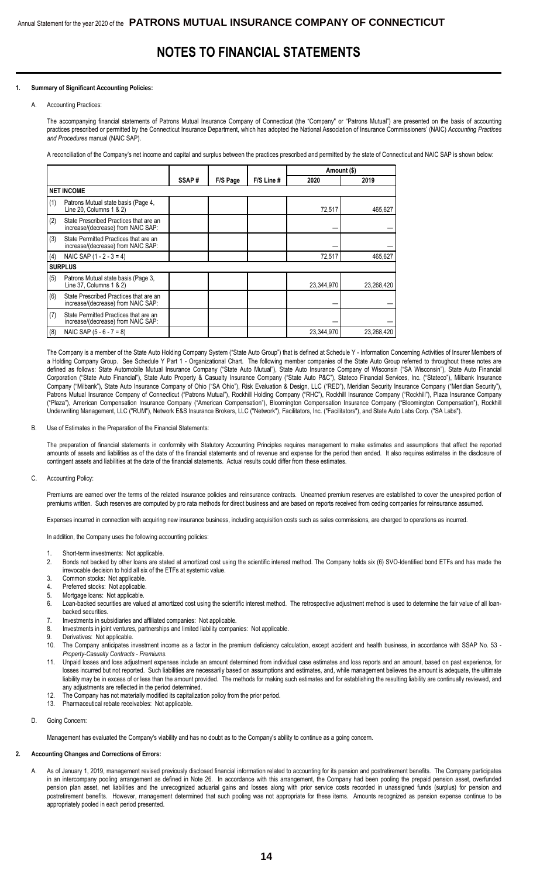# NOTES TO FINANCIAL STATEMENTS

## 1. Summary of Significant Accounting Policies:

### A. Accounting Practices:

The accompanying financial statements of Patrons Mutual Insurance Company of Connecticut (the "Company" or "Patrons Mutual") are presented on the basis of accounting practices prescribed or permitted by the Connecticut Insurance Department, which has adopted the National Association of Insurance Commissioners' (NAIC) *Accounting Practices and Procedures* manual (NAIC SAP).

A reconciliation of the Company's net income and capital and surplus between the practices prescribed and permitted by the state of Connecticut and NAIC SAP is shown below:

| | | SSAP # | F/S Page | F/S Line # | Amount ($) | |
|---|---|---|---|---|---|---|
| | | | | | 2020 | 2019 |
| **NET INCOME** | | | | | | |
| (1) | Patrons Mutual state basis (Page 4, Line 20, Columns 1 & 2) | | | | 72,517 | 465,627 |
| (2) | State Prescribed Practices that are an increase/(decrease) from NAIC SAP: | | | | — | — |
| (3) | State Permitted Practices that are an increase/(decrease) from NAIC SAP: | | | | — | — |
| (4) | NAIC SAP (1 - 2 - 3 = 4) | | | | 72,517 | 465,627 |
| **SURPLUS** | | | | | | |
| (5) | Patrons Mutual state basis (Page 3, Line 37, Columns 1 & 2) | | | | 23,344,970 | 23,268,420 |
| (6) | State Prescribed Practices that are an increase/(decrease) from NAIC SAP: | | | | — | — |
| (7) | State Permitted Practices that are an increase/(decrease) from NAIC SAP: | | | | — | — |
| (8) | NAIC SAP (5 - 6 - 7 = 8) | | | | 23,344,970 | 23,268,420 |

The Company is a member of the State Auto Holding Company System ("State Auto Group") that is defined at Schedule Y - Information Concerning Activities of Insurer Members of a Holding Company Group. See Schedule Y Part 1 - Organizational Chart. The following member companies of the State Auto Group referred to throughout these notes are defined as follows: State Automobile Mutual Insurance Company ("State Auto Mutual"), State Auto Insurance Company of Wisconsin ("SA Wisconsin"), State Auto Financial Corporation ("State Auto Financial"), State Auto Property & Casualty Insurance Company ("State Auto P&C"), Stateco Financial Services, Inc. ("Stateco"), Milbank Insurance Company ("Milbank"), State Auto Insurance Company of Ohio ("SA Ohio"), Risk Evaluation & Design, LLC ("RED"), Meridian Security Insurance Company ("Meridian Security"), Patrons Mutual Insurance Company of Connecticut ("Patrons Mutual"), Rockhill Holding Company ("RHC"), Rockhill Insurance Company ("Rockhill"), Plaza Insurance Company ("Plaza"), American Compensation Insurance Company ("American Compensation"), Bloomington Compensation Insurance Company ("Bloomington Compensation"), Rockhill Underwriting Management, LLC ("RUM"), Network E&S Insurance Brokers, LLC ("Network"), Facilitators, Inc. ("Facilitators"), and State Auto Labs Corp. ("SA Labs").

### B. Use of Estimates in the Preparation of the Financial Statements:

The preparation of financial statements in conformity with Statutory Accounting Principles requires management to make estimates and assumptions that affect the reported amounts of assets and liabilities as of the date of the financial statements and of revenue and expense for the period then ended. It also requires estimates in the disclosure of contingent assets and liabilities at the date of the financial statements. Actual results could differ from these estimates.

### C. Accounting Policy:

Premiums are earned over the terms of the related insurance policies and reinsurance contracts. Unearned premium reserves are established to cover the unexpired portion of premiums written. Such reserves are computed by pro rata methods for direct business and are based on reports received from ceding companies for reinsurance assumed.

Expenses incurred in connection with acquiring new insurance business, including acquisition costs such as sales commissions, are charged to operations as incurred.

In addition, the Company uses the following accounting policies:

1. Short-term investments: Not applicable.
2. Bonds not backed by other loans are stated at amortized cost using the scientific interest method. The Company holds six (6) SVO-Identified bond ETFs and has made the irrevocable decision to hold all six of the ETFs at systemic value.
3. Common stocks: Not applicable.
4. Preferred stocks: Not applicable.
5. Mortgage loans: Not applicable.
6. Loan-backed securities are valued at amortized cost using the scientific interest method. The retrospective adjustment method is used to determine the fair value of all loan-backed securities.
7. Investments in subsidiaries and affiliated companies: Not applicable.
8. Investments in joint ventures, partnerships and limited liability companies: Not applicable.
9. Derivatives: Not applicable.
10. The Company anticipates investment income as a factor in the premium deficiency calculation, except accident and health business, in accordance with SSAP No. 53 - *Property-Casualty Contracts - Premiums*.
11. Unpaid losses and loss adjustment expenses include an amount determined from individual case estimates and loss reports and an amount, based on past experience, for losses incurred but not reported. Such liabilities are necessarily based on assumptions and estimates, and, while management believes the amount is adequate, the ultimate liability may be in excess of or less than the amount provided. The methods for making such estimates and for establishing the resulting liability are continually reviewed, and any adjustments are reflected in the period determined.
12. The Company has not materially modified its capitalization policy from the prior period.
13. Pharmaceutical rebate receivables: Not applicable.

### D. Going Concern:

Management has evaluated the Company's viability and has no doubt as to the Company's ability to continue as a going concern.

## 2. Accounting Changes and Corrections of Errors:

A. As of January 1, 2019, management revised previously disclosed financial information related to accounting for its pension and postretirement benefits. The Company participates in an intercompany pooling arrangement as defined in Note 26. In accordance with this arrangement, the Company had been pooling the prepaid pension asset, overfunded pension plan asset, net liabilities and the unrecognized actuarial gains and losses along with prior service costs recorded in unassigned funds (surplus) for pension and postretirement benefits. However, management determined that such pooling was not appropriate for these items. Amounts recognized as pension expense continue to be appropriately pooled in each period presented.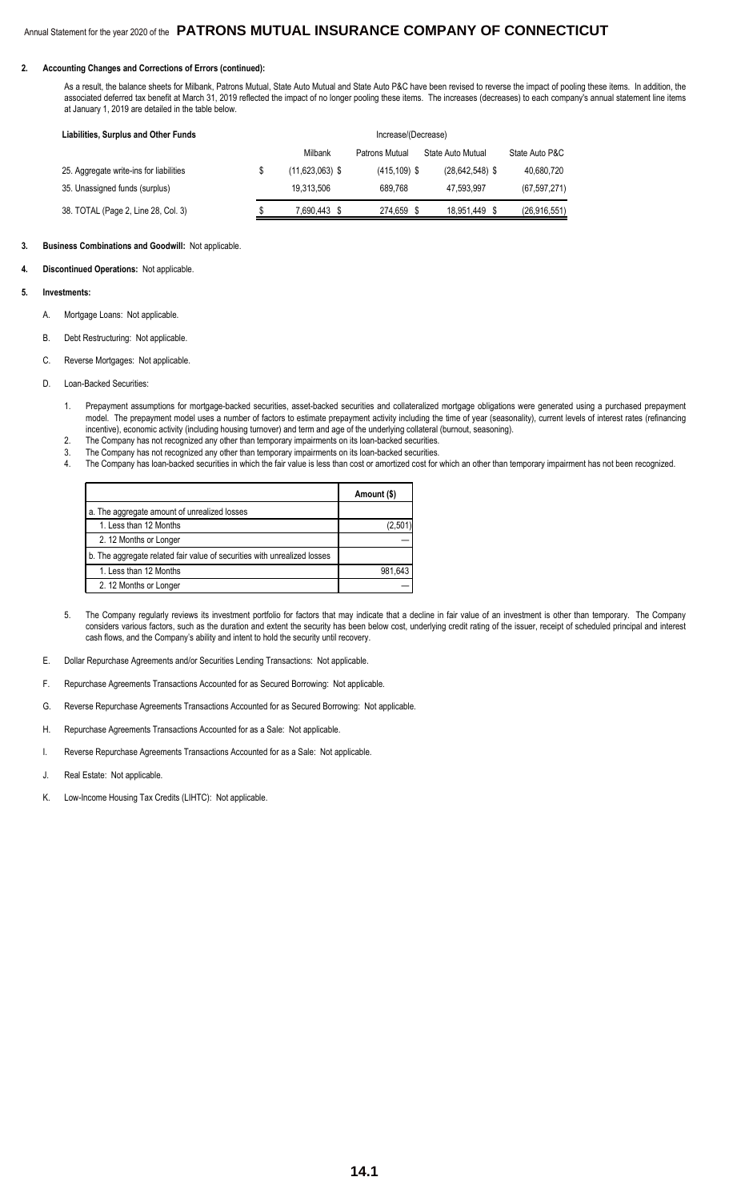**2. Accounting Changes and Corrections of Errors (continued):**

As a result, the balance sheets for Milbank, Patrons Mutual, State Auto Mutual and State Auto P&C have been revised to reverse the impact of pooling these items. In addition, the associated deferred tax benefit at March 31, 2019 reflected the impact of no longer pooling these items. The increases (decreases) to each company's annual statement line items at January 1, 2019 are detailed in the table below.

| Liabilities, Surplus and Other Funds | Increase/(Decrease) | | | |
|---|---|---|---|---|
| | Milbank | Patrons Mutual | State Auto Mutual | State Auto P&C |
| 25. Aggregate write-ins for liabilities | $ (11,623,063) | $ (415,109) | $ (28,642,548) | $ 40,680,720 |
| 35. Unassigned funds (surplus) | 19,313,506 | 689,768 | 47,593,997 | (67,597,271) |
| 38. TOTAL (Page 2, Line 28, Col. 3) | $ 7,690,443 | $ 274,659 | $ 18,951,449 | $ (26,916,551) |

**3. Business Combinations and Goodwill:** Not applicable.

**4. Discontinued Operations:** Not applicable.

**5. Investments:**

A. Mortgage Loans: Not applicable.

B. Debt Restructuring: Not applicable.

C. Reverse Mortgages: Not applicable.

D. Loan-Backed Securities:

1. Prepayment assumptions for mortgage-backed securities, asset-backed securities and collateralized mortgage obligations were generated using a purchased prepayment model. The prepayment model uses a number of factors to estimate prepayment activity including the time of year (seasonality), current levels of interest rates (refinancing incentive), economic activity (including housing turnover) and term and age of the underlying collateral (burnout, seasoning).
2. The Company has not recognized any other than temporary impairments on its loan-backed securities.
3. The Company has not recognized any other than temporary impairments on its loan-backed securities.
4. The Company has loan-backed securities in which the fair value is less than cost or amortized cost for which an other than temporary impairment has not been recognized.

| | Amount ($) |
|---|---|
| a. The aggregate amount of unrealized losses | |
| 1. Less than 12 Months | (2,501) |
| 2. 12 Months or Longer | — |
| b. The aggregate related fair value of securities with unrealized losses | |
| 1. Less than 12 Months | 981,643 |
| 2. 12 Months or Longer | — |

5. The Company regularly reviews its investment portfolio for factors that may indicate that a decline in fair value of an investment is other than temporary. The Company considers various factors, such as the duration and extent the security has been below cost, underlying credit rating of the issuer, receipt of scheduled principal and interest cash flows, and the Company's ability and intent to hold the security until recovery.

E. Dollar Repurchase Agreements and/or Securities Lending Transactions: Not applicable.

F. Repurchase Agreements Transactions Accounted for as Secured Borrowing: Not applicable.

G. Reverse Repurchase Agreements Transactions Accounted for as Secured Borrowing: Not applicable.

H. Repurchase Agreements Transactions Accounted for as a Sale: Not applicable.

I. Reverse Repurchase Agreements Transactions Accounted for as a Sale: Not applicable.

J. Real Estate: Not applicable.

K. Low-Income Housing Tax Credits (LIHTC): Not applicable.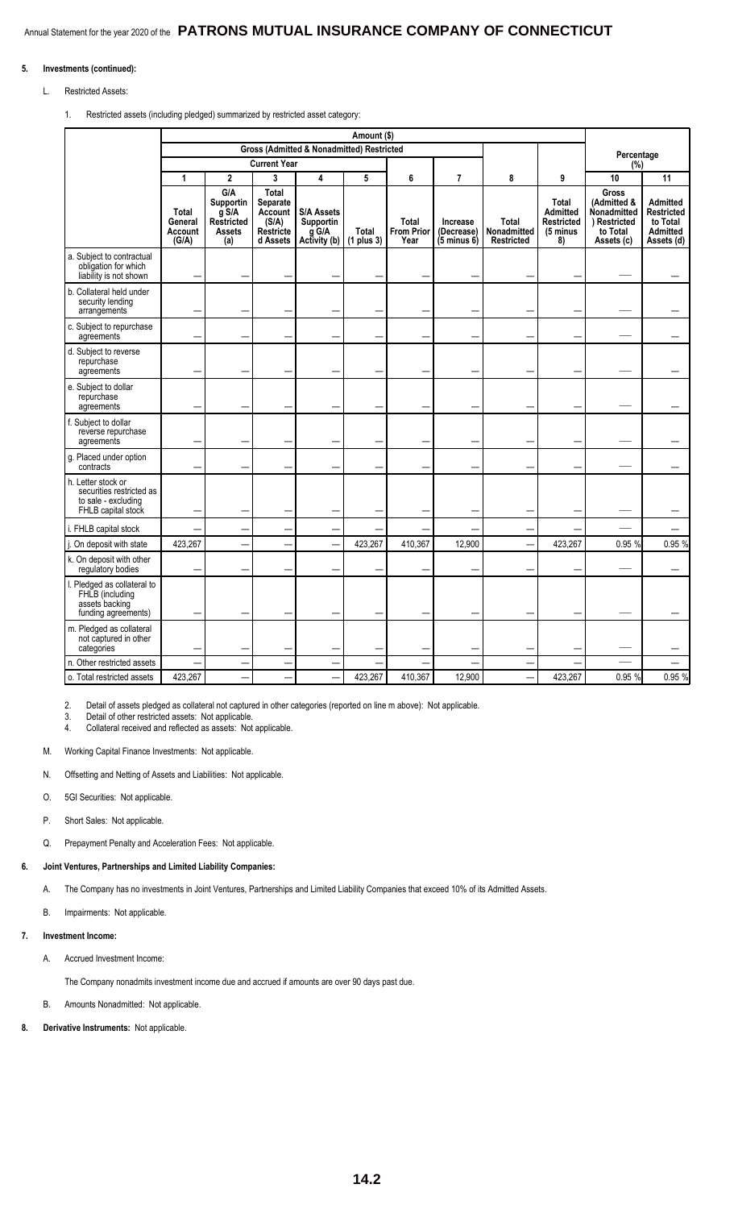**5. Investments (continued):**

L. Restricted Assets:

1. Restricted assets (including pledged) summarized by restricted asset category:

| | Amount ($) | | | | | | | | | | |
|---|---|---|---|---|---|---|---|---|---|---|---|
| | Gross (Admitted & Nonadmitted) Restricted | | | | | | | | | Percentage (%) | |
| | Current Year | | | | | | | | | | |
| | 1 | 2 | 3 | 4 | 5 | 6 | 7 | 8 | 9 | 10 | 11 |
| | Total General Account (G/A) | G/A Supporting S/A Restricted Assets (a) | Total Separate Account (S/A) Restricted Assets | S/A Assets Supporting G/A Activity (b) | Total (1 plus 3) | Total From Prior Year | Increase (Decrease) (5 minus 6) | Total Nonadmitted Restricted | Total Admitted Restricted (5 minus 8) | Gross (Admitted & Nonadmitted) Restricted to Total Assets (c) | Admitted Restricted to Total Admitted Assets (d) |
| a. Subject to contractual obligation for which liability is not shown | — | — | — | — | — | — | — | — | — | — | — |
| b. Collateral held under security lending arrangements | — | — | — | — | — | — | — | — | — | — | — |
| c. Subject to repurchase agreements | — | — | — | — | — | — | — | — | — | — | — |
| d. Subject to reverse repurchase agreements | — | — | — | — | — | — | — | — | — | — | — |
| e. Subject to dollar repurchase agreements | — | — | — | — | — | — | — | — | — | — | — |
| f. Subject to dollar reverse repurchase agreements | — | — | — | — | — | — | — | — | — | — | — |
| g. Placed under option contracts | — | — | — | — | — | — | — | — | — | — | — |
| h. Letter stock or securities restricted as to sale - excluding FHLB capital stock | — | — | — | — | — | — | — | — | — | — | — |
| i. FHLB capital stock | — | — | — | — | — | — | — | — | — | — | — |
| j. On deposit with state | 423,267 | — | — | — | 423,267 | 410,367 | 12,900 | — | 423,267 | 0.95 % | 0.95 % |
| k. On deposit with other regulatory bodies | — | — | — | — | — | — | — | — | — | — | — |
| l. Pledged as collateral to FHLB (including assets backing funding agreements) | — | — | — | — | — | — | — | — | — | — | — |
| m. Pledged as collateral not captured in other categories | — | — | — | — | — | — | — | — | — | — | — |
| n. Other restricted assets | — | — | — | — | — | — | — | — | — | — | — |
| o. Total restricted assets | 423,267 | — | — | — | 423,267 | 410,367 | 12,900 | — | 423,267 | 0.95 % | 0.95 % |

2. Detail of assets pledged as collateral not captured in other categories (reported on line m above): Not applicable.
3. Detail of other restricted assets: Not applicable.
4. Collateral received and reflected as assets: Not applicable.

M. Working Capital Finance Investments: Not applicable.

N. Offsetting and Netting of Assets and Liabilities: Not applicable.

O. 5GI Securities: Not applicable.

P. Short Sales: Not applicable.

Q. Prepayment Penalty and Acceleration Fees: Not applicable.

**6. Joint Ventures, Partnerships and Limited Liability Companies:**

A. The Company has no investments in Joint Ventures, Partnerships and Limited Liability Companies that exceed 10% of its Admitted Assets.

B. Impairments: Not applicable.

**7. Investment Income:**

A. Accrued Investment Income:

The Company nonadmits investment income due and accrued if amounts are over 90 days past due.

B. Amounts Nonadmitted: Not applicable.

**8. Derivative Instruments:** Not applicable.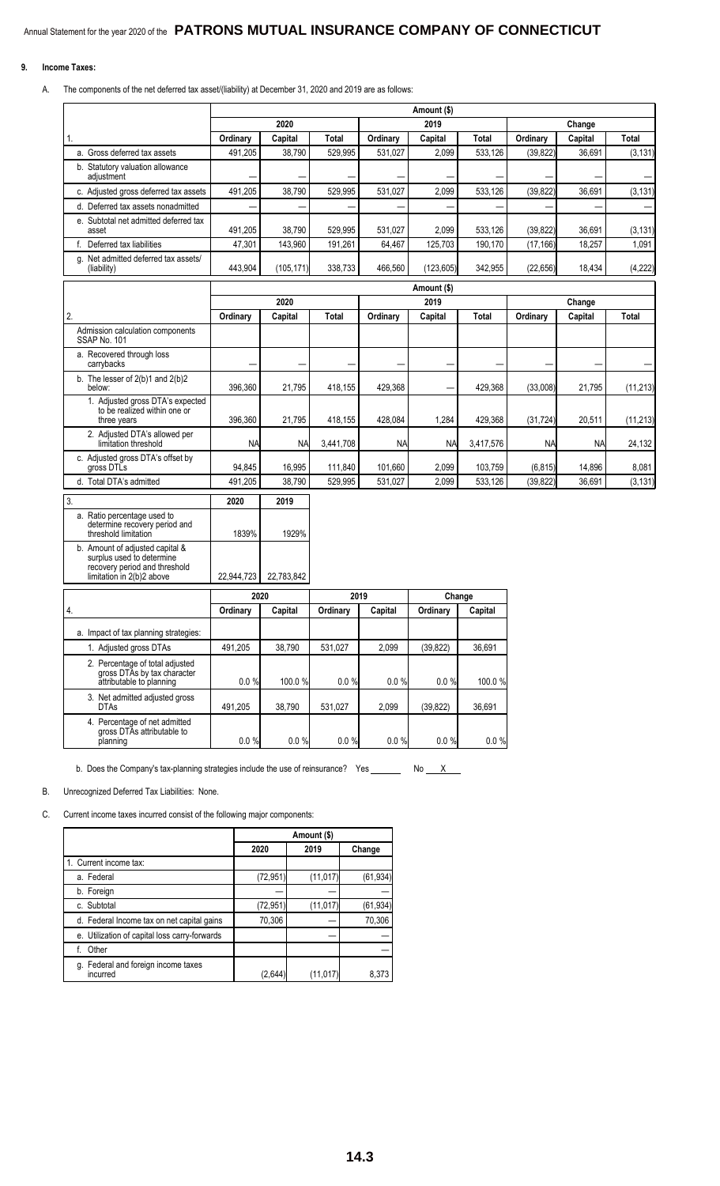## 9. Income Taxes:

A. The components of the net deferred tax asset/(liability) at December 31, 2020 and 2019 are as follows:

| 1. | 2020 Ordinary | 2020 Capital | 2020 Total | 2019 Ordinary | 2019 Capital | 2019 Total | Change Ordinary | Change Capital | Change Total |
|---|---|---|---|---|---|---|---|---|---|
| a. Gross deferred tax assets | 491,205 | 38,790 | 529,995 | 531,027 | 2,099 | 533,126 | (39,822) | 36,691 | (3,131) |
| b. Statutory valuation allowance adjustment | — | — | — | — | — | — | — | — | — |
| c. Adjusted gross deferred tax assets | 491,205 | 38,790 | 529,995 | 531,027 | 2,099 | 533,126 | (39,822) | 36,691 | (3,131) |
| d. Deferred tax assets nonadmitted | — | — | — | — | — | — | — | — | — |
| e. Subtotal net admitted deferred tax asset | 491,205 | 38,790 | 529,995 | 531,027 | 2,099 | 533,126 | (39,822) | 36,691 | (3,131) |
| f. Deferred tax liabilities | 47,301 | 143,960 | 191,261 | 64,467 | 125,703 | 190,170 | (17,166) | 18,257 | 1,091 |
| g. Net admitted deferred tax assets/ (liability) | 443,904 | (105,171) | 338,733 | 466,560 | (123,605) | 342,955 | (22,656) | 18,434 | (4,222) |

| 2. | 2020 Ordinary | 2020 Capital | 2020 Total | 2019 Ordinary | 2019 Capital | 2019 Total | Change Ordinary | Change Capital | Change Total |
|---|---|---|---|---|---|---|---|---|---|
| Admission calculation components SSAP No. 101 | | | | | | | | | |
| a. Recovered through loss carrybacks | — | — | — | — | — | — | — | — | — |
| b. The lesser of 2(b)1 and 2(b)2 below: | 396,360 | 21,795 | 418,155 | 429,368 | — | 429,368 | (33,008) | 21,795 | (11,213) |
| 1. Adjusted gross DTA's expected to be realized within one or three years | 396,360 | 21,795 | 418,155 | 428,084 | 1,284 | 429,368 | (31,724) | 20,511 | (11,213) |
| 2. Adjusted DTA's allowed per limitation threshold | NA | NA | 3,441,708 | NA | NA | 3,417,576 | NA | NA | 24,132 |
| c. Adjusted gross DTA's offset by gross DTLs | 94,845 | 16,995 | 111,840 | 101,660 | 2,099 | 103,759 | (6,815) | 14,896 | 8,081 |
| d. Total DTA's admitted | 491,205 | 38,790 | 529,995 | 531,027 | 2,099 | 533,126 | (39,822) | 36,691 | (3,131) |

| 3. | 2020 | 2019 |
|---|---|---|
| a. Ratio percentage used to determine recovery period and threshold limitation | 1839% | 1929% |
| b. Amount of adjusted capital & surplus used to determine recovery period and threshold limitation in 2(b)2 above | 22,944,723 | 22,783,842 |

| 4. | 2020 Ordinary | 2020 Capital | 2019 Ordinary | 2019 Capital | Change Ordinary | Change Capital |
|---|---|---|---|---|---|---|
| a. Impact of tax planning strategies: | | | | | | |
| 1. Adjusted gross DTAs | 491,205 | 38,790 | 531,027 | 2,099 | (39,822) | 36,691 |
| 2. Percentage of total adjusted gross DTAs by tax character attributable to planning | 0.0 % | 100.0 % | 0.0 % | 0.0 % | 0.0 % | 100.0 % |
| 3. Net admitted adjusted gross DTAs | 491,205 | 38,790 | 531,027 | 2,099 | (39,822) | 36,691 |
| 4. Percentage of net admitted gross DTAs attributable to planning | 0.0 % | 0.0 % | 0.0 % | 0.0 % | 0.0 % | 0.0 % |

b. Does the Company's tax-planning strategies include the use of reinsurance? Yes ______ No __X__

B. Unrecognized Deferred Tax Liabilities: None.

C. Current income taxes incurred consist of the following major components:

| | 2020 | 2019 | Change |
|---|---|---|---|
| 1. Current income tax: | | | |
| a. Federal | (72,951) | (11,017) | (61,934) |
| b. Foreign | — | — | — |
| c. Subtotal | (72,951) | (11,017) | (61,934) |
| d. Federal Income tax on net capital gains | 70,306 | — | 70,306 |
| e. Utilization of capital loss carry-forwards | | — | — |
| f. Other | | | — |
| g. Federal and foreign income taxes incurred | (2,644) | (11,017) | 8,373 |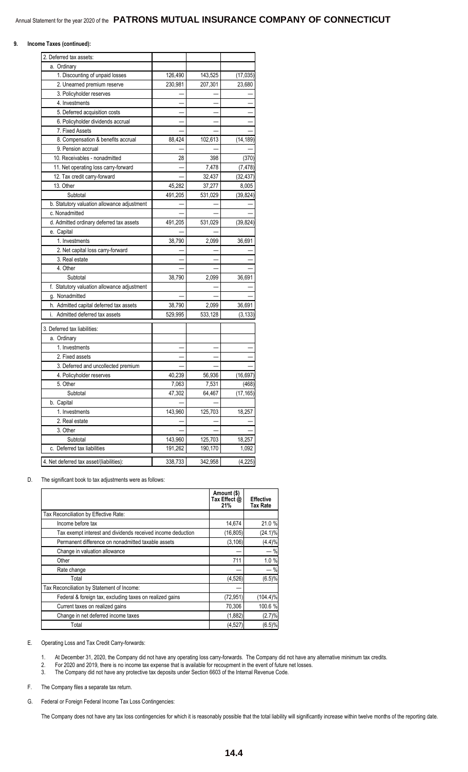**9. Income Taxes (continued):**

| 2. Deferred tax assets: | | | |
|---|---|---|---|
| a. Ordinary | | | |
| 1. Discounting of unpaid losses | 126,490 | 143,525 | (17,035) |
| 2. Unearned premium reserve | 230,981 | 207,301 | 23,680 |
| 3. Policyholder reserves | — | — | — |
| 4. Investments | — | — | — |
| 5. Deferred acquisition costs | — | — | — |
| 6. Policyholder dividends accrual | — | — | — |
| 7. Fixed Assets | — | — | — |
| 8. Compensation & benefits accrual | 88,424 | 102,613 | (14,189) |
| 9. Pension accrual | — | — | — |
| 10. Receivables - nonadmitted | 28 | 398 | (370) |
| 11. Net operating loss carry-forward | — | 7,478 | (7,478) |
| 12. Tax credit carry-forward | — | 32,437 | (32,437) |
| 13. Other | 45,282 | 37,277 | 8,005 |
| Subtotal | 491,205 | 531,029 | (39,824) |
| b. Statutory valuation allowance adjustment | — | — | — |
| c. Nonadmitted | — | — | — |
| d. Admitted ordinary deferred tax assets | 491,205 | 531,029 | (39,824) |
| e. Capital | — | — | |
| 1. Investments | 38,790 | 2,099 | 36,691 |
| 2. Net capital loss carry-forward | — | — | — |
| 3. Real estate | — | — | — |
| 4. Other | — | — | — |
| Subtotal | 38,790 | 2,099 | 36,691 |
| f. Statutory valuation allowance adjustment | | — | — |
| g. Nonadmitted | — | — | — |
| h. Admitted capital deferred tax assets | 38,790 | 2,099 | 36,691 |
| i. Admitted deferred tax assets | 529,995 | 533,128 | (3,133) |

| 3. Deferred tax liabilities: | | | |
|---|---|---|---|
| a. Ordinary | | | |
| 1. Investments | — | — | — |
| 2. Fixed assets | — | — | — |
| 3. Deferred and uncollected premium | — | — | — |
| 4. Policyholder reserves | 40,239 | 56,936 | (16,697) |
| 5. Other | 7,063 | 7,531 | (468) |
| Subtotal | 47,302 | 64,467 | (17,165) |
| b. Capital | — | — | |
| 1. Investments | 143,960 | 125,703 | 18,257 |
| 2. Real estate | — | — | — |
| 3. Other | — | — | — |
| Subtotal | 143,960 | 125,703 | 18,257 |
| c. Deferred tax liabilities | 191,262 | 190,170 | 1,092 |
| 4. Net deferred tax asset/(liabilities): | 338,733 | 342,958 | (4,225) |

D. The significant book to tax adjustments were as follows:

| | Amount ($) Tax Effect @ 21% | Effective Tax Rate |
|---|---|---|
| Tax Reconciliation by Effective Rate: | | |
| Income before tax | 14,674 | 21.0 % |
| Tax exempt interest and dividends received income deduction | (16,805) | (24.1)% |
| Permanent difference on nonadmitted taxable assets | (3,106) | (4.4)% |
| Change in valuation allowance | — | — % |
| Other | 711 | 1.0 % |
| Rate change | — | — % |
| Total | (4,526) | (6.5)% |
| Tax Reconciliation by Statement of Income: | — | |
| Federal & foreign tax, excluding taxes on realized gains | (72,951) | (104.4)% |
| Current taxes on realized gains | 70,306 | 100.6 % |
| Change in net deferred income taxes | (1,882) | (2.7)% |
| Total | (4,527) | (6.5)% |

E. Operating Loss and Tax Credit Carry-forwards:

1. At December 31, 2020, the Company did not have any operating loss carry-forwards. The Company did not have any alternative minimum tax credits.
2. For 2020 and 2019, there is no income tax expense that is available for recoupment in the event of future net losses.
3. The Company did not have any protective tax deposits under Section 6603 of the Internal Revenue Code.

F. The Company files a separate tax return.

G. Federal or Foreign Federal Income Tax Loss Contingencies:

The Company does not have any tax loss contingencies for which it is reasonably possible that the total liability will significantly increase within twelve months of the reporting date.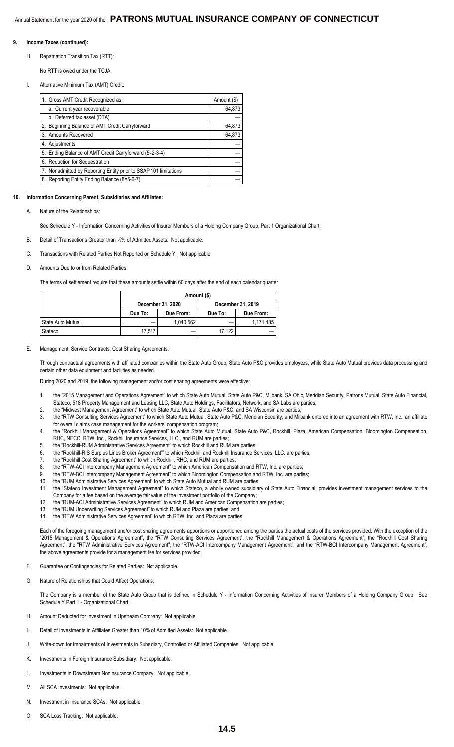**9. Income Taxes (continued):**

H. Repatriation Transition Tax (RTT):

No RTT is owed under the TCJA.

I. Alternative Minimum Tax (AMT) Credit:

| | Amount ($) |
|---|---|
| 1. Gross AMT Credit Recognized as: | |
| a. Current year recoverable | 64,873 |
| b. Deferred tax asset (DTA) | — |
| 2. Beginning Balance of AMT Credit Carryforward | 64,873 |
| 3. Amounts Recovered | 64,873 |
| 4. Adjustments | — |
| 5. Ending Balance of AMT Credit Carryforward (5=2-3-4) | — |
| 6. Reduction for Sequestration | — |
| 7. Nonadmitted by Reporting Entity prior to SSAP 101 limitations | — |
| 8. Reporting Entity Ending Balance (8=5-6-7) | — |

**10. Information Concerning Parent, Subsidiaries and Affiliates:**

A. Nature of the Relationships:

See Schedule Y - Information Concerning Activities of Insurer Members of a Holding Company Group, Part 1 Organizational Chart.

B. Detail of Transactions Greater than ½% of Admitted Assets: Not applicable.

C. Transactions with Related Parties Not Reported on Schedule Y: Not applicable.

D. Amounts Due to or from Related Parties:

The terms of settlement require that these amounts settle within 60 days after the end of each calendar quarter.

| | Amount ($) | | | |
|---|---|---|---|---|
| | December 31, 2020 | | December 31, 2019 | |
| | Due To: | Due From: | Due To: | Due From: |
| State Auto Mutual | — | 1,040,562 | — | 1,171,485 |
| Stateco | 17,547 | — | 17,122 | — |

E. Management, Service Contracts, Cost Sharing Agreements:

Through contractual agreements with affiliated companies within the State Auto Group, State Auto P&C provides employees, while State Auto Mutual provides data processing and certain other data equipment and facilities as needed.

During 2020 and 2019, the following management and/or cost sharing agreements were effective:

1. the "2015 Management and Operations Agreement" to which State Auto Mutual, State Auto P&C, Milbank, SA Ohio, Meridian Security, Patrons Mutual, State Auto Financial, Stateco, 518 Property Management and Leasing LLC, State Auto Holdings, Facilitators, Network, and SA Labs are parties;
2. the "Midwest Management Agreement" to which State Auto Mutual, State Auto P&C, and SA Wisconsin are parties;
3. the "RTW Consulting Services Agreement" to which State Auto Mutual, State Auto P&C, Meridian Security, and Milbank entered into an agreement with RTW, Inc., an affiliate for overall claims case management for the workers' compensation program;
4. the "Rockhill Management & Operations Agreement" to which State Auto Mutual, State Auto P&C, Rockhill, Plaza, American Compensation, Bloomington Compensation, RHC, NECC, RTW, Inc., Rockhill Insurance Services, LLC., and RUM are parties;
5. the "Rockhill-RUM Administrative Services Agreement" to which Rockhill and RUM are parties;
6. the "Rockhill-RIS Surplus Lines Broker Agreement'" to which Rockhill and Rockhill Insurance Services, LLC. are parties;
7. the "Rockhill Cost Sharing Agreement" to which Rockhill, RHC, and RUM are parties;
8. the "RTW-ACI Intercompany Management Agreement" to which American Compensation and RTW, Inc. are parties;
9. the "RTW-BCI Intercompany Management Agreement" to which Bloomington Compensation and RTW, Inc. are parties;
10. the "RUM Administrative Services Agreement" to which State Auto Mutual and RUM are parties;
11. the "Stateco Investment Management Agreement" to which Stateco, a wholly owned subsidiary of State Auto Financial, provides investment management services to the Company for a fee based on the average fair value of the investment portfolio of the Company;
12. the "RUM-ACI Administrative Services Agreement" to which RUM and American Compensation are parties;
13. the "RUM Underwriting Services Agreement" to which RUM and Plaza are parties; and
14. the "RTW Administrative Services Agreement" to which RTW, Inc. and Plaza are parties;

Each of the foregoing management and/or cost sharing agreements apportions or apportioned among the parties the actual costs of the services provided. With the exception of the "2015 Management & Operations Agreement", the "RTW Consulting Services Agreement", the "Rockhill Management & Operations Agreement", the "Rockhill Cost Sharing Agreement", the "RTW Administrative Services Agreement", the "RTW-ACI Intercompany Management Agreement", and the "RTW-BCI Intercompany Management Agreement", the above agreements provide for a management fee for services provided.

F. Guarantee or Contingencies for Related Parties: Not applicable.

G. Nature of Relationships that Could Affect Operations:

The Company is a member of the State Auto Group that is defined in Schedule Y - Information Concerning Activities of Insurer Members of a Holding Company Group. See Schedule Y Part 1 - Organizational Chart.

H. Amount Deducted for Investment in Upstream Company: Not applicable.

I. Detail of Investments in Affiliates Greater than 10% of Admitted Assets: Not applicable.

J. Write-down for Impairments of Investments in Subsidiary, Controlled or Affiliated Companies: Not applicable.

K. Investments in Foreign Insurance Subsidiary: Not applicable.

L. Investments in Downstream Noninsurance Company: Not applicable.

M. All SCA Investments: Not applicable.

N. Investment in Insurance SCAs: Not applicable.

O. SCA Loss Tracking: Not applicable.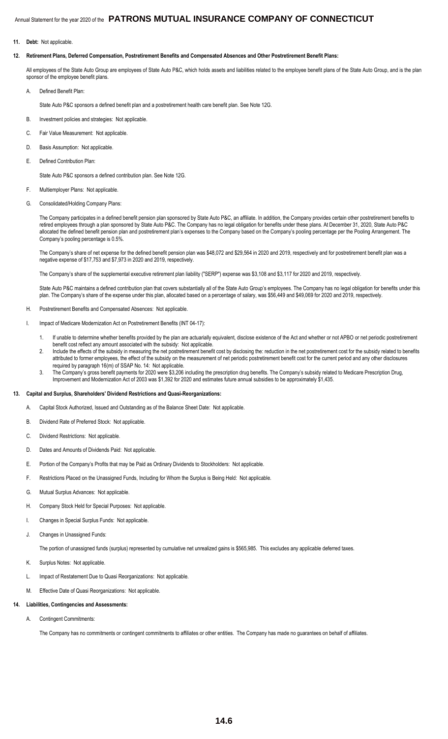**11. Debt:** Not applicable.

**12. Retirement Plans, Deferred Compensation, Postretirement Benefits and Compensated Absences and Other Postretirement Benefit Plans:**

All employees of the State Auto Group are employees of State Auto P&C, which holds assets and liabilities related to the employee benefit plans of the State Auto Group, and is the plan sponsor of the employee benefit plans.

A. Defined Benefit Plan:

State Auto P&C sponsors a defined benefit plan and a postretirement health care benefit plan. See Note 12G.

B. Investment policies and strategies: Not applicable.

C. Fair Value Measurement: Not applicable.

D. Basis Assumption: Not applicable.

E. Defined Contribution Plan:

State Auto P&C sponsors a defined contribution plan. See Note 12G.

F. Multiemployer Plans: Not applicable.

G. Consolidated/Holding Company Plans:

The Company participates in a defined benefit pension plan sponsored by State Auto P&C, an affiliate. In addition, the Company provides certain other postretirement benefits to retired employees through a plan sponsored by State Auto P&C. The Company has no legal obligation for benefits under these plans. At December 31, 2020, State Auto P&C allocated the defined benefit pension plan and postretirement plan's expenses to the Company based on the Company's pooling percentage per the Pooling Arrangement. The Company's pooling percentage is 0.5%.

The Company's share of net expense for the defined benefit pension plan was $48,072 and $29,564 in 2020 and 2019, respectively and for postretirement benefit plan was a negative expense of $17,753 and $7,973 in 2020 and 2019, respectively.

The Company's share of the supplemental executive retirement plan liability ("SERP") expense was $3,108 and $3,117 for 2020 and 2019, respectively.

State Auto P&C maintains a defined contribution plan that covers substantially all of the State Auto Group's employees. The Company has no legal obligation for benefits under this plan. The Company's share of the expense under this plan, allocated based on a percentage of salary, was $56,449 and $49,069 for 2020 and 2019, respectively.

H. Postretirement Benefits and Compensated Absences: Not applicable.

I. Impact of Medicare Modernization Act on Postretirement Benefits (INT 04-17):

1. If unable to determine whether benefits provided by the plan are actuarially equivalent, disclose existence of the Act and whether or not APBO or net periodic postretirement benefit cost reflect any amount associated with the subsidy: Not applicable.
2. Include the effects of the subsidy in measuring the net postretirement benefit cost by disclosing the: reduction in the net postretirement cost for the subsidy related to benefits attributed to former employees, the effect of the subsidy on the measurement of net periodic postretirement benefit cost for the current period and any other disclosures required by paragraph 16(m) of SSAP No. 14: Not applicable.
3. The Company's gross benefit payments for 2020 were $3,206 including the prescription drug benefits. The Company's subsidy related to Medicare Prescription Drug, Improvement and Modernization Act of 2003 was $1,392 for 2020 and estimates future annual subsidies to be approximately $1,435.

**13. Capital and Surplus, Shareholders' Dividend Restrictions and Quasi-Reorganizations:**

A. Capital Stock Authorized, Issued and Outstanding as of the Balance Sheet Date: Not applicable.

B. Dividend Rate of Preferred Stock: Not applicable.

C. Dividend Restrictions: Not applicable.

D. Dates and Amounts of Dividends Paid: Not applicable.

E. Portion of the Company's Profits that may be Paid as Ordinary Dividends to Stockholders: Not applicable.

F. Restrictions Placed on the Unassigned Funds, Including for Whom the Surplus is Being Held: Not applicable.

G. Mutual Surplus Advances: Not applicable.

H. Company Stock Held for Special Purposes: Not applicable.

I. Changes in Special Surplus Funds: Not applicable.

J. Changes in Unassigned Funds:

The portion of unassigned funds (surplus) represented by cumulative net unrealized gains is $565,985. This excludes any applicable deferred taxes.

K. Surplus Notes: Not applicable.

L. Impact of Restatement Due to Quasi Reorganizations: Not applicable.

M. Effective Date of Quasi Reorganizations: Not applicable.

**14. Liabilities, Contingencies and Assessments:**

A. Contingent Commitments:

The Company has no commitments or contingent commitments to affiliates or other entities. The Company has made no guarantees on behalf of affiliates.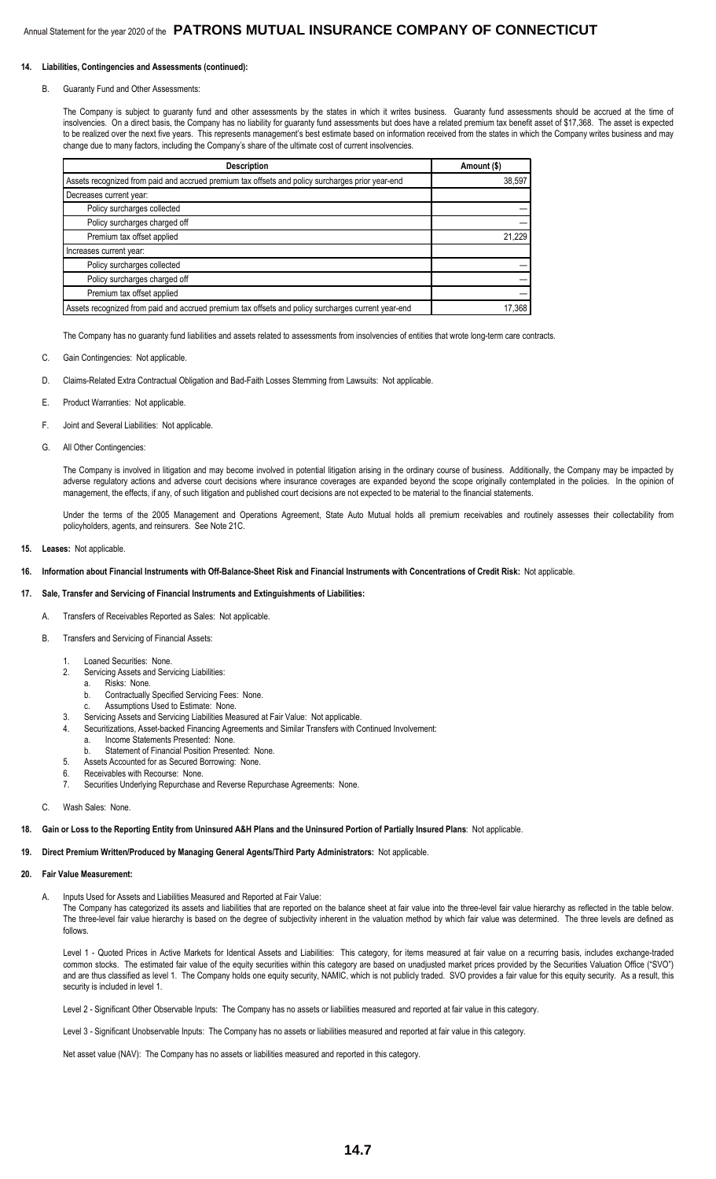**14. Liabilities, Contingencies and Assessments (continued):**

B. Guaranty Fund and Other Assessments:

The Company is subject to guaranty fund and other assessments by the states in which it writes business. Guaranty fund assessments should be accrued at the time of insolvencies. On a direct basis, the Company has no liability for guaranty fund assessments but does have a related premium tax benefit asset of $17,368. The asset is expected to be realized over the next five years. This represents management's best estimate based on information received from the states in which the Company writes business and may change due to many factors, including the Company's share of the ultimate cost of current insolvencies.

| Description | Amount ($) |
|---|---|
| Assets recognized from paid and accrued premium tax offsets and policy surcharges prior year-end | 38,597 |
| Decreases current year: | |
| Policy surcharges collected | — |
| Policy surcharges charged off | — |
| Premium tax offset applied | 21,229 |
| Increases current year: | |
| Policy surcharges collected | — |
| Policy surcharges charged off | — |
| Premium tax offset applied | — |
| Assets recognized from paid and accrued premium tax offsets and policy surcharges current year-end | 17,368 |

The Company has no guaranty fund liabilities and assets related to assessments from insolvencies of entities that wrote long-term care contracts.

C. Gain Contingencies: Not applicable.

D. Claims-Related Extra Contractual Obligation and Bad-Faith Losses Stemming from Lawsuits: Not applicable.

E. Product Warranties: Not applicable.

F. Joint and Several Liabilities: Not applicable.

G. All Other Contingencies:

The Company is involved in litigation and may become involved in potential litigation arising in the ordinary course of business. Additionally, the Company may be impacted by adverse regulatory actions and adverse court decisions where insurance coverages are expanded beyond the scope originally contemplated in the policies. In the opinion of management, the effects, if any, of such litigation and published court decisions are not expected to be material to the financial statements.

Under the terms of the 2005 Management and Operations Agreement, State Auto Mutual holds all premium receivables and routinely assesses their collectability from policyholders, agents, and reinsurers. See Note 21C.

**15. Leases:** Not applicable.

**16. Information about Financial Instruments with Off-Balance-Sheet Risk and Financial Instruments with Concentrations of Credit Risk:** Not applicable.

**17. Sale, Transfer and Servicing of Financial Instruments and Extinguishments of Liabilities:**

A. Transfers of Receivables Reported as Sales: Not applicable.

B. Transfers and Servicing of Financial Assets:

1. Loaned Securities: None.
2. Servicing Assets and Servicing Liabilities:
   a. Risks: None.
   b. Contractually Specified Servicing Fees: None.
   c. Assumptions Used to Estimate: None.
3. Servicing Assets and Servicing Liabilities Measured at Fair Value: Not applicable.
4. Securitizations, Asset-backed Financing Agreements and Similar Transfers with Continued Involvement:
   a. Income Statements Presented: None.
   b. Statement of Financial Position Presented: None.
5. Assets Accounted for as Secured Borrowing: None.
6. Receivables with Recourse: None.
7. Securities Underlying Repurchase and Reverse Repurchase Agreements: None.

C. Wash Sales: None.

**18. Gain or Loss to the Reporting Entity from Uninsured A&H Plans and the Uninsured Portion of Partially Insured Plans**: Not applicable.

**19. Direct Premium Written/Produced by Managing General Agents/Third Party Administrators:** Not applicable.

**20. Fair Value Measurement:**

A. Inputs Used for Assets and Liabilities Measured and Reported at Fair Value:

The Company has categorized its assets and liabilities that are reported on the balance sheet at fair value into the three-level fair value hierarchy as reflected in the table below. The three-level fair value hierarchy is based on the degree of subjectivity inherent in the valuation method by which fair value was determined. The three levels are defined as follows.

Level 1 - Quoted Prices in Active Markets for Identical Assets and Liabilities: This category, for items measured at fair value on a recurring basis, includes exchange-traded common stocks. The estimated fair value of the equity securities within this category are based on unadjusted market prices provided by the Securities Valuation Office ("SVO") and are thus classified as level 1. The Company holds one equity security, NAMIC, which is not publicly traded. SVO provides a fair value for this equity security. As a result, this security is included in level 1.

Level 2 - Significant Other Observable Inputs: The Company has no assets or liabilities measured and reported at fair value in this category.

Level 3 - Significant Unobservable Inputs: The Company has no assets or liabilities measured and reported at fair value in this category.

Net asset value (NAV): The Company has no assets or liabilities measured and reported in this category.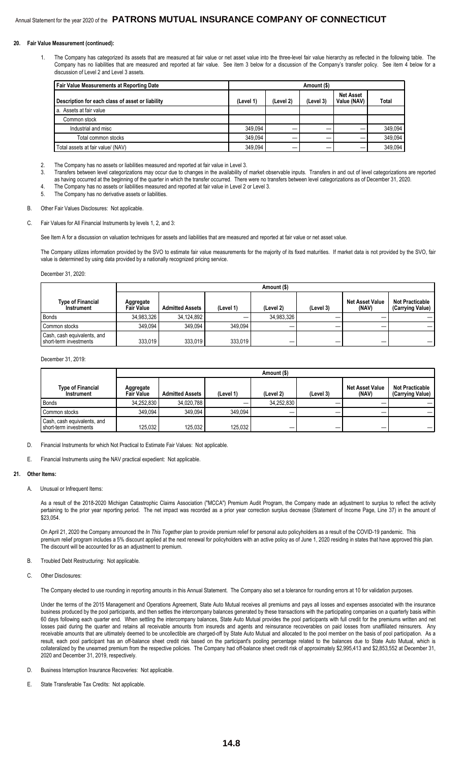## 20. Fair Value Measurement (continued):

1. The Company has categorized its assets that are measured at fair value or net asset value into the three-level fair value hierarchy as reflected in the following table. The Company has no liabilities that are measured and reported at fair value. See item 3 below for a discussion of the Company's transfer policy. See item 4 below for a discussion of Level 2 and Level 3 assets.

| Fair Value Measurements at Reporting Date | Amount ($) | | | | |
|---|---|---|---|---|---|
| Description for each class of asset or liability | (Level 1) | (Level 2) | (Level 3) | Net Asset Value (NAV) | Total |
| a. Assets at fair value | | | | | |
| Common stock | | | | | |
| Industrial and misc | 349,094 | — | — | — | 349,094 |
| Total common stocks | 349,094 | — | — | — | 349,094 |
| Total assets at fair value/ (NAV) | 349,094 | — | — | — | 349,094 |

2. The Company has no assets or liabilities measured and reported at fair value in Level 3.
3. Transfers between level categorizations may occur due to changes in the availability of market observable inputs. Transfers in and out of level categorizations are reported as having occurred at the beginning of the quarter in which the transfer occurred. There were no transfers between level categorizations as of December 31, 2020.
4. The Company has no assets or liabilities measured and reported at fair value in Level 2 or Level 3.
5. The Company has no derivative assets or liabilities.

B. Other Fair Values Disclosures: Not applicable.

C. Fair Values for All Financial Instruments by levels 1, 2, and 3:

See Item A for a discussion on valuation techniques for assets and liabilities that are measured and reported at fair value or net asset value.

The Company utilizes information provided by the SVO to estimate fair value measurements for the majority of its fixed maturities. If market data is not provided by the SVO, fair value is determined by using data provided by a nationally recognized pricing service.

December 31, 2020:

| | Amount ($) | | | | | | |
|---|---|---|---|---|---|---|---|
| Type of Financial Instrument | Aggregate Fair Value | Admitted Assets | (Level 1) | (Level 2) | (Level 3) | Net Asset Value (NAV) | Not Practicable (Carrying Value) |
| Bonds | 34,983,326 | 34,124,892 | — | 34,983,326 | — | — | — |
| Common stocks | 349,094 | 349,094 | 349,094 | — | — | — | — |
| Cash, cash equivalents, and short-term investments | 333,019 | 333,019 | 333,019 | — | — | — | — |

December 31, 2019:

| | Amount ($) | | | | | | |
|---|---|---|---|---|---|---|---|
| Type of Financial Instrument | Aggregate Fair Value | Admitted Assets | (Level 1) | (Level 2) | (Level 3) | Net Asset Value (NAV) | Not Practicable (Carrying Value) |
| Bonds | 34,252,830 | 34,020,788 | — | 34,252,830 | — | — | — |
| Common stocks | 349,094 | 349,094 | 349,094 | — | — | — | — |
| Cash, cash equivalents, and short-term investments | 125,032 | 125,032 | 125,032 | — | — | — | — |

D. Financial Instruments for which Not Practical to Estimate Fair Values: Not applicable.

E. Financial Instruments using the NAV practical expedient: Not applicable.

## 21. Other Items:

A. Unusual or Infrequent Items:

As a result of the 2018-2020 Michigan Catastrophic Claims Association ("MCCA") Premium Audit Program, the Company made an adjustment to surplus to reflect the activity pertaining to the prior year reporting period. The net impact was recorded as a prior year correction surplus decrease (Statement of Income Page, Line 37) in the amount of $23,054.

On April 21, 2020 the Company announced the *In This Together* plan to provide premium relief for personal auto policyholders as a result of the COVID-19 pandemic. This premium relief program includes a 5% discount applied at the next renewal for policyholders with an active policy as of June 1, 2020 residing in states that have approved this plan. The discount will be accounted for as an adjustment to premium.

B. Troubled Debt Restructuring: Not applicable.

C. Other Disclosures:

The Company elected to use rounding in reporting amounts in this Annual Statement. The Company also set a tolerance for rounding errors at 10 for validation purposes.

Under the terms of the 2015 Management and Operations Agreement, State Auto Mutual receives all premiums and pays all losses and expenses associated with the insurance business produced by the pool participants, and then settles the intercompany balances generated by these transactions with the participating companies on a quarterly basis within 60 days following each quarter end. When settling the intercompany balances, State Auto Mutual provides the pool participants with full credit for the premiums written and net losses paid during the quarter and retains all receivable amounts from insureds and agents and reinsurance recoverables on paid losses from unaffiliated reinsurers. Any receivable amounts that are ultimately deemed to be uncollectible are charged-off by State Auto Mutual and allocated to the pool member on the basis of pool participation. As a result, each pool participant has an off-balance sheet credit risk based on the participant's pooling percentage related to the balances due to State Auto Mutual, which is collateralized by the unearned premium from the respective policies. The Company had off-balance sheet credit risk of approximately $2,995,413 and $2,853,552 at December 31, 2020 and December 31, 2019, respectively.

D. Business Interruption Insurance Recoveries: Not applicable.

E. State Transferable Tax Credits: Not applicable.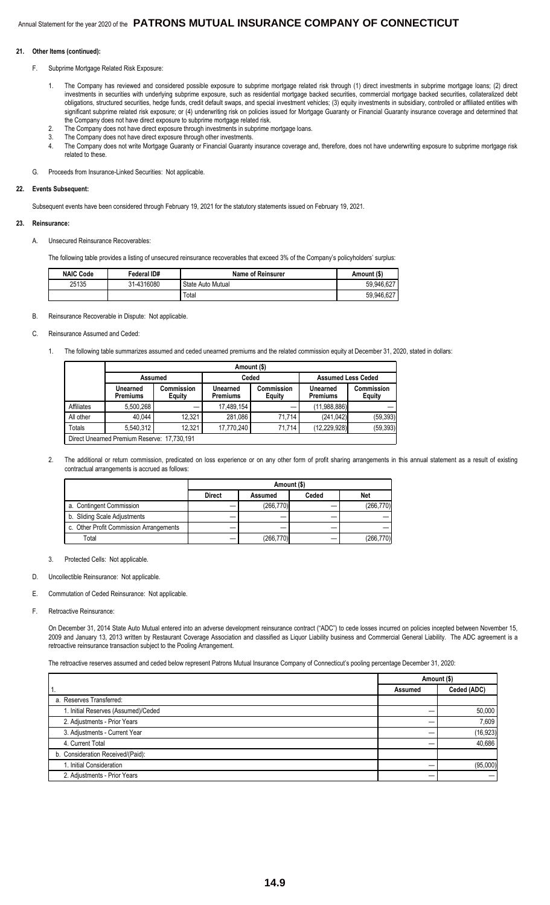## 21. Other Items (continued):

F. Subprime Mortgage Related Risk Exposure:

1. The Company has reviewed and considered possible exposure to subprime mortgage related risk through (1) direct investments in subprime mortgage loans; (2) direct investments in securities with underlying subprime exposure, such as residential mortgage backed securities, commercial mortgage backed securities, collateralized debt obligations, structured securities, hedge funds, credit default swaps, and special investment vehicles; (3) equity investments in subsidiary, controlled or affiliated entities with significant subprime related risk exposure; or (4) underwriting risk on policies issued for Mortgage Guaranty or Financial Guaranty insurance coverage and determined that the Company does not have direct exposure to subprime mortgage related risk.
2. The Company does not have direct exposure through investments in subprime mortgage loans.
3. The Company does not have direct exposure through other investments.
4. The Company does not write Mortgage Guaranty or Financial Guaranty insurance coverage and, therefore, does not have underwriting exposure to subprime mortgage risk related to these.

G. Proceeds from Insurance-Linked Securities: Not applicable.

## 22. Events Subsequent:

Subsequent events have been considered through February 19, 2021 for the statutory statements issued on February 19, 2021.

## 23. Reinsurance:

A. Unsecured Reinsurance Recoverables:

The following table provides a listing of unsecured reinsurance recoverables that exceed 3% of the Company's policyholders' surplus:

| NAIC Code | Federal ID# | Name of Reinsurer | Amount ($) |
|---|---|---|---|
| 25135 | 31-4316080 | State Auto Mutual | 59,946,627 |
| | | Total | 59,946,627 |

B. Reinsurance Recoverable in Dispute: Not applicable.

C. Reinsurance Assumed and Ceded:

1. The following table summarizes assumed and ceded unearned premiums and the related commission equity at December 31, 2020, stated in dollars:

| | Amount ($) | | | | | |
|---|---|---|---|---|---|---|
| | Assumed | | Ceded | | Assumed Less Ceded | |
| | Unearned Premiums | Commission Equity | Unearned Premiums | Commission Equity | Unearned Premiums | Commission Equity |
| Affiliates | 5,500,268 | — | 17,489,154 | — | (11,988,886) | — |
| All other | 40,044 | 12,321 | 281,086 | 71,714 | (241,042) | (59,393) |
| Totals | 5,540,312 | 12,321 | 17,770,240 | 71,714 | (12,229,928) | (59,393) |
| Direct Unearned Premium Reserve: 17,730,191 | | | | | | |

2. The additional or return commission, predicated on loss experience or on any other form of profit sharing arrangements in this annual statement as a result of existing contractual arrangements is accrued as follows:

| | Amount ($) | | | |
|---|---|---|---|---|
| | Direct | Assumed | Ceded | Net |
| a. Contingent Commission | — | (266,770) | — | (266,770) |
| b. Sliding Scale Adjustments | — | — | — | — |
| c. Other Profit Commission Arrangements | — | — | — | — |
| Total | — | (266,770) | — | (266,770) |

3. Protected Cells: Not applicable.

D. Uncollectible Reinsurance: Not applicable.

E. Commutation of Ceded Reinsurance: Not applicable.

F. Retroactive Reinsurance:

On December 31, 2014 State Auto Mutual entered into an adverse development reinsurance contract ("ADC") to cede losses incurred on policies incepted between November 15, 2009 and January 13, 2013 written by Restaurant Coverage Association and classified as Liquor Liability business and Commercial General Liability. The ADC agreement is a retroactive reinsurance transaction subject to the Pooling Arrangement.

The retroactive reserves assumed and ceded below represent Patrons Mutual Insurance Company of Connecticut's pooling percentage December 31, 2020:

| | Amount ($) | |
|---|---|---|
| 1. | Assumed | Ceded (ADC) |
| a. Reserves Transferred: | | |
| 1. Initial Reserves (Assumed)/Ceded | — | 50,000 |
| 2. Adjustments - Prior Years | — | 7,609 |
| 3. Adjustments - Current Year | — | (16,923) |
| 4. Current Total | — | 40,686 |
| b. Consideration Received/(Paid): | | |
| 1. Initial Consideration | — | (95,000) |
| 2. Adjustments - Prior Years | — | — |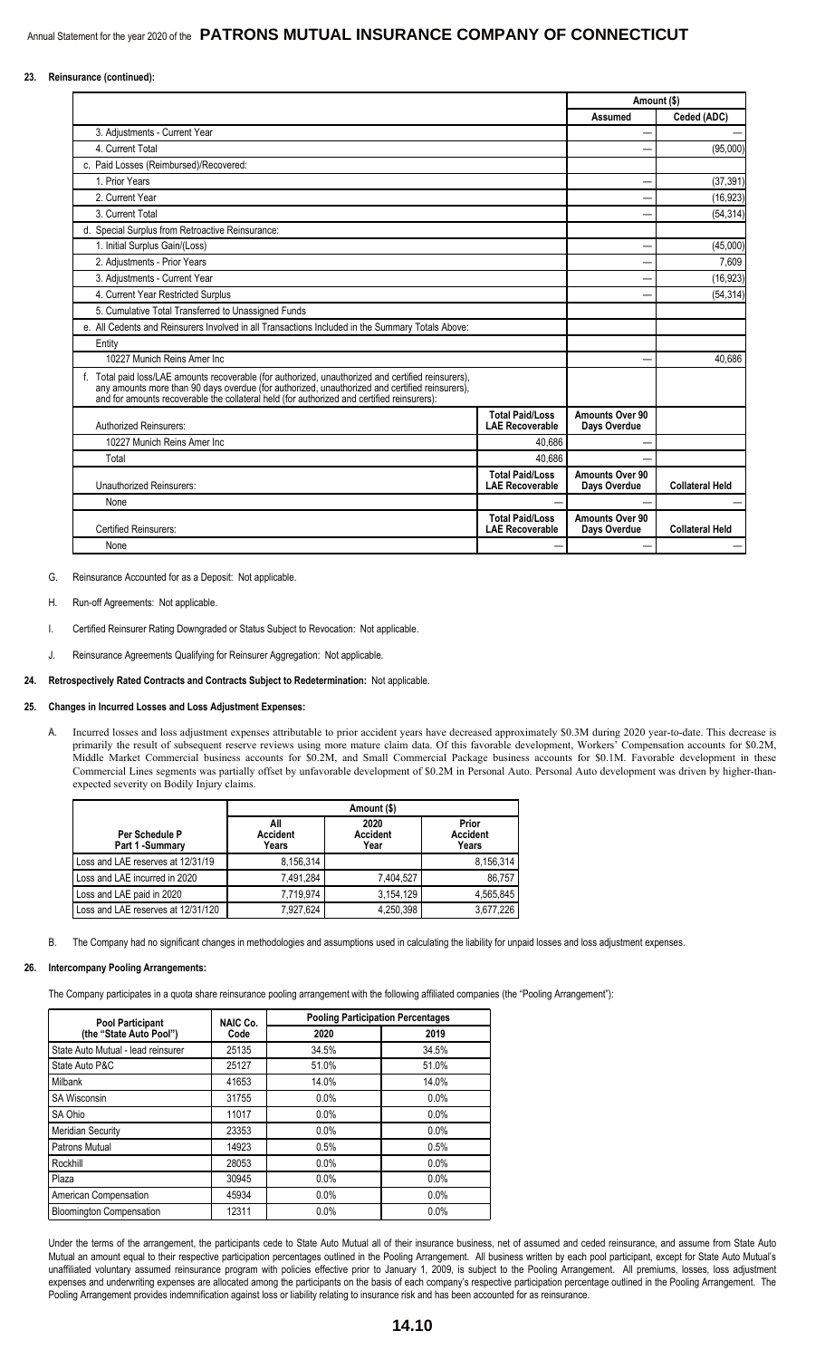**23. Reinsurance (continued):**

| | | Amount ($) | |
|---|---|---|---|
| | | Assumed | Ceded (ADC) |
| 3. Adjustments - Current Year | | — | — |
| 4. Current Total | | — | (95,000) |
| c. Paid Losses (Reimbursed)/Recovered: | | | |
| 1. Prior Years | | — | (37,391) |
| 2. Current Year | | — | (16,923) |
| 3. Current Total | | — | (54,314) |
| d. Special Surplus from Retroactive Reinsurance: | | | |
| 1. Initial Surplus Gain/(Loss) | | — | (45,000) |
| 2. Adjustments - Prior Years | | — | 7,609 |
| 3. Adjustments - Current Year | | — | (16,923) |
| 4. Current Year Restricted Surplus | | — | (54,314) |
| 5. Cumulative Total Transferred to Unassigned Funds | | | |
| e. All Cedents and Reinsurers Involved in all Transactions Included in the Summary Totals Above: | | | |
| Entity | | | |
| 10227 Munich Reins Amer Inc | | — | 40,686 |
| f. Total paid loss/LAE amounts recoverable (for authorized, unauthorized and certified reinsurers), any amounts more than 90 days overdue (for authorized, unauthorized and certified reinsurers), and for amounts recoverable the collateral held (for authorized and certified reinsurers): | | | |
| Authorized Reinsurers: | Total Paid/Loss LAE Recoverable | Amounts Over 90 Days Overdue | |
| 10227 Munich Reins Amer Inc | 40,686 | — | |
| Total | 40,686 | — | |
| Unauthorized Reinsurers: | Total Paid/Loss LAE Recoverable | Amounts Over 90 Days Overdue | Collateral Held |
| None | — | — | — |
| Certified Reinsurers: | Total Paid/Loss LAE Recoverable | Amounts Over 90 Days Overdue | Collateral Held |
| None | — | — | — |

G. Reinsurance Accounted for as a Deposit: Not applicable.

H. Run-off Agreements: Not applicable.

I. Certified Reinsurer Rating Downgraded or Status Subject to Revocation: Not applicable.

J. Reinsurance Agreements Qualifying for Reinsurer Aggregation: Not applicable.

**24. Retrospectively Rated Contracts and Contracts Subject to Redetermination:** Not applicable.

**25. Changes in Incurred Losses and Loss Adjustment Expenses:**

A. Incurred losses and loss adjustment expenses attributable to prior accident years have decreased approximately $0.3M during 2020 year-to-date. This decrease is primarily the result of subsequent reserve reviews using more mature claim data. Of this favorable development, Workers' Compensation accounts for $0.2M, Middle Market Commercial business accounts for $0.2M, and Small Commercial Package business accounts for $0.1M. Favorable development in these Commercial Lines segments was partially offset by unfavorable development of $0.2M in Personal Auto. Personal Auto development was driven by higher-than-expected severity on Bodily Injury claims.

| | Amount ($) | | |
|---|---|---|---|
| Per Schedule P Part 1 -Summary | All Accident Years | 2020 Accident Year | Prior Accident Years |
| Loss and LAE reserves at 12/31/19 | 8,156,314 | | 8,156,314 |
| Loss and LAE incurred in 2020 | 7,491,284 | 7,404,527 | 86,757 |
| Loss and LAE paid in 2020 | 7,719,974 | 3,154,129 | 4,565,845 |
| Loss and LAE reserves at 12/31/120 | 7,927,624 | 4,250,398 | 3,677,226 |

B. The Company had no significant changes in methodologies and assumptions used in calculating the liability for unpaid losses and loss adjustment expenses.

**26. Intercompany Pooling Arrangements:**

The Company participates in a quota share reinsurance pooling arrangement with the following affiliated companies (the "Pooling Arrangement"):

| Pool Participant (the "State Auto Pool") | NAIC Co. Code | Pooling Participation Percentages | |
|---|---|---|---|
| | | 2020 | 2019 |
| State Auto Mutual - lead reinsurer | 25135 | 34.5% | 34.5% |
| State Auto P&C | 25127 | 51.0% | 51.0% |
| Milbank | 41653 | 14.0% | 14.0% |
| SA Wisconsin | 31755 | 0.0% | 0.0% |
| SA Ohio | 11017 | 0.0% | 0.0% |
| Meridian Security | 23353 | 0.0% | 0.0% |
| Patrons Mutual | 14923 | 0.5% | 0.5% |
| Rockhill | 28053 | 0.0% | 0.0% |
| Plaza | 30945 | 0.0% | 0.0% |
| American Compensation | 45934 | 0.0% | 0.0% |
| Bloomington Compensation | 12311 | 0.0% | 0.0% |

Under the terms of the arrangement, the participants cede to State Auto Mutual all of their insurance business, net of assumed and ceded reinsurance, and assume from State Auto Mutual an amount equal to their respective participation percentages outlined in the Pooling Arrangement. All business written by each pool participant, except for State Auto Mutual's unaffiliated voluntary assumed reinsurance program with policies effective prior to January 1, 2009, is subject to the Pooling Arrangement. All premiums, losses, loss adjustment expenses and underwriting expenses are allocated among the participants on the basis of each company's respective participation percentage outlined in the Pooling Arrangement. The Pooling Arrangement provides indemnification against loss or liability relating to insurance risk and has been accounted for as reinsurance.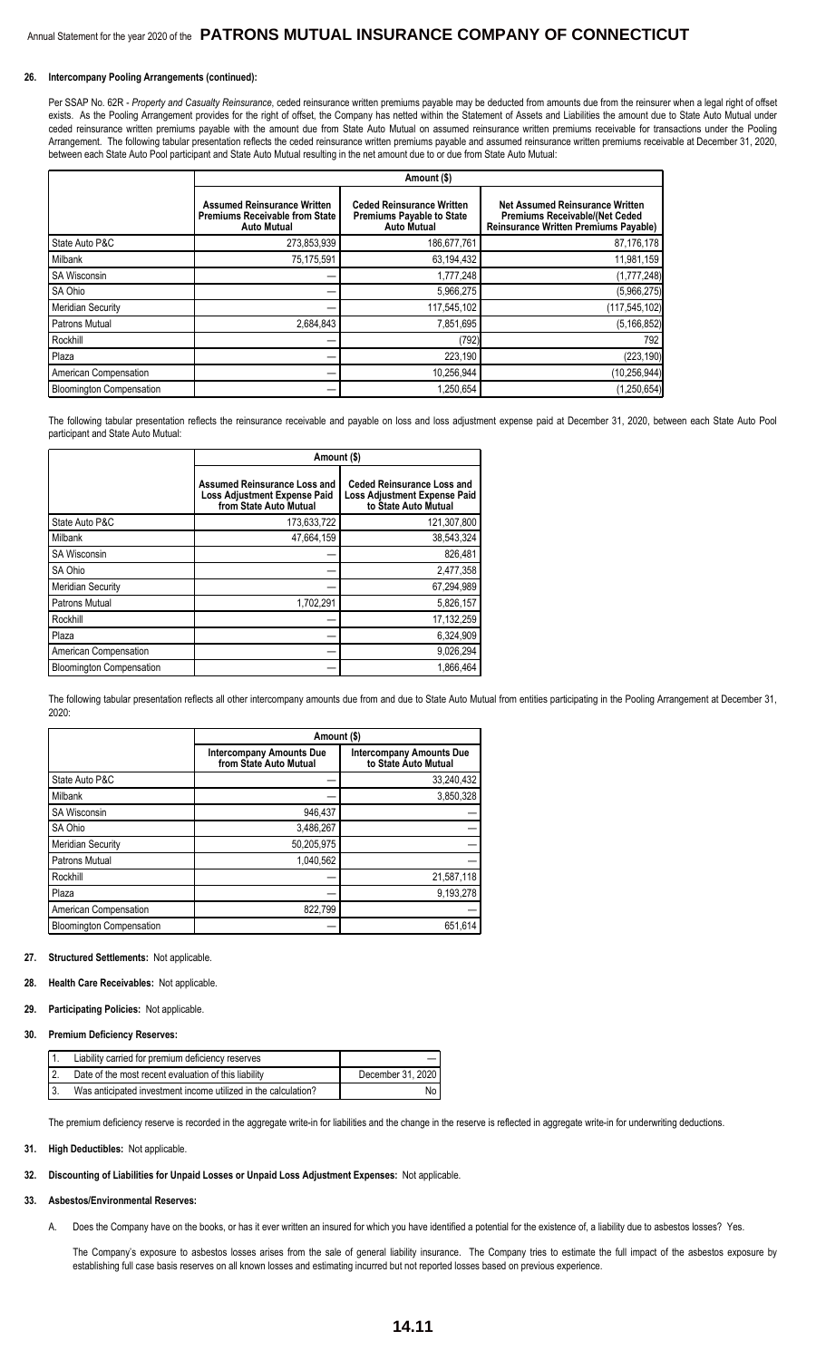**26. Intercompany Pooling Arrangements (continued):**

Per SSAP No. 62R - *Property and Casualty Reinsurance*, ceded reinsurance written premiums payable may be deducted from amounts due from the reinsurer when a legal right of offset exists. As the Pooling Arrangement provides for the right of offset, the Company has netted within the Statement of Assets and Liabilities the amount due to State Auto Mutual under ceded reinsurance written premiums payable with the amount due from State Auto Mutual on assumed reinsurance written premiums receivable for transactions under the Pooling Arrangement. The following tabular presentation reflects the ceded reinsurance written premiums payable and assumed reinsurance written premiums receivable at December 31, 2020, between each State Auto Pool participant and State Auto Mutual resulting in the net amount due to or due from State Auto Mutual:

| | Amount ($) | | |
|---|---|---|---|
| | Assumed Reinsurance Written Premiums Receivable from State Auto Mutual | Ceded Reinsurance Written Premiums Payable to State Auto Mutual | Net Assumed Reinsurance Written Premiums Receivable/(Net Ceded Reinsurance Written Premiums Payable) |
| State Auto P&C | 273,853,939 | 186,677,761 | 87,176,178 |
| Milbank | 75,175,591 | 63,194,432 | 11,981,159 |
| SA Wisconsin | — | 1,777,248 | (1,777,248) |
| SA Ohio | — | 5,966,275 | (5,966,275) |
| Meridian Security | — | 117,545,102 | (117,545,102) |
| Patrons Mutual | 2,684,843 | 7,851,695 | (5,166,852) |
| Rockhill | — | (792) | 792 |
| Plaza | — | 223,190 | (223,190) |
| American Compensation | — | 10,256,944 | (10,256,944) |
| Bloomington Compensation | — | 1,250,654 | (1,250,654) |

The following tabular presentation reflects the reinsurance receivable and payable on loss and loss adjustment expense paid at December 31, 2020, between each State Auto Pool participant and State Auto Mutual:

| | Amount ($) | |
|---|---|---|
| | Assumed Reinsurance Loss and Loss Adjustment Expense Paid from State Auto Mutual | Ceded Reinsurance Loss and Loss Adjustment Expense Paid to State Auto Mutual |
| State Auto P&C | 173,633,722 | 121,307,800 |
| Milbank | 47,664,159 | 38,543,324 |
| SA Wisconsin | — | 826,481 |
| SA Ohio | — | 2,477,358 |
| Meridian Security | — | 67,294,989 |
| Patrons Mutual | 1,702,291 | 5,826,157 |
| Rockhill | — | 17,132,259 |
| Plaza | — | 6,324,909 |
| American Compensation | — | 9,026,294 |
| Bloomington Compensation | — | 1,866,464 |

The following tabular presentation reflects all other intercompany amounts due from and due to State Auto Mutual from entities participating in the Pooling Arrangement at December 31, 2020:

| | Amount ($) | |
|---|---|---|
| | Intercompany Amounts Due from State Auto Mutual | Intercompany Amounts Due to State Auto Mutual |
| State Auto P&C | — | 33,240,432 |
| Milbank | — | 3,850,328 |
| SA Wisconsin | 946,437 | — |
| SA Ohio | 3,486,267 | — |
| Meridian Security | 50,205,975 | — |
| Patrons Mutual | 1,040,562 | — |
| Rockhill | — | 21,587,118 |
| Plaza | — | 9,193,278 |
| American Compensation | 822,799 | — |
| Bloomington Compensation | — | 651,614 |

**27. Structured Settlements:** Not applicable.

**28. Health Care Receivables:** Not applicable.

**29. Participating Policies:** Not applicable.

**30. Premium Deficiency Reserves:**

| | | |
|---|---|---|
| 1. | Liability carried for premium deficiency reserves | — |
| 2. | Date of the most recent evaluation of this liability | December 31, 2020 |
| 3. | Was anticipated investment income utilized in the calculation? | No |

The premium deficiency reserve is recorded in the aggregate write-in for liabilities and the change in the reserve is reflected in aggregate write-in for underwriting deductions.

**31. High Deductibles:** Not applicable.

**32. Discounting of Liabilities for Unpaid Losses or Unpaid Loss Adjustment Expenses:** Not applicable.

**33. Asbestos/Environmental Reserves:**

A. Does the Company have on the books, or has it ever written an insured for which you have identified a potential for the existence of, a liability due to asbestos losses? Yes.

The Company's exposure to asbestos losses arises from the sale of general liability insurance. The Company tries to estimate the full impact of the asbestos exposure by establishing full case basis reserves on all known losses and estimating incurred but not reported losses based on previous experience.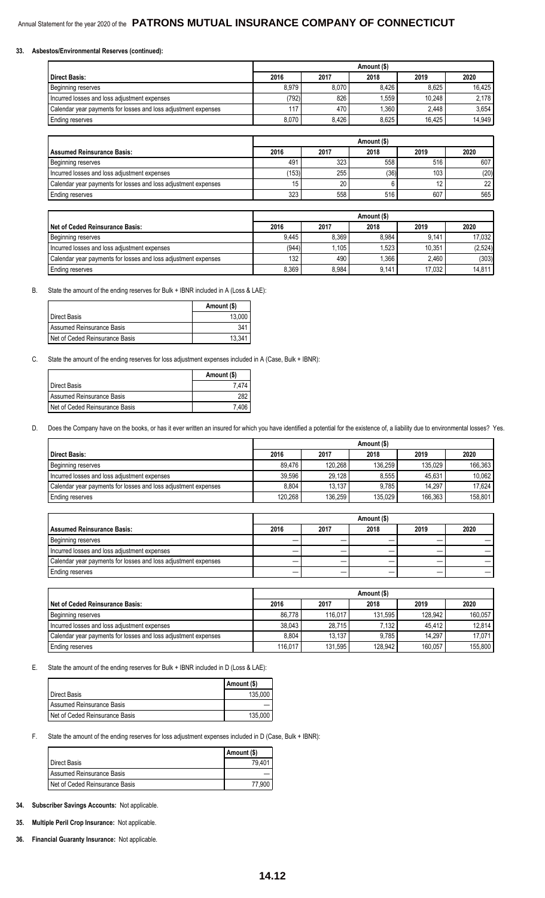## 33. Asbestos/Environmental Reserves (continued):

| Direct Basis: | Amount ($) | | | | |
|---|---|---|---|---|---|
| | 2016 | 2017 | 2018 | 2019 | 2020 |
| Beginning reserves | 8,979 | 8,070 | 8,426 | 8,625 | 16,425 |
| Incurred losses and loss adjustment expenses | (792) | 826 | 1,559 | 10,248 | 2,178 |
| Calendar year payments for losses and loss adjustment expenses | 117 | 470 | 1,360 | 2,448 | 3,654 |
| Ending reserves | 8,070 | 8,426 | 8,625 | 16,425 | 14,949 |

| Assumed Reinsurance Basis: | Amount ($) | | | | |
|---|---|---|---|---|---|
| | 2016 | 2017 | 2018 | 2019 | 2020 |
| Beginning reserves | 491 | 323 | 558 | 516 | 607 |
| Incurred losses and loss adjustment expenses | (153) | 255 | (36) | 103 | (20) |
| Calendar year payments for losses and loss adjustment expenses | 15 | 20 | 6 | 12 | 22 |
| Ending reserves | 323 | 558 | 516 | 607 | 565 |

| Net of Ceded Reinsurance Basis: | Amount ($) | | | | |
|---|---|---|---|---|---|
| | 2016 | 2017 | 2018 | 2019 | 2020 |
| Beginning reserves | 9,445 | 8,369 | 8,984 | 9,141 | 17,032 |
| Incurred losses and loss adjustment expenses | (944) | 1,105 | 1,523 | 10,351 | (2,524) |
| Calendar year payments for losses and loss adjustment expenses | 132 | 490 | 1,366 | 2,460 | (303) |
| Ending reserves | 8,369 | 8,984 | 9,141 | 17,032 | 14,811 |

B. State the amount of the ending reserves for Bulk + IBNR included in A (Loss & LAE):

| | Amount ($) |
|---|---|
| Direct Basis | 13,000 |
| Assumed Reinsurance Basis | 341 |
| Net of Ceded Reinsurance Basis | 13,341 |

C. State the amount of the ending reserves for loss adjustment expenses included in A (Case, Bulk + IBNR):

| | Amount ($) |
|---|---|
| Direct Basis | 7,474 |
| Assumed Reinsurance Basis | 282 |
| Net of Ceded Reinsurance Basis | 7,406 |

D. Does the Company have on the books, or has it ever written an insured for which you have identified a potential for the existence of, a liability due to environmental losses? Yes.

| Direct Basis: | Amount ($) | | | | |
|---|---|---|---|---|---|
| | 2016 | 2017 | 2018 | 2019 | 2020 |
| Beginning reserves | 89,476 | 120,268 | 136,259 | 135,029 | 166,363 |
| Incurred losses and loss adjustment expenses | 39,596 | 29,128 | 8,555 | 45,631 | 10,062 |
| Calendar year payments for losses and loss adjustment expenses | 8,804 | 13,137 | 9,785 | 14,297 | 17,624 |
| Ending reserves | 120,268 | 136,259 | 135,029 | 166,363 | 158,801 |

| Assumed Reinsurance Basis: | Amount ($) | | | | |
|---|---|---|---|---|---|
| | 2016 | 2017 | 2018 | 2019 | 2020 |
| Beginning reserves | — | — | — | — | — |
| Incurred losses and loss adjustment expenses | — | — | — | — | — |
| Calendar year payments for losses and loss adjustment expenses | — | — | — | — | — |
| Ending reserves | — | — | — | — | — |

| Net of Ceded Reinsurance Basis: | Amount ($) | | | | |
|---|---|---|---|---|---|
| | 2016 | 2017 | 2018 | 2019 | 2020 |
| Beginning reserves | 86,778 | 116,017 | 131,595 | 128,942 | 160,057 |
| Incurred losses and loss adjustment expenses | 38,043 | 28,715 | 7,132 | 45,412 | 12,814 |
| Calendar year payments for losses and loss adjustment expenses | 8,804 | 13,137 | 9,785 | 14,297 | 17,071 |
| Ending reserves | 116,017 | 131,595 | 128,942 | 160,057 | 155,800 |

E. State the amount of the ending reserves for Bulk + IBNR included in D (Loss & LAE):

| | Amount ($) |
|---|---|
| Direct Basis | 135,000 |
| Assumed Reinsurance Basis | — |
| Net of Ceded Reinsurance Basis | 135,000 |

F. State the amount of the ending reserves for loss adjustment expenses included in D (Case, Bulk + IBNR):

| | Amount ($) |
|---|---|
| Direct Basis | 79,401 |
| Assumed Reinsurance Basis | — |
| Net of Ceded Reinsurance Basis | 77,900 |

**34. Subscriber Savings Accounts:** Not applicable.

**35. Multiple Peril Crop Insurance:** Not applicable.

**36. Financial Guaranty Insurance:** Not applicable.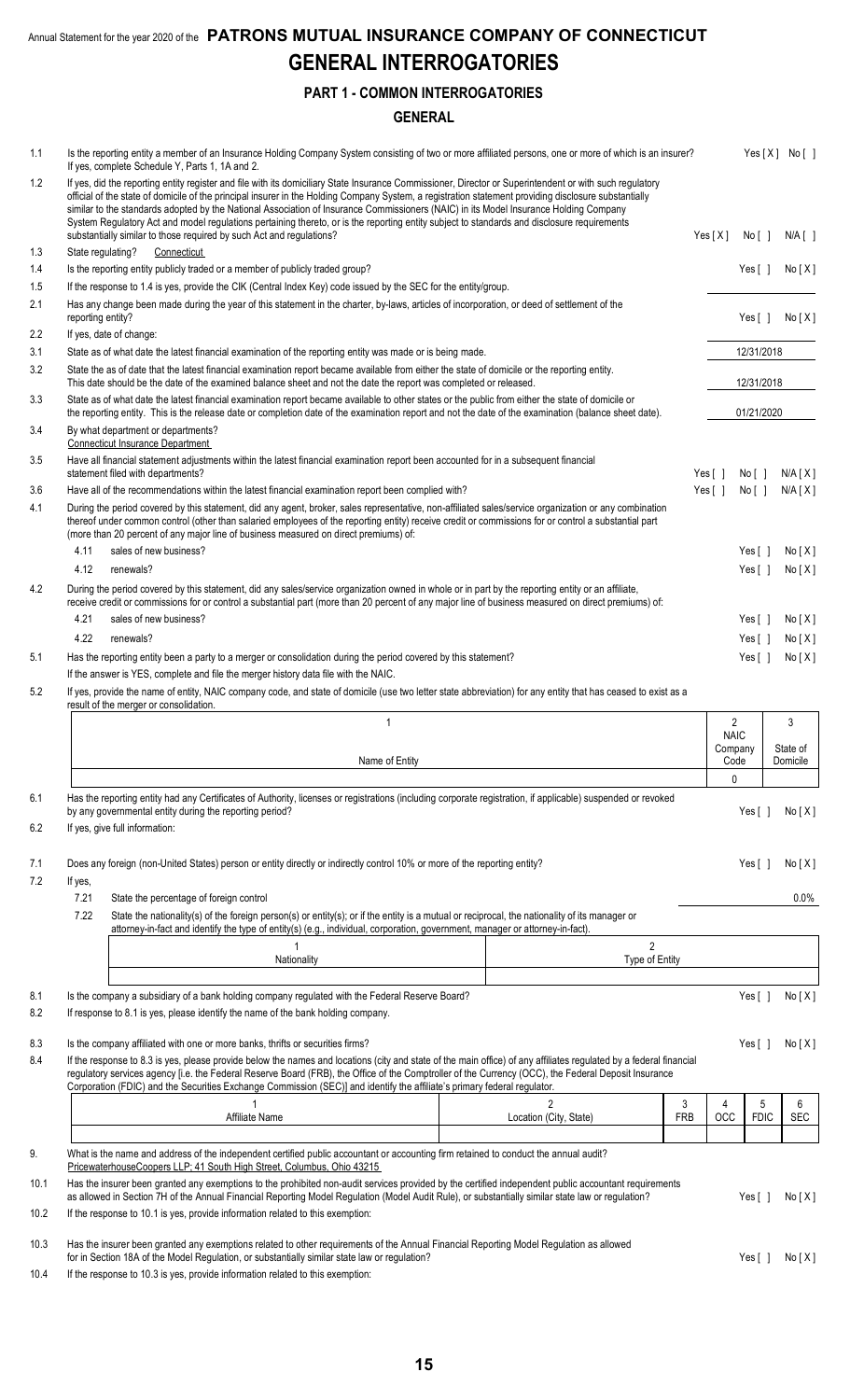Annual Statement for the year 2020 of the **PATRONS MUTUAL INSURANCE COMPANY OF CONNECTICUT**

# GENERAL INTERROGATORIES

## PART 1 - COMMON INTERROGATORIES

### GENERAL

1.1 Is the reporting entity a member of an Insurance Holding Company System consisting of two or more affiliated persons, one or more of which is an insurer? If yes, complete Schedule Y, Parts 1, 1A and 2. Yes [X] No [ ]

1.2 If yes, did the reporting entity register and file with its domiciliary State Insurance Commissioner, Director or Superintendent or with such regulatory official of the state of domicile of the principal insurer in the Holding Company System, a registration statement providing disclosure substantially similar to the standards adopted by the National Association of Insurance Commissioners (NAIC) in its Model Insurance Holding Company System Regulatory Act and model regulations pertaining thereto, or is the reporting entity subject to standards and disclosure requirements substantially similar to those required by such Act and regulations? Yes [X] No [ ] N/A [ ]

1.3 State regulating? Connecticut

1.4 Is the reporting entity publicly traded or a member of publicly traded group? Yes [ ] No [X]

1.5 If the response to 1.4 is yes, provide the CIK (Central Index Key) code issued by the SEC for the entity/group.

2.1 Has any change been made during the year of this statement in the charter, by-laws, articles of incorporation, or deed of settlement of the reporting entity? Yes [ ] No [X]

2.2 If yes, date of change:

3.1 State as of what date the latest financial examination of the reporting entity was made or is being made. 12/31/2018

3.2 State the as of date that the latest financial examination report became available from either the state of domicile or the reporting entity. This date should be the date of the examined balance sheet and not the date the report was completed or released. 12/31/2018

3.3 State as of what date the latest financial examination report became available to other states or the public from either the state of domicile or the reporting entity. This is the release date or completion date of the examination report and not the date of the examination (balance sheet date). 01/21/2020

3.4 By what department or departments? Connecticut Insurance Department

3.5 Have all financial statement adjustments within the latest financial examination report been accounted for in a subsequent financial statement filed with departments? Yes [ ] No [ ] N/A [X]

3.6 Have all of the recommendations within the latest financial examination report been complied with? Yes [ ] No [ ] N/A [X]

4.1 During the period covered by this statement, did any agent, broker, sales representative, non-affiliated sales/service organization or any combination thereof under common control (other than salaried employees of the reporting entity) receive credit or commissions for or control a substantial part (more than 20 percent of any major line of business measured on direct premiums) of:

4.11 sales of new business? Yes [ ] No [X]

4.12 renewals? Yes [ ] No [X]

4.2 During the period covered by this statement, did any sales/service organization owned in whole or in part by the reporting entity or an affiliate, receive credit or commissions for or control a substantial part (more than 20 percent of any major line of business measured on direct premiums) of:

4.21 sales of new business? Yes [ ] No [X]

4.22 renewals? Yes [ ] No [X]

5.1 Has the reporting entity been a party to a merger or consolidation during the period covered by this statement? Yes [ ] No [X]

If the answer is YES, complete and file the merger history data file with the NAIC.

5.2 If yes, provide the name of entity, NAIC company code, and state of domicile (use two letter state abbreviation) for any entity that has ceased to exist as a result of the merger or consolidation.

| 1<br>Name of Entity | 2<br>NAIC Company Code | 3<br>State of Domicile |
|---|---|---|
| | 0 | |

6.1 Has the reporting entity had any Certificates of Authority, licenses or registrations (including corporate registration, if applicable) suspended or revoked by any governmental entity during the reporting period? Yes [ ] No [X]

6.2 If yes, give full information:

7.1 Does any foreign (non-United States) person or entity directly or indirectly control 10% or more of the reporting entity? Yes [ ] No [X]

7.2 If yes,

7.21 State the percentage of foreign control 0.0%

7.22 State the nationality(s) of the foreign person(s) or entity(s); or if the entity is a mutual or reciprocal, the nationality of its manager or attorney-in-fact and identify the type of entity(s) (e.g., individual, corporation, government, manager or attorney-in-fact).

| 1<br>Nationality | 2<br>Type of Entity |
|---|---|
| | |

8.1 Is the company a subsidiary of a bank holding company regulated with the Federal Reserve Board? Yes [ ] No [X]

8.2 If response to 8.1 is yes, please identify the name of the bank holding company.

8.3 Is the company affiliated with one or more banks, thrifts or securities firms? Yes [ ] No [X]

8.4 If the response to 8.3 is yes, please provide below the names and locations (city and state of the main office) of any affiliates regulated by a federal financial regulatory services agency [i.e. the Federal Reserve Board (FRB), the Office of the Comptroller of the Currency (OCC), the Federal Deposit Insurance Corporation (FDIC) and the Securities Exchange Commission (SEC)] and identify the affiliate's primary federal regulator.

| 1<br>Affiliate Name | 2<br>Location (City, State) | 3<br>FRB | 4<br>OCC | 5<br>FDIC | 6<br>SEC |
|---|---|---|---|---|---|
| | | | | | |

9. What is the name and address of the independent certified public accountant or accounting firm retained to conduct the annual audit? PricewaterhouseCoopers LLP; 41 South High Street, Columbus, Ohio 43215

10.1 Has the insurer been granted any exemptions to the prohibited non-audit services provided by the certified independent public accountant requirements as allowed in Section 7H of the Annual Financial Reporting Model Regulation (Model Audit Rule), or substantially similar state law or regulation? Yes [ ] No [X]

10.2 If the response to 10.1 is yes, provide information related to this exemption:

10.3 Has the insurer been granted any exemptions related to other requirements of the Annual Financial Reporting Model Regulation as allowed for in Section 18A of the Model Regulation, or substantially similar state law or regulation? Yes [ ] No [X]

10.4 If the response to 10.3 is yes, provide information related to this exemption: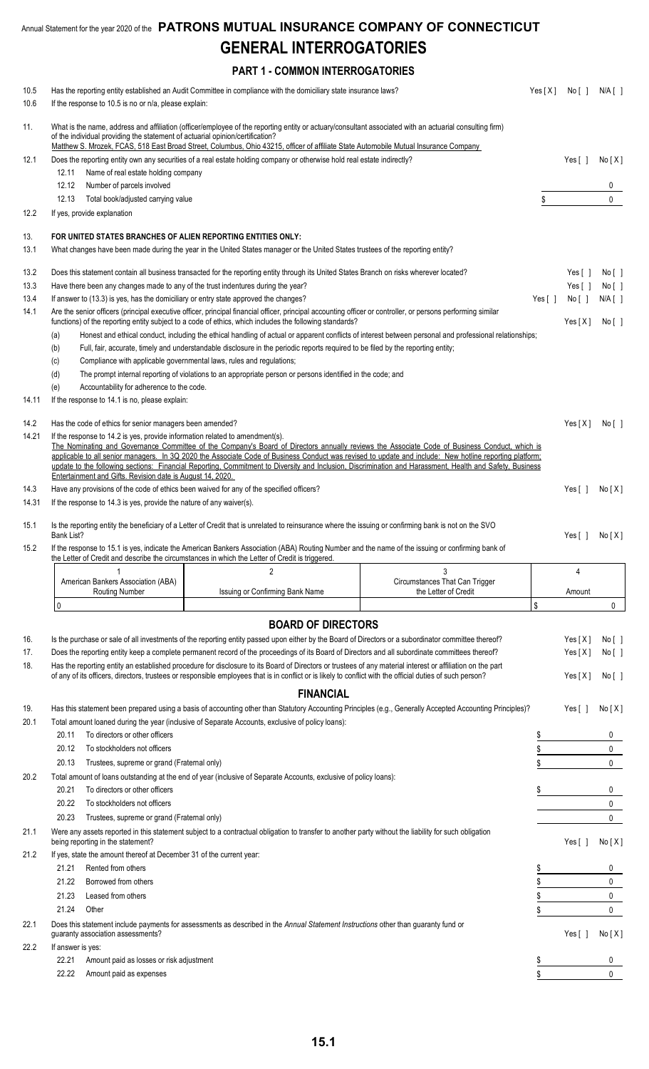Annual Statement for the year 2020 of the **PATRONS MUTUAL INSURANCE COMPANY OF CONNECTICUT**

# GENERAL INTERROGATORIES

## PART 1 - COMMON INTERROGATORIES

10.5 Has the reporting entity established an Audit Committee in compliance with the domiciliary state insurance laws? Yes [ X ] No [ ] N/A [ ]

10.6 If the response to 10.5 is no or n/a, please explain:

11. What is the name, address and affiliation (officer/employee of the reporting entity or actuary/consultant associated with an actuarial consulting firm) of the individual providing the statement of actuarial opinion/certification?
Matthew S. Mrozek, FCAS, 518 East Broad Street, Columbus, Ohio 43215, officer of affiliate State Automobile Mutual Insurance Company

12.1 Does the reporting entity own any securities of a real estate holding company or otherwise hold real estate indirectly? Yes [ ] No [ X ]

12.11 Name of real estate holding company

12.12 Number of parcels involved 0

12.13 Total book/adjusted carrying value $ 0

12.2 If yes, provide explanation

13. **FOR UNITED STATES BRANCHES OF ALIEN REPORTING ENTITIES ONLY:**

13.1 What changes have been made during the year in the United States manager or the United States trustees of the reporting entity?

13.2 Does this statement contain all business transacted for the reporting entity through its United States Branch on risks wherever located? Yes [ ] No [ ]

13.3 Have there been any changes made to any of the trust indentures during the year? Yes [ ] No [ ]

13.4 If answer to (13.3) is yes, has the domiciliary or entry state approved the changes? Yes [ ] No [ ] N/A [ ]

14.1 Are the senior officers (principal executive officer, principal financial officer, principal accounting officer or controller, or persons performing similar functions) of the reporting entity subject to a code of ethics, which includes the following standards? Yes [ X ] No [ ]

(a) Honest and ethical conduct, including the ethical handling of actual or apparent conflicts of interest between personal and professional relationships;

(b) Full, fair, accurate, timely and understandable disclosure in the periodic reports required to be filed by the reporting entity;

(c) Compliance with applicable governmental laws, rules and regulations;

(d) The prompt internal reporting of violations to an appropriate person or persons identified in the code; and

(e) Accountability for adherence to the code.

14.11 If the response to 14.1 is no, please explain:

14.2 Has the code of ethics for senior managers been amended? Yes [ X ] No [ ]

14.21 If the response to 14.2 is yes, provide information related to amendment(s).
The Nominating and Governance Committee of the Company's Board of Directors annually reviews the Associate Code of Business Conduct, which is applicable to all senior managers. In 3Q 2020 the Associate Code of Business Conduct was revised to update and include: New hotline reporting platform; update to the following sections: Financial Reporting, Commitment to Diversity and Inclusion, Discrimination and Harassment, Health and Safety, Business Entertainment and Gifts. Revision date is August 14, 2020.

14.3 Have any provisions of the code of ethics been waived for any of the specified officers? Yes [ ] No [ X ]

14.31 If the response to 14.3 is yes, provide the nature of any waiver(s).

15.1 Is the reporting entity the beneficiary of a Letter of Credit that is unrelated to reinsurance where the issuing or confirming bank is not on the SVO Bank List? Yes [ ] No [ X ]

15.2 If the response to 15.1 is yes, indicate the American Bankers Association (ABA) Routing Number and the name of the issuing or confirming bank of the Letter of Credit and describe the circumstances in which the Letter of Credit is triggered.

| 1<br>American Bankers Association (ABA) Routing Number | 2<br>Issuing or Confirming Bank Name | 3<br>Circumstances That Can Trigger the Letter of Credit | 4<br>Amount |
|---|---|---|---|
| 0 | | | $ 0 |

## BOARD OF DIRECTORS

16. Is the purchase or sale of all investments of the reporting entity passed upon either by the Board of Directors or a subordinator committee thereof? Yes [ X ] No [ ]

17. Does the reporting entity keep a complete permanent record of the proceedings of its Board of Directors and all subordinate committees thereof? Yes [ X ] No [ ]

18. Has the reporting entity an established procedure for disclosure to its Board of Directors or trustees of any material interest or affiliation on the part of any of its officers, directors, trustees or responsible employees that is in conflict or is likely to conflict with the official duties of such person? Yes [ X ] No [ ]

## FINANCIAL

19. Has this statement been prepared using a basis of accounting other than Statutory Accounting Principles (e.g., Generally Accepted Accounting Principles)? Yes [ ] No [ X ]

20.1 Total amount loaned during the year (inclusive of Separate Accounts, exclusive of policy loans):

20.11 To directors or other officers $ 0

20.12 To stockholders not officers $ 0

20.13 Trustees, supreme or grand (Fraternal only) $ 0

20.2 Total amount of loans outstanding at the end of year (inclusive of Separate Accounts, exclusive of policy loans):

20.21 To directors or other officers $ 0

20.22 To stockholders not officers 0

20.23 Trustees, supreme or grand (Fraternal only) 0

21.1 Were any assets reported in this statement subject to a contractual obligation to transfer to another party without the liability for such obligation being reporting in the statement? Yes [ ] No [ X ]

21.2 If yes, state the amount thereof at December 31 of the current year:

21.21 Rented from others $ 0

21.22 Borrowed from others $ 0

21.23 Leased from others $ 0

21.24 Other $ 0

22.1 Does this statement include payments for assessments as described in the *Annual Statement Instructions* other than guaranty fund or guaranty association assessments? Yes [ ] No [ X ]

22.2 If answer is yes:

22.21 Amount paid as losses or risk adjustment $ 0

22.22 Amount paid as expenses $ 0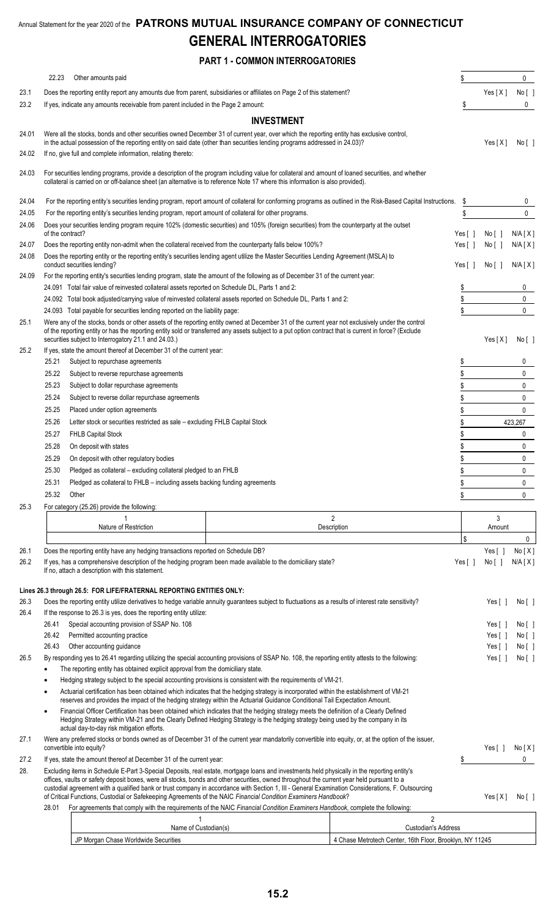Annual Statement for the year 2020 of the **PATRONS MUTUAL INSURANCE COMPANY OF CONNECTICUT**

# GENERAL INTERROGATORIES

## PART 1 - COMMON INTERROGATORIES

22.23 Other amounts paid $ 0

23.1 Does the reporting entity report any amounts due from parent, subsidiaries or affiliates on Page 2 of this statement? Yes [ X ] No [ ]

23.2 If yes, indicate any amounts receivable from parent included in the Page 2 amount: $ 0

### INVESTMENT

24.01 Were all the stocks, bonds and other securities owned December 31 of current year, over which the reporting entity has exclusive control, in the actual possession of the reporting entity on said date (other than securities lending programs addressed in 24.03)? Yes [ X ] No [ ]

24.02 If no, give full and complete information, relating thereto:

24.03 For securities lending programs, provide a description of the program including value for collateral and amount of loaned securities, and whether collateral is carried on or off-balance sheet (an alternative is to reference Note 17 where this information is also provided).

24.04 For the reporting entity's securities lending program, report amount of collateral for conforming programs as outlined in the Risk-Based Capital Instructions. $ 0

24.05 For the reporting entity's securities lending program, report amount of collateral for other programs. $ 0

24.06 Does your securities lending program require 102% (domestic securities) and 105% (foreign securities) from the counterparty at the outset of the contract? Yes [ ] No [ ] N/A [ X ]

24.07 Does the reporting entity non-admit when the collateral received from the counterparty falls below 100%? Yes [ ] No [ ] N/A [ X ]

24.08 Does the reporting entity or the reporting entity's securities lending agent utilize the Master Securities Lending Agreement (MSLA) to conduct securities lending? Yes [ ] No [ ] N/A [ X ]

24.09 For the reporting entity's securities lending program, state the amount of the following as of December 31 of the current year:

24.091 Total fair value of reinvested collateral assets reported on Schedule DL, Parts 1 and 2: $ 0

24.092 Total book adjusted/carrying value of reinvested collateral assets reported on Schedule DL, Parts 1 and 2: $ 0

24.093 Total payable for securities lending reported on the liability page: $ 0

25.1 Were any of the stocks, bonds or other assets of the reporting entity owned at December 31 of the current year not exclusively under the control of the reporting entity or has the reporting entity sold or transferred any assets subject to a put option contract that is current in force? (Exclude securities subject to Interrogatory 21.1 and 24.03.) Yes [ X ] No [ ]

25.2 If yes, state the amount thereof at December 31 of the current year:

| | | |
|---|---|---|
| 25.21 | Subject to repurchase agreements | $ 0 |
| 25.22 | Subject to reverse repurchase agreements | $ 0 |
| 25.23 | Subject to dollar repurchase agreements | $ 0 |
| 25.24 | Subject to reverse dollar repurchase agreements | $ 0 |
| 25.25 | Placed under option agreements | $ 0 |
| 25.26 | Letter stock or securities restricted as sale – excluding FHLB Capital Stock | $ 423,267 |
| 25.27 | FHLB Capital Stock | $ 0 |
| 25.28 | On deposit with states | $ 0 |
| 25.29 | On deposit with other regulatory bodies | $ 0 |
| 25.30 | Pledged as collateral – excluding collateral pledged to an FHLB | $ 0 |
| 25.31 | Pledged as collateral to FHLB – including assets backing funding agreements | $ 0 |
| 25.32 | Other | $ 0 |

25.3 For category (25.26) provide the following:

| 1<br>Nature of Restriction | 2<br>Description | 3<br>Amount |
|---|---|---|
| | | $ 0 |

26.1 Does the reporting entity have any hedging transactions reported on Schedule DB? Yes [ ] No [ X ]

26.2 If yes, has a comprehensive description of the hedging program been made available to the domiciliary state? Yes [ ] No [ ] N/A [ X ]
If no, attach a description with this statement.

**Lines 26.3 through 26.5: FOR LIFE/FRATERNAL REPORTING ENTITIES ONLY:**

26.3 Does the reporting entity utilize derivatives to hedge variable annuity guarantees subject to fluctuations as a results of interest rate sensitivity? Yes [ ] No [ ]

26.4 If the response to 26.3 is yes, does the reporting entity utilize:

26.41 Special accounting provision of SSAP No. 108 Yes [ ] No [ ]

26.42 Permitted accounting practice Yes [ ] No [ ]

26.43 Other accounting guidance Yes [ ] No [ ]

26.5 By responding yes to 26.41 regarding utilizing the special accounting provisions of SSAP No. 108, the reporting entity attests to the following: Yes [ ] No [ ]

- The reporting entity has obtained explicit approval from the domiciliary state.
- Hedging strategy subject to the special accounting provisions is consistent with the requirements of VM-21.
- Actuarial certification has been obtained which indicates that the hedging strategy is incorporated within the establishment of VM-21 reserves and provides the impact of the hedging strategy within the Actuarial Guidance Conditional Tail Expectation Amount.
- Financial Officer Certification has been obtained which indicates that the hedging strategy meets the definition of a Clearly Defined Hedging Strategy within VM-21 and the Clearly Defined Hedging Strategy is the hedging strategy being used by the company in its actual day-to-day risk mitigation efforts.

27.1 Were any preferred stocks or bonds owned as of December 31 of the current year mandatorily convertible into equity, or, at the option of the issuer, convertible into equity? Yes [ ] No [ X ]

27.2 If yes, state the amount thereof at December 31 of the current year: $ 0

28. Excluding items in Schedule E-Part 3-Special Deposits, real estate, mortgage loans and investments held physically in the reporting entity's offices, vaults or safety deposit boxes, were all stocks, bonds and other securities, owned throughout the current year held pursuant to a custodial agreement with a qualified bank or trust company in accordance with Section 1, III - General Examination Considerations, F. Outsourcing of Critical Functions, Custodial or Safekeeping Agreements of the NAIC *Financial Condition Examiners Handbook*? Yes [ X ] No [ ]

28.01 For agreements that comply with the requirements of the NAIC *Financial Condition Examiners Handbook*, complete the following:

| 1<br>Name of Custodian(s) | 2<br>Custodian's Address |
|---|---|
| JP Morgan Chase Worldwide Securities | 4 Chase Metrotech Center, 16th Floor, Brooklyn, NY 11245 |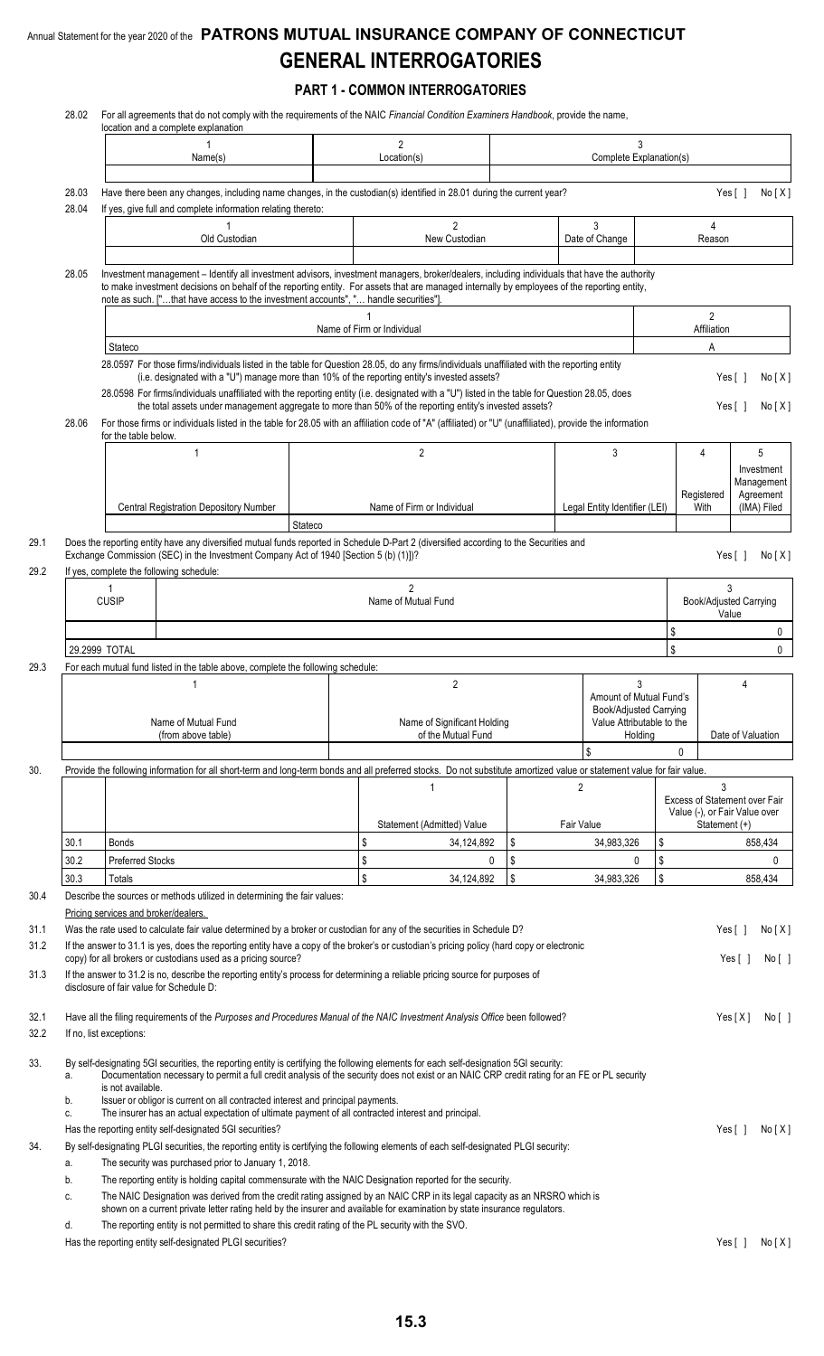Annual Statement for the year 2020 of the **PATRONS MUTUAL INSURANCE COMPANY OF CONNECTICUT**

# GENERAL INTERROGATORIES

## PART 1 - COMMON INTERROGATORIES

28.02 For all agreements that do not comply with the requirements of the NAIC *Financial Condition Examiners Handbook*, provide the name, location and a complete explanation

| 1<br>Name(s) | 2<br>Location(s) | 3<br>Complete Explanation(s) |
|---|---|---|
| | | |

28.03 Have there been any changes, including name changes, in the custodian(s) identified in 28.01 during the current year? Yes [ ] No [ X ]

28.04 If yes, give full and complete information relating thereto:

| 1<br>Old Custodian | 2<br>New Custodian | 3<br>Date of Change | 4<br>Reason |
|---|---|---|---|
| | | | |

28.05 Investment management – Identify all investment advisors, investment managers, broker/dealers, including individuals that have the authority to make investment decisions on behalf of the reporting entity. For assets that are managed internally by employees of the reporting entity, note as such. ["…that have access to the investment accounts", "… handle securities"].

| 1<br>Name of Firm or Individual | 2<br>Affiliation |
|---|---|
| Stateco | A |

28.0597 For those firms/individuals listed in the table for Question 28.05, do any firms/individuals unaffiliated with the reporting entity (i.e. designated with a "U") manage more than 10% of the reporting entity's invested assets? Yes [ ] No [ X ]

28.0598 For firms/individuals unaffiliated with the reporting entity (i.e. designated with a "U") listed in the table for Question 28.05, does the total assets under management aggregate to more than 50% of the reporting entity's invested assets? Yes [ ] No [ X ]

28.06 For those firms or individuals listed in the table for 28.05 with an affiliation code of "A" (affiliated) or "U" (unaffiliated), provide the information for the table below.

| 1<br>Central Registration Depository Number | 2<br>Name of Firm or Individual | 3<br>Legal Entity Identifier (LEI) | 4<br>Registered With | 5<br>Investment Management Agreement (IMA) Filed |
|---|---|---|---|---|
| | Stateco | | | |

29.1 Does the reporting entity have any diversified mutual funds reported in Schedule D-Part 2 (diversified according to the Securities and Exchange Commission (SEC) in the Investment Company Act of 1940 [Section 5 (b) (1)])? Yes [ ] No [ X ]

29.2 If yes, complete the following schedule:

| 1<br>CUSIP | 2<br>Name of Mutual Fund | 3<br>Book/Adjusted Carrying Value |
|---|---|---|
| | | $ 0 |
| 29.2999 TOTAL | | $ 0 |

29.3 For each mutual fund listed in the table above, complete the following schedule:

| 1<br>Name of Mutual Fund (from above table) | 2<br>Name of Significant Holding of the Mutual Fund | 3<br>Amount of Mutual Fund's Book/Adjusted Carrying Value Attributable to the Holding | 4<br>Date of Valuation |
|---|---|---|---|
| | | $ 0 | |

30. Provide the following information for all short-term and long-term bonds and all preferred stocks. Do not substitute amortized value or statement value for fair value.

| | | 1<br>Statement (Admitted) Value | 2<br>Fair Value | 3<br>Excess of Statement over Fair Value (-), or Fair Value over Statement (+) |
|---|---|---|---|---|
| 30.1 | Bonds | $ 34,124,892 | $ 34,983,326 | $ 858,434 |
| 30.2 | Preferred Stocks | $ 0 | $ 0 | $ 0 |
| 30.3 | Totals | $ 34,124,892 | $ 34,983,326 | $ 858,434 |

30.4 Describe the sources or methods utilized in determining the fair values:
Pricing services and broker/dealers.

31.1 Was the rate used to calculate fair value determined by a broker or custodian for any of the securities in Schedule D? Yes [ ] No [ X ]

31.2 If the answer to 31.1 is yes, does the reporting entity have a copy of the broker's or custodian's pricing policy (hard copy or electronic copy) for all brokers or custodians used as a pricing source? Yes [ ] No [ ]

31.3 If the answer to 31.2 is no, describe the reporting entity's process for determining a reliable pricing source for purposes of disclosure of fair value for Schedule D:

32.1 Have all the filing requirements of the *Purposes and Procedures Manual of the NAIC Investment Analysis Office* been followed? Yes [ X ] No [ ]

32.2 If no, list exceptions:

33. By self-designating 5GI securities, the reporting entity is certifying the following elements for each self-designation 5GI security:
   a. Documentation necessary to permit a full credit analysis of the security does not exist or an NAIC CRP credit rating for an FE or PL security is not available.
   b. Issuer or obligor is current on all contracted interest and principal payments.
   c. The insurer has an actual expectation of ultimate payment of all contracted interest and principal.

   Has the reporting entity self-designated 5GI securities? Yes [ ] No [ X ]

34. By self-designating PLGI securities, the reporting entity is certifying the following elements of each self-designated PLGI security:
   a. The security was purchased prior to January 1, 2018.
   b. The reporting entity is holding capital commensurate with the NAIC Designation reported for the security.
   c. The NAIC Designation was derived from the credit rating assigned by an NAIC CRP in its legal capacity as an NRSRO which is shown on a current private letter rating held by the insurer and available for examination by state insurance regulators.
   d. The reporting entity is not permitted to share this credit rating of the PL security with the SVO.

   Has the reporting entity self-designated PLGI securities? Yes [ ] No [ X ]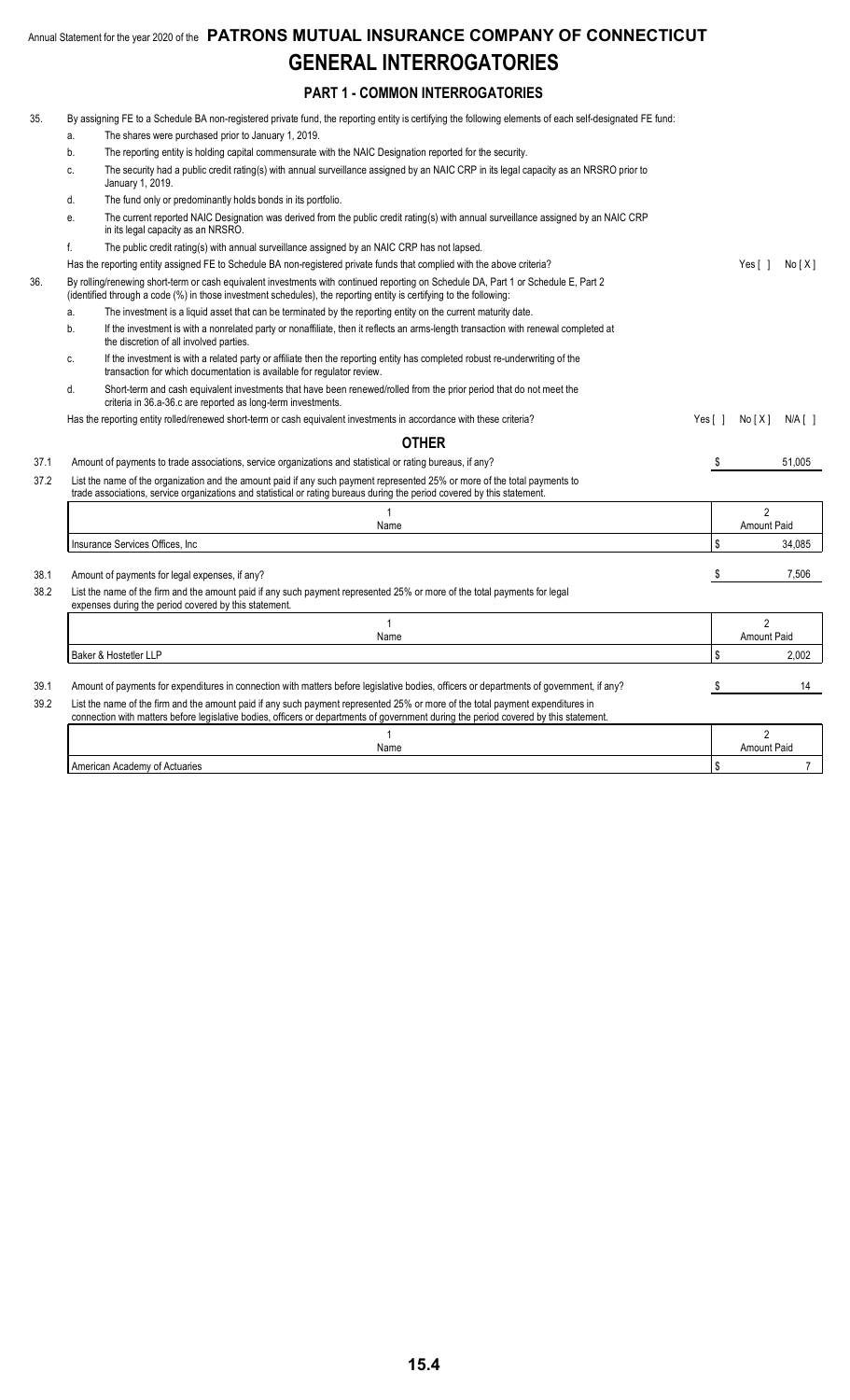Annual Statement for the year 2020 of the **PATRONS MUTUAL INSURANCE COMPANY OF CONNECTICUT**

# GENERAL INTERROGATORIES

## PART 1 - COMMON INTERROGATORIES

35. By assigning FE to a Schedule BA non-registered private fund, the reporting entity is certifying the following elements of each self-designated FE fund:
    - a. The shares were purchased prior to January 1, 2019.
    - b. The reporting entity is holding capital commensurate with the NAIC Designation reported for the security.
    - c. The security had a public credit rating(s) with annual surveillance assigned by an NAIC CRP in its legal capacity as an NRSRO prior to January 1, 2019.
    - d. The fund only or predominantly holds bonds in its portfolio.
    - e. The current reported NAIC Designation was derived from the public credit rating(s) with annual surveillance assigned by an NAIC CRP in its legal capacity as an NRSRO.
    - f. The public credit rating(s) with annual surveillance assigned by an NAIC CRP has not lapsed.

    Has the reporting entity assigned FE to Schedule BA non-registered private funds that complied with the above criteria? Yes [ ] No [ X ]

36. By rolling/renewing short-term or cash equivalent investments with continued reporting on Schedule DA, Part 1 or Schedule E, Part 2 (identified through a code (%) in those investment schedules), the reporting entity is certifying to the following:
    - a. The investment is a liquid asset that can be terminated by the reporting entity on the current maturity date.
    - b. If the investment is with a nonrelated party or nonaffiliate, then it reflects an arms-length transaction with renewal completed at the discretion of all involved parties.
    - c. If the investment is with a related party or affiliate then the reporting entity has completed robust re-underwriting of the transaction for which documentation is available for regulator review.
    - d. Short-term and cash equivalent investments that have been renewed/rolled from the prior period that do not meet the criteria in 36.a-36.c are reported as long-term investments.

    Has the reporting entity rolled/renewed short-term or cash equivalent investments in accordance with these criteria? Yes [ ] No [ X ] N/A [ ]

## OTHER

37.1 Amount of payments to trade associations, service organizations and statistical or rating bureaus, if any? $ 51,005

37.2 List the name of the organization and the amount paid if any such payment represented 25% or more of the total payments to trade associations, service organizations and statistical or rating bureaus during the period covered by this statement.

| 1<br>Name | 2<br>Amount Paid |
|---|---|
| Insurance Services Offices, Inc | $ 34,085 |

38.1 Amount of payments for legal expenses, if any? $ 7,506

38.2 List the name of the firm and the amount paid if any such payment represented 25% or more of the total payments for legal expenses during the period covered by this statement.

| 1<br>Name | 2<br>Amount Paid |
|---|---|
| Baker & Hostetler LLP | $ 2,002 |

39.1 Amount of payments for expenditures in connection with matters before legislative bodies, officers or departments of government, if any? $ 14

39.2 List the name of the firm and the amount paid if any such payment represented 25% or more of the total payment expenditures in connection with matters before legislative bodies, officers or departments of government during the period covered by this statement.

| 1<br>Name | 2<br>Amount Paid |
|---|---|
| American Academy of Actuaries | $ 7 |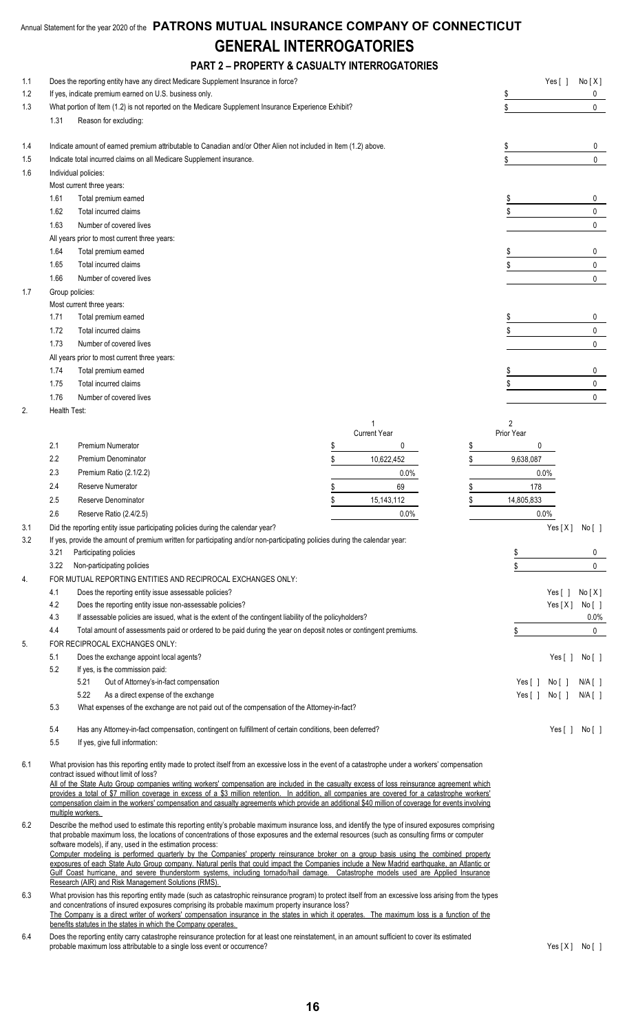Annual Statement for the year 2020 of the **PATRONS MUTUAL INSURANCE COMPANY OF CONNECTICUT**

# GENERAL INTERROGATORIES

## PART 2 – PROPERTY & CASUALTY INTERROGATORIES

1.1 Does the reporting entity have any direct Medicare Supplement Insurance in force? Yes [ ] No [X]

1.2 If yes, indicate premium earned on U.S. business only. $ 0

1.3 What portion of Item (1.2) is not reported on the Medicare Supplement Insurance Experience Exhibit? $ 0

1.31 Reason for excluding:

1.4 Indicate amount of earned premium attributable to Canadian and/or Other Alien not included in Item (1.2) above. $ 0

1.5 Indicate total incurred claims on all Medicare Supplement insurance. $ 0

1.6 Individual policies:

Most current three years:

| | | |
|---|---|---|
| 1.61 | Total premium earned | $ 0 |
| 1.62 | Total incurred claims | $ 0 |
| 1.63 | Number of covered lives | 0 |

All years prior to most current three years:

| | | |
|---|---|---|
| 1.64 | Total premium earned | $ 0 |
| 1.65 | Total incurred claims | $ 0 |
| 1.66 | Number of covered lives | 0 |

1.7 Group policies:

Most current three years:

| | | |
|---|---|---|
| 1.71 | Total premium earned | $ 0 |
| 1.72 | Total incurred claims | $ 0 |
| 1.73 | Number of covered lives | 0 |

All years prior to most current three years:

| | | |
|---|---|---|
| 1.74 | Total premium earned | $ 0 |
| 1.75 | Total incurred claims | $ 0 |
| 1.76 | Number of covered lives | 0 |

2. Health Test:

| | | 1<br>Current Year | 2<br>Prior Year |
|---|---|---|---|
| 2.1 | Premium Numerator | $ 0 | $ 0 |
| 2.2 | Premium Denominator | $ 10,622,452 | $ 9,638,087 |
| 2.3 | Premium Ratio (2.1/2.2) | 0.0% | 0.0% |
| 2.4 | Reserve Numerator | $ 69 | $ 178 |
| 2.5 | Reserve Denominator | $ 15,143,112 | $ 14,805,833 |
| 2.6 | Reserve Ratio (2.4/2.5) | 0.0% | 0.0% |

3.1 Did the reporting entity issue participating policies during the calendar year? Yes [X] No [ ]

3.2 If yes, provide the amount of premium written for participating and/or non-participating policies during the calendar year:

| | | |
|---|---|---|
| 3.21 | Participating policies | $ 0 |
| 3.22 | Non-participating policies | $ 0 |

4. FOR MUTUAL REPORTING ENTITIES AND RECIPROCAL EXCHANGES ONLY:

4.1 Does the reporting entity issue assessable policies? Yes [ ] No [X]

4.2 Does the reporting entity issue non-assessable policies? Yes [X] No [ ]

4.3 If assessable policies are issued, what is the extent of the contingent liability of the policyholders? 0.0%

4.4 Total amount of assessments paid or ordered to be paid during the year on deposit notes or contingent premiums. $ 0

5. FOR RECIPROCAL EXCHANGES ONLY:

5.1 Does the exchange appoint local agents? Yes [ ] No [ ]

5.2 If yes, is the commission paid:

5.21 Out of Attorney's-in-fact compensation Yes [ ] No [ ] N/A [ ]

5.22 As a direct expense of the exchange Yes [ ] No [ ] N/A [ ]

5.3 What expenses of the exchange are not paid out of the compensation of the Attorney-in-fact?

5.4 Has any Attorney-in-fact compensation, contingent on fulfillment of certain conditions, been deferred? Yes [ ] No [ ]

5.5 If yes, give full information:

6.1 What provision has this reporting entity made to protect itself from an excessive loss in the event of a catastrophe under a workers' compensation contract issued without limit of loss?
All of the State Auto Group companies writing workers' compensation are included in the casualty excess of loss reinsurance agreement which provides a total of $7 million coverage in excess of a $3 million retention. In addition, all companies are covered for a catastrophe workers' compensation claim in the workers' compensation and casualty agreements which provide an additional $40 million of coverage for events involving multiple workers.

6.2 Describe the method used to estimate this reporting entity's probable maximum insurance loss, and identify the type of insured exposures comprising that probable maximum loss, the locations of concentrations of those exposures and the external resources (such as consulting firms or computer software models), if any, used in the estimation process:
Computer modeling is performed quarterly by the Companies' property reinsurance broker on a group basis using the combined property exposures of each State Auto Group company. Natural perils that could impact the Companies include a New Madrid earthquake, an Atlantic or Gulf Coast hurricane, and severe thunderstorm systems, including tornado/hail damage. Catastrophe models used are Applied Insurance Research (AIR) and Risk Management Solutions (RMS).

6.3 What provision has this reporting entity made (such as catastrophic reinsurance program) to protect itself from an excessive loss arising from the types and concentrations of insured exposures comprising its probable maximum property insurance loss?
The Company is a direct writer of workers' compensation insurance in the states in which it operates. The maximum loss is a function of the benefits statutes in the states in which the Company operates.

6.4 Does the reporting entity carry catastrophe reinsurance protection for at least one reinstatement, in an amount sufficient to cover its estimated probable maximum loss attributable to a single loss event or occurrence? Yes [X] No [ ]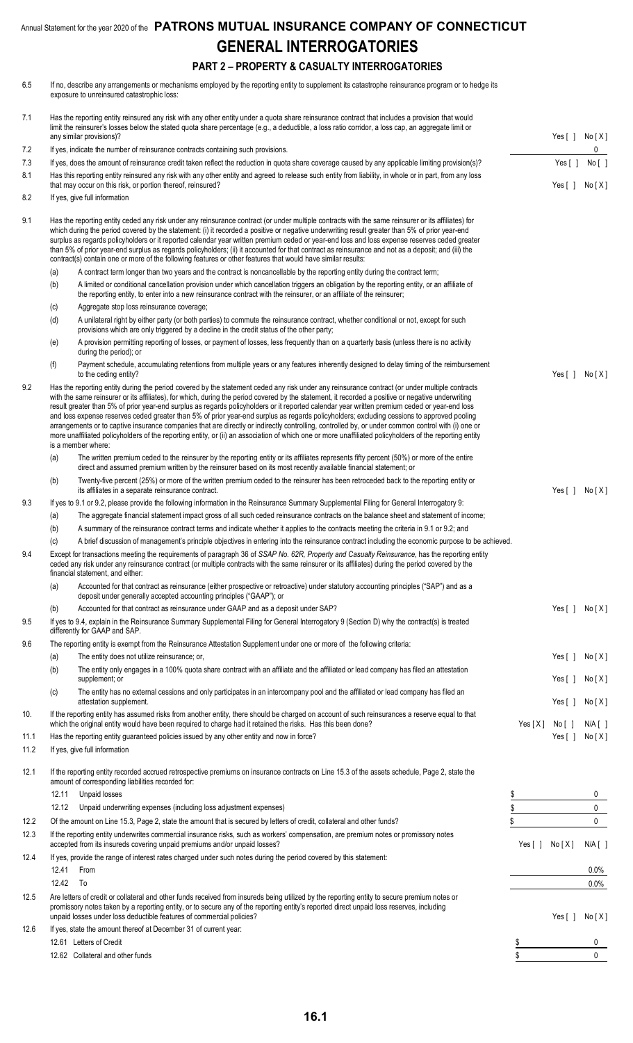Annual Statement for the year 2020 of the **PATRONS MUTUAL INSURANCE COMPANY OF CONNECTICUT**

# GENERAL INTERROGATORIES

## PART 2 – PROPERTY & CASUALTY INTERROGATORIES

6.5 If no, describe any arrangements or mechanisms employed by the reporting entity to supplement its catastrophe reinsurance program or to hedge its exposure to unreinsured catastrophic loss:

7.1 Has the reporting entity reinsured any risk with any other entity under a quota share reinsurance contract that includes a provision that would limit the reinsurer's losses below the stated quota share percentage (e.g., a deductible, a loss ratio corridor, a loss cap, an aggregate limit or any similar provisions)? Yes [ ] No [ X ]

7.2 If yes, indicate the number of reinsurance contracts containing such provisions. 0

7.3 If yes, does the amount of reinsurance credit taken reflect the reduction in quota share coverage caused by any applicable limiting provision(s)? Yes [ ] No [ ]

8.1 Has this reporting entity reinsured any risk with any other entity and agreed to release such entity from liability, in whole or in part, from any loss that may occur on this risk, or portion thereof, reinsured? Yes [ ] No [ X ]

8.2 If yes, give full information

9.1 Has the reporting entity ceded any risk under any reinsurance contract (or under multiple contracts with the same reinsurer or its affiliates) for which during the period covered by the statement: (i) it recorded a positive or negative underwriting result greater than 5% of prior year-end surplus as regards policyholders or it reported calendar year written premium ceded or year-end loss and loss expense reserves ceded greater than 5% of prior year-end surplus as regards policyholders; (ii) it accounted for that contract as reinsurance and not as a deposit; and (iii) the contract(s) contain one or more of the following features or other features that would have similar results:

- (a) A contract term longer than two years and the contract is noncancellable by the reporting entity during the contract term;
- (b) A limited or conditional cancellation provision under which cancellation triggers an obligation by the reporting entity, or an affiliate of the reporting entity, to enter into a new reinsurance contract with the reinsurer, or an affiliate of the reinsurer;
- (c) Aggregate stop loss reinsurance coverage;
- (d) A unilateral right by either party (or both parties) to commute the reinsurance contract, whether conditional or not, except for such provisions which are only triggered by a decline in the credit status of the other party;
- (e) A provision permitting reporting of losses, or payment of losses, less frequently than on a quarterly basis (unless there is no activity during the period); or
- (f) Payment schedule, accumulating retentions from multiple years or any features inherently designed to delay timing of the reimbursement to the ceding entity? Yes [ ] No [ X ]

9.2 Has the reporting entity during the period covered by the statement ceded any risk under any reinsurance contract (or under multiple contracts with the same reinsurer or its affiliates), for which, during the period covered by the statement, it recorded a positive or negative underwriting result greater than 5% of prior year-end surplus as regards policyholders or it reported calendar year written premium ceded or year-end loss and loss expense reserves ceded greater than 5% of prior year-end surplus as regards policyholders; excluding cessions to approved pooling arrangements or to captive insurance companies that are directly or indirectly controlling, controlled by, or under common control with (i) one or more unaffiliated policyholders of the reporting entity, or (ii) an association of which one or more unaffiliated policyholders of the reporting entity is a member where:

- (a) The written premium ceded to the reinsurer by the reporting entity or its affiliates represents fifty percent (50%) or more of the entire direct and assumed premium written by the reinsurer based on its most recently available financial statement; or
- (b) Twenty-five percent (25%) or more of the written premium ceded to the reinsurer has been retroceded back to the reporting entity or its affiliates in a separate reinsurance contract. Yes [ ] No [ X ]

9.3 If yes to 9.1 or 9.2, please provide the following information in the Reinsurance Summary Supplemental Filing for General Interrogatory 9:

- (a) The aggregate financial statement impact gross of all such ceded reinsurance contracts on the balance sheet and statement of income;
- (b) A summary of the reinsurance contract terms and indicate whether it applies to the contracts meeting the criteria in 9.1 or 9.2; and
- (c) A brief discussion of management's principle objectives in entering into the reinsurance contract including the economic purpose to be achieved.

9.4 Except for transactions meeting the requirements of paragraph 36 of *SSAP No. 62R, Property and Casualty Reinsurance*, has the reporting entity ceded any risk under any reinsurance contract (or multiple contracts with the same reinsurer or its affiliates) during the period covered by the financial statement, and either:

- (a) Accounted for that contract as reinsurance (either prospective or retroactive) under statutory accounting principles ("SAP") and as a deposit under generally accepted accounting principles ("GAAP"); or
- (b) Accounted for that contract as reinsurance under GAAP and as a deposit under SAP? Yes [ ] No [ X ]

9.5 If yes to 9.4, explain in the Reinsurance Summary Supplemental Filing for General Interrogatory 9 (Section D) why the contract(s) is treated differently for GAAP and SAP.

9.6 The reporting entity is exempt from the Reinsurance Attestation Supplement under one or more of the following criteria:

- (a) The entity does not utilize reinsurance; or, Yes [ ] No [ X ]
- (b) The entity only engages in a 100% quota share contract with an affiliate and the affiliated or lead company has filed an attestation supplement; or Yes [ ] No [ X ]
- (c) The entity has no external cessions and only participates in an intercompany pool and the affiliated or lead company has filed an attestation supplement. Yes [ ] No [ X ]

10. If the reporting entity has assumed risks from another entity, there should be charged on account of such reinsurances a reserve equal to that which the original entity would have been required to charge had it retained the risks. Has this been done? Yes [ X ] No [ ] N/A [ ]

11.1 Has the reporting entity guaranteed policies issued by any other entity and now in force? Yes [ ] No [ X ]

11.2 If yes, give full information

12.1 If the reporting entity recorded accrued retrospective premiums on insurance contracts on Line 15.3 of the assets schedule, Page 2, state the amount of corresponding liabilities recorded for:

| | | |
|---|---|---|
| 12.11 | Unpaid losses | $ 0 |
| 12.12 | Unpaid underwriting expenses (including loss adjustment expenses) | $ 0 |

12.2 Of the amount on Line 15.3, Page 2, state the amount that is secured by letters of credit, collateral and other funds? $ 0

12.3 If the reporting entity underwrites commercial insurance risks, such as workers' compensation, are premium notes or promissory notes accepted from its insureds covering unpaid premiums and/or unpaid losses? Yes [ ] No [ X ] N/A [ ]

12.4 If yes, provide the range of interest rates charged under such notes during the period covered by this statement:

| | | |
|---|---|---|
| 12.41 | From | 0.0% |
| 12.42 | To | 0.0% |

12.5 Are letters of credit or collateral and other funds received from insureds being utilized by the reporting entity to secure premium notes or promissory notes taken by a reporting entity, or to secure any of the reporting entity's reported direct unpaid loss reserves, including unpaid losses under loss deductible features of commercial policies? Yes [ ] No [ X ]

12.6 If yes, state the amount thereof at December 31 of current year:

| | | |
|---|---|---|
| 12.61 | Letters of Credit | $ 0 |
| 12.62 | Collateral and other funds | $ 0 |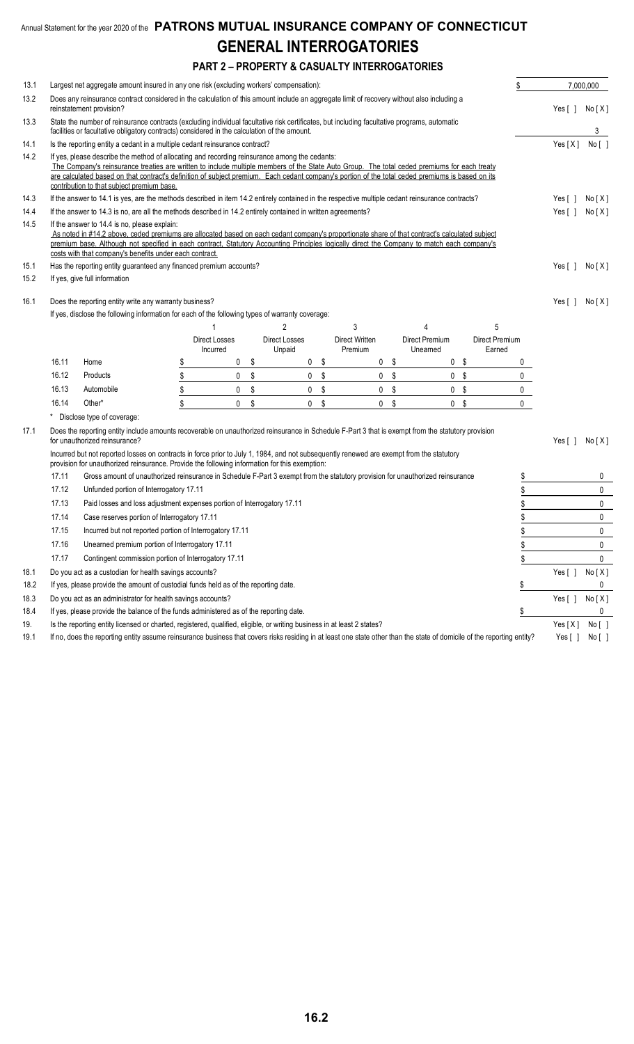Annual Statement for the year 2020 of the **PATRONS MUTUAL INSURANCE COMPANY OF CONNECTICUT**

# GENERAL INTERROGATORIES

## PART 2 – PROPERTY & CASUALTY INTERROGATORIES

13.1 Largest net aggregate amount insured in any one risk (excluding workers' compensation): $ 7,000,000

13.2 Does any reinsurance contract considered in the calculation of this amount include an aggregate limit of recovery without also including a reinstatement provision? Yes [ ] No [X]

13.3 State the number of reinsurance contracts (excluding individual facultative risk certificates, but including facultative programs, automatic facilities or facultative obligatory contracts) considered in the calculation of the amount. 3

14.1 Is the reporting entity a cedant in a multiple cedant reinsurance contract? Yes [X] No [ ]

14.2 If yes, please describe the method of allocating and recording reinsurance among the cedants:
The Company's reinsurance treaties are written to include multiple members of the State Auto Group. The total ceded premiums for each treaty are calculated based on that contract's definition of subject premium. Each cedant company's portion of the total ceded premiums is based on its contribution to that subject premium base.

14.3 If the answer to 14.1 is yes, are the methods described in item 14.2 entirely contained in the respective multiple cedant reinsurance contracts? Yes [ ] No [X]

14.4 If the answer to 14.3 is no, are all the methods described in 14.2 entirely contained in written agreements? Yes [ ] No [X]

14.5 If the answer to 14.4 is no, please explain:
As noted in #14.2 above, ceded premiums are allocated based on each cedant company's proportionate share of that contract's calculated subject premium base. Although not specified in each contract, Statutory Accounting Principles logically direct the Company to match each company's costs with that company's benefits under each contract.

15.1 Has the reporting entity guaranteed any financed premium accounts? Yes [ ] No [X]

15.2 If yes, give full information

16.1 Does the reporting entity write any warranty business? Yes [ ] No [X]

If yes, disclose the following information for each of the following types of warranty coverage:

| | | 1<br>Direct Losses Incurred | 2<br>Direct Losses Unpaid | 3<br>Direct Written Premium | 4<br>Direct Premium Unearned | 5<br>Direct Premium Earned |
|---|---|---|---|---|---|---|
| 16.11 | Home | $ 0 | $ 0 | $ 0 | $ 0 | $ 0 |
| 16.12 | Products | $ 0 | $ 0 | $ 0 | $ 0 | $ 0 |
| 16.13 | Automobile | $ 0 | $ 0 | $ 0 | $ 0 | $ 0 |
| 16.14 | Other* | $ 0 | $ 0 | $ 0 | $ 0 | $ 0 |

\* Disclose type of coverage:

17.1 Does the reporting entity include amounts recoverable on unauthorized reinsurance in Schedule F-Part 3 that is exempt from the statutory provision for unauthorized reinsurance? Yes [ ] No [X]

Incurred but not reported losses on contracts in force prior to July 1, 1984, and not subsequently renewed are exempt from the statutory provision for unauthorized reinsurance. Provide the following information for this exemption:

| | | |
|---|---|---|
| 17.11 | Gross amount of unauthorized reinsurance in Schedule F-Part 3 exempt from the statutory provision for unauthorized reinsurance | $ 0 |
| 17.12 | Unfunded portion of Interrogatory 17.11 | $ 0 |
| 17.13 | Paid losses and loss adjustment expenses portion of Interrogatory 17.11 | $ 0 |
| 17.14 | Case reserves portion of Interrogatory 17.11 | $ 0 |
| 17.15 | Incurred but not reported portion of Interrogatory 17.11 | $ 0 |
| 17.16 | Unearned premium portion of Interrogatory 17.11 | $ 0 |
| 17.17 | Contingent commission portion of Interrogatory 17.11 | $ 0 |

18.1 Do you act as a custodian for health savings accounts? Yes [ ] No [X]

18.2 If yes, please provide the amount of custodial funds held as of the reporting date. $ 0

18.3 Do you act as an administrator for health savings accounts? Yes [ ] No [X]

18.4 If yes, please provide the balance of the funds administered as of the reporting date. $ 0

19. Is the reporting entity licensed or charted, registered, qualified, eligible, or writing business in at least 2 states? Yes [X] No [ ]

19.1 If no, does the reporting entity assume reinsurance business that covers risks residing in at least one state other than the state of domicile of the reporting entity? Yes [ ] No [ ]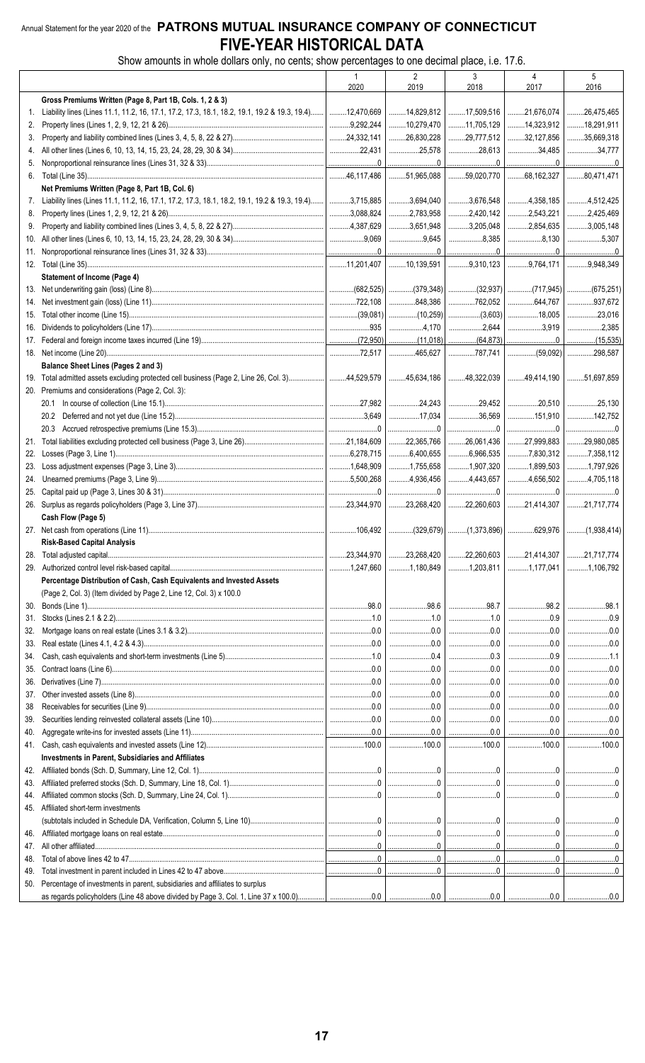Annual Statement for the year 2020 of the **PATRONS MUTUAL INSURANCE COMPANY OF CONNECTICUT**

# FIVE-YEAR HISTORICAL DATA

Show amounts in whole dollars only, no cents; show percentages to one decimal place, i.e. 17.6.

| | | 1<br>2020 | 2<br>2019 | 3<br>2018 | 4<br>2017 | 5<br>2016 |
|---|---|---|---|---|---|---|
| | **Gross Premiums Written (Page 8, Part 1B, Cols. 1, 2 & 3)** | | | | | |
| 1. | Liability lines (Lines 11.1, 11.2, 16, 17.1, 17.2, 17.3, 18.1, 18.2, 19.1, 19.2 & 19.3, 19.4) | 12,470,669 | 14,829,812 | 17,509,516 | 21,676,074 | 26,475,465 |
| 2. | Property lines (Lines 1, 2, 9, 12, 21 & 26) | 9,292,244 | 10,279,470 | 11,705,129 | 14,323,912 | 18,291,911 |
| 3. | Property and liability combined lines (Lines 3, 4, 5, 8, 22 & 27) | 24,332,141 | 26,830,228 | 29,777,512 | 32,127,856 | 35,669,318 |
| 4. | All other lines (Lines 6, 10, 13, 14, 15, 23, 24, 28, 29, 30 & 34) | 22,431 | 25,578 | 28,613 | 34,485 | 34,777 |
| 5. | Nonproportional reinsurance lines (Lines 31, 32 & 33) | 0 | 0 | 0 | 0 | 0 |
| 6. | Total (Line 35) | 46,117,486 | 51,965,088 | 59,020,770 | 68,162,327 | 80,471,471 |
| | **Net Premiums Written (Page 8, Part 1B, Col. 6)** | | | | | |
| 7. | Liability lines (Lines 11.1, 11.2, 16, 17.1, 17.2, 17.3, 18.1, 18.2, 19.1, 19.2 & 19.3, 19.4) | 3,715,885 | 3,694,040 | 3,676,548 | 4,358,185 | 4,512,425 |
| 8. | Property lines (Lines 1, 2, 9, 12, 21 & 26) | 3,088,824 | 2,783,958 | 2,420,142 | 2,543,221 | 2,425,469 |
| 9. | Property and liability combined lines (Lines 3, 4, 5, 8, 22 & 27) | 4,387,629 | 3,651,948 | 3,205,048 | 2,854,635 | 3,005,148 |
| 10. | All other lines (Lines 6, 10, 13, 14, 15, 23, 24, 28, 29, 30 & 34) | 9,069 | 9,645 | 8,385 | 8,130 | 5,307 |
| 11. | Nonproportional reinsurance lines (Lines 31, 32 & 33) | 0 | 0 | 0 | 0 | 0 |
| 12. | Total (Line 35) | 11,201,407 | 10,139,591 | 9,310,123 | 9,764,171 | 9,948,349 |
| | **Statement of Income (Page 4)** | | | | | |
| 13. | Net underwriting gain (loss) (Line 8) | (682,525) | (379,348) | (32,937) | (717,945) | (675,251) |
| 14. | Net investment gain (loss) (Line 11) | 722,108 | 848,386 | 762,052 | 644,767 | 937,672 |
| 15. | Total other income (Line 15) | (39,081) | (10,259) | (3,603) | 18,005 | 23,016 |
| 16. | Dividends to policyholders (Line 17) | 935 | 4,170 | 2,644 | 3,919 | 2,385 |
| 17. | Federal and foreign income taxes incurred (Line 19) | (72,950) | (11,018) | (64,873) | 0 | (15,535) |
| 18. | Net income (Line 20) | 72,517 | 465,627 | 787,741 | (59,092) | 298,587 |
| | **Balance Sheet Lines (Pages 2 and 3)** | | | | | |
| 19. | Total admitted assets excluding protected cell business (Page 2, Line 26, Col. 3) | 44,529,579 | 45,634,186 | 48,322,039 | 49,414,190 | 51,697,859 |
| 20. | Premiums and considerations (Page 2, Col. 3): | | | | | |
| | 20.1 In course of collection (Line 15.1) | 27,982 | 24,243 | 29,452 | 20,510 | 25,130 |
| | 20.2 Deferred and not yet due (Line 15.2) | 3,649 | 17,034 | 36,569 | 151,910 | 142,752 |
| | 20.3 Accrued retrospective premiums (Line 15.3) | 0 | 0 | 0 | 0 | 0 |
| 21. | Total liabilities excluding protected cell business (Page 3, Line 26) | 21,184,609 | 22,365,766 | 26,061,436 | 27,999,883 | 29,980,085 |
| 22. | Losses (Page 3, Line 1) | 6,278,715 | 6,400,655 | 6,966,535 | 7,830,312 | 7,358,112 |
| 23. | Loss adjustment expenses (Page 3, Line 3) | 1,648,909 | 1,755,658 | 1,907,320 | 1,899,503 | 1,797,926 |
| 24. | Unearned premiums (Page 3, Line 9) | 5,500,268 | 4,936,456 | 4,443,657 | 4,656,502 | 4,705,118 |
| 25. | Capital paid up (Page 3, Lines 30 & 31) | 0 | 0 | 0 | 0 | 0 |
| 26. | Surplus as regards policyholders (Page 3, Line 37) | 23,344,970 | 23,268,420 | 22,260,603 | 21,414,307 | 21,717,774 |
| | **Cash Flow (Page 5)** | | | | | |
| 27. | Net cash from operations (Line 11) | 106,492 | (329,679) | (1,373,896) | 629,976 | (1,938,414) |
| | **Risk-Based Capital Analysis** | | | | | |
| 28. | Total adjusted capital | 23,344,970 | 23,268,420 | 22,260,603 | 21,414,307 | 21,717,774 |
| 29. | Authorized control level risk-based capital | 1,247,660 | 1,180,849 | 1,203,811 | 1,177,041 | 1,106,792 |
| | **Percentage Distribution of Cash, Cash Equivalents and Invested Assets** (Page 2, Col. 3) (Item divided by Page 2, Line 12, Col. 3) x 100.0 | | | | | |
| 30. | Bonds (Line 1) | 98.0 | 98.6 | 98.7 | 98.2 | 98.1 |
| 31. | Stocks (Lines 2.1 & 2.2) | 1.0 | 1.0 | 1.0 | 0.9 | 0.9 |
| 32. | Mortgage loans on real estate (Lines 3.1 & 3.2) | 0.0 | 0.0 | 0.0 | 0.0 | 0.0 |
| 33. | Real estate (Lines 4.1, 4.2 & 4.3) | 0.0 | 0.0 | 0.0 | 0.0 | 0.0 |
| 34. | Cash, cash equivalents and short-term investments (Line 5) | 1.0 | 0.4 | 0.3 | 0.9 | 1.1 |
| 35. | Contract loans (Line 6) | 0.0 | 0.0 | 0.0 | 0.0 | 0.0 |
| 36. | Derivatives (Line 7) | 0.0 | 0.0 | 0.0 | 0.0 | 0.0 |
| 37. | Other invested assets (Line 8) | 0.0 | 0.0 | 0.0 | 0.0 | 0.0 |
| 38 | Receivables for securities (Line 9) | 0.0 | 0.0 | 0.0 | 0.0 | 0.0 |
| 39. | Securities lending reinvested collateral assets (Line 10) | 0.0 | 0.0 | 0.0 | 0.0 | 0.0 |
| 40. | Aggregate write-ins for invested assets (Line 11) | 0.0 | 0.0 | 0.0 | 0.0 | 0.0 |
| 41. | Cash, cash equivalents and invested assets (Line 12) | 100.0 | 100.0 | 100.0 | 100.0 | 100.0 |
| | **Investments in Parent, Subsidiaries and Affiliates** | | | | | |
| 42. | Affiliated bonds (Sch. D, Summary, Line 12, Col. 1) | 0 | 0 | 0 | 0 | 0 |
| 43. | Affiliated preferred stocks (Sch. D, Summary, Line 18, Col. 1) | 0 | 0 | 0 | 0 | 0 |
| 44. | Affiliated common stocks (Sch. D, Summary, Line 24, Col. 1) | 0 | 0 | 0 | 0 | 0 |
| 45. | Affiliated short-term investments (subtotals included in Schedule DA, Verification, Column 5, Line 10) | 0 | 0 | 0 | 0 | 0 |
| 46. | Affiliated mortgage loans on real estate | 0 | 0 | 0 | 0 | 0 |
| 47. | All other affiliated | 0 | 0 | 0 | 0 | 0 |
| 48. | Total of above lines 42 to 47 | 0 | 0 | 0 | 0 | 0 |
| 49. | Total investment in parent included in Lines 42 to 47 above | 0 | 0 | 0 | 0 | 0 |
| 50. | Percentage of investments in parent, subsidiaries and affiliates to surplus as regards policyholders (Line 48 above divided by Page 3, Col. 1, Line 37 x 100.0) | 0.0 | 0.0 | 0.0 | 0.0 | 0.0 |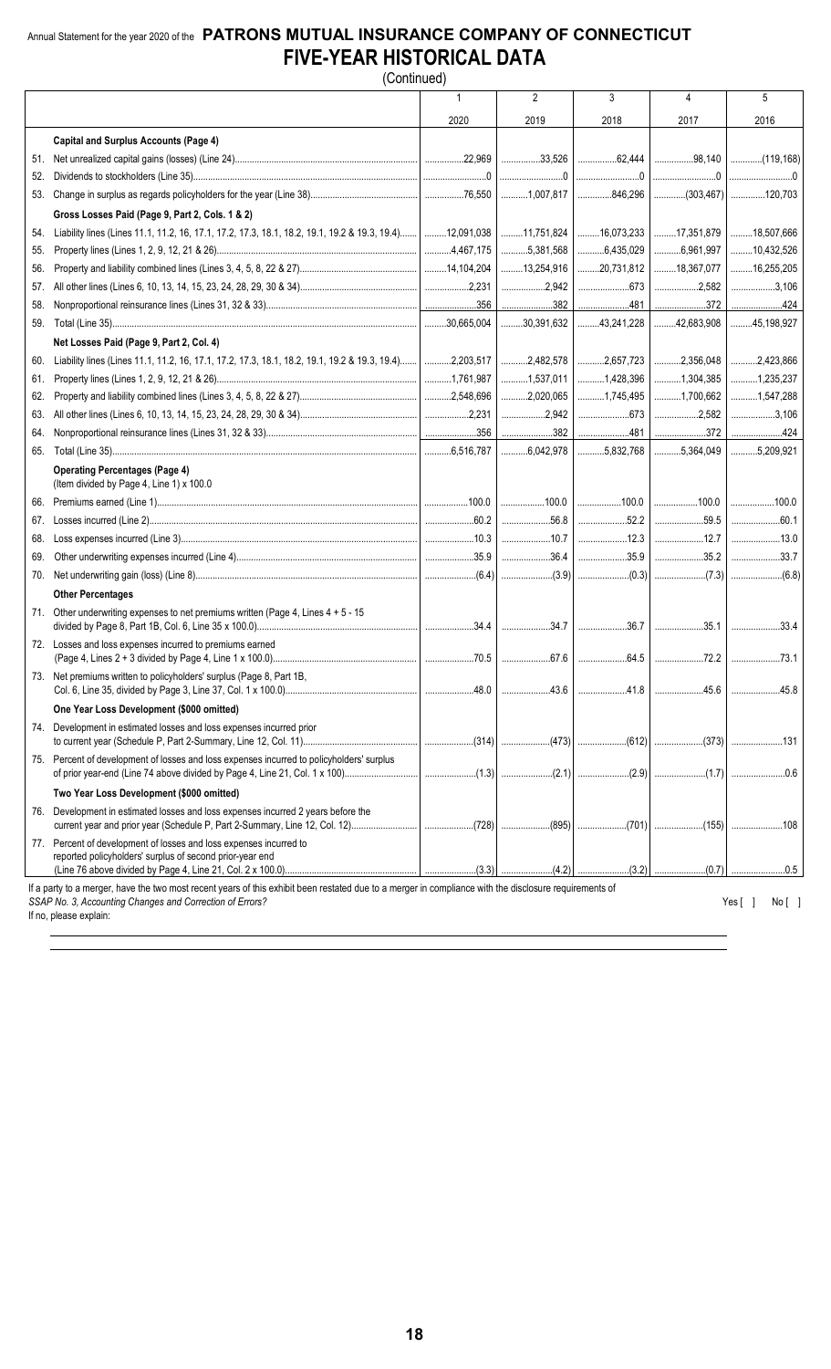Annual Statement for the year 2020 of the **PATRONS MUTUAL INSURANCE COMPANY OF CONNECTICUT**

# FIVE-YEAR HISTORICAL DATA

(Continued)

| | | 1 | 2 | 3 | 4 | 5 |
|---|---|---|---|---|---|---|
| | | 2020 | 2019 | 2018 | 2017 | 2016 |
| | **Capital and Surplus Accounts (Page 4)** | | | | | |
| 51. | Net unrealized capital gains (losses) (Line 24) | 22,969 | 33,526 | 62,444 | 98,140 | (119,168) |
| 52. | Dividends to stockholders (Line 35) | 0 | 0 | 0 | 0 | 0 |
| 53. | Change in surplus as regards policyholders for the year (Line 38) | 76,550 | 1,007,817 | 846,296 | (303,467) | 120,703 |
| | **Gross Losses Paid (Page 9, Part 2, Cols. 1 & 2)** | | | | | |
| 54. | Liability lines (Lines 11.1, 11.2, 16, 17.1, 17.2, 17.3, 18.1, 18.2, 19.1, 19.2 & 19.3, 19.4) | 12,091,038 | 11,751,824 | 16,073,233 | 17,351,879 | 18,507,666 |
| 55. | Property lines (Lines 1, 2, 9, 12, 21 & 26) | 4,467,175 | 5,381,568 | 6,435,029 | 6,961,997 | 10,432,526 |
| 56. | Property and liability combined lines (Lines 3, 4, 5, 8, 22 & 27) | 14,104,204 | 13,254,916 | 20,731,812 | 18,367,077 | 16,255,205 |
| 57. | All other lines (Lines 6, 10, 13, 14, 15, 23, 24, 28, 29, 30 & 34) | 2,231 | 2,942 | 673 | 2,582 | 3,106 |
| 58. | Nonproportional reinsurance lines (Lines 31, 32 & 33) | 356 | 382 | 481 | 372 | 424 |
| 59. | Total (Line 35) | 30,665,004 | 30,391,632 | 43,241,228 | 42,683,908 | 45,198,927 |
| | **Net Losses Paid (Page 9, Part 2, Col. 4)** | | | | | |
| 60. | Liability lines (Lines 11.1, 11.2, 16, 17.1, 17.2, 17.3, 18.1, 18.2, 19.1, 19.2 & 19.3, 19.4) | 2,203,517 | 2,482,578 | 2,657,723 | 2,356,048 | 2,423,866 |
| 61. | Property lines (Lines 1, 2, 9, 12, 21 & 26) | 1,761,987 | 1,537,011 | 1,428,396 | 1,304,385 | 1,235,237 |
| 62. | Property and liability combined lines (Lines 3, 4, 5, 8, 22 & 27) | 2,548,696 | 2,020,065 | 1,745,495 | 1,700,662 | 1,547,288 |
| 63. | All other lines (Lines 6, 10, 13, 14, 15, 23, 24, 28, 29, 30 & 34) | 2,231 | 2,942 | 673 | 2,582 | 3,106 |
| 64. | Nonproportional reinsurance lines (Lines 31, 32 & 33) | 356 | 382 | 481 | 372 | 424 |
| 65. | Total (Line 35) | 6,516,787 | 6,042,978 | 5,832,768 | 5,364,049 | 5,209,921 |
| | **Operating Percentages (Page 4)** (Item divided by Page 4, Line 1) x 100.0 | | | | | |
| 66. | Premiums earned (Line 1) | 100.0 | 100.0 | 100.0 | 100.0 | 100.0 |
| 67. | Losses incurred (Line 2) | 60.2 | 56.8 | 52.2 | 59.5 | 60.1 |
| 68. | Loss expenses incurred (Line 3) | 10.3 | 10.7 | 12.3 | 12.7 | 13.0 |
| 69. | Other underwriting expenses incurred (Line 4) | 35.9 | 36.4 | 35.9 | 35.2 | 33.7 |
| 70. | Net underwriting gain (loss) (Line 8) | (6.4) | (3.9) | (0.3) | (7.3) | (6.8) |
| | **Other Percentages** | | | | | |
| 71. | Other underwriting expenses to net premiums written (Page 4, Lines 4 + 5 - 15 divided by Page 8, Part 1B, Col. 6, Line 35 x 100.0) | 34.4 | 34.7 | 36.7 | 35.1 | 33.4 |
| 72. | Losses and loss expenses incurred to premiums earned (Page 4, Lines 2 + 3 divided by Page 4, Line 1 x 100.0) | 70.5 | 67.6 | 64.5 | 72.2 | 73.1 |
| 73. | Net premiums written to policyholders' surplus (Page 8, Part 1B, Col. 6, Line 35, divided by Page 3, Line 37, Col. 1 x 100.0) | 48.0 | 43.6 | 41.8 | 45.6 | 45.8 |
| | **One Year Loss Development ($000 omitted)** | | | | | |
| 74. | Development in estimated losses and loss expenses incurred prior to current year (Schedule P, Part 2-Summary, Line 12, Col. 11) | (314) | (473) | (612) | (373) | 131 |
| 75. | Percent of development of losses and loss expenses incurred to policyholders' surplus of prior year-end (Line 74 above divided by Page 4, Line 21, Col. 1 x 100) | (1.3) | (2.1) | (2.9) | (1.7) | 0.6 |
| | **Two Year Loss Development ($000 omitted)** | | | | | |
| 76. | Development in estimated losses and loss expenses incurred 2 years before the current year and prior year (Schedule P, Part 2-Summary, Line 12, Col. 12) | (728) | (895) | (701) | (155) | 108 |
| 77. | Percent of development of losses and loss expenses incurred to reported policyholders' surplus of second prior-year end (Line 76 above divided by Page 4, Line 21, Col. 2 x 100.0) | (3.3) | (4.2) | (3.2) | (0.7) | 0.5 |

If a party to a merger, have the two most recent years of this exhibit been restated due to a merger in compliance with the disclosure requirements of *SSAP No. 3, Accounting Changes and Correction of Errors?* Yes [ ] No [ ]

If no, please explain: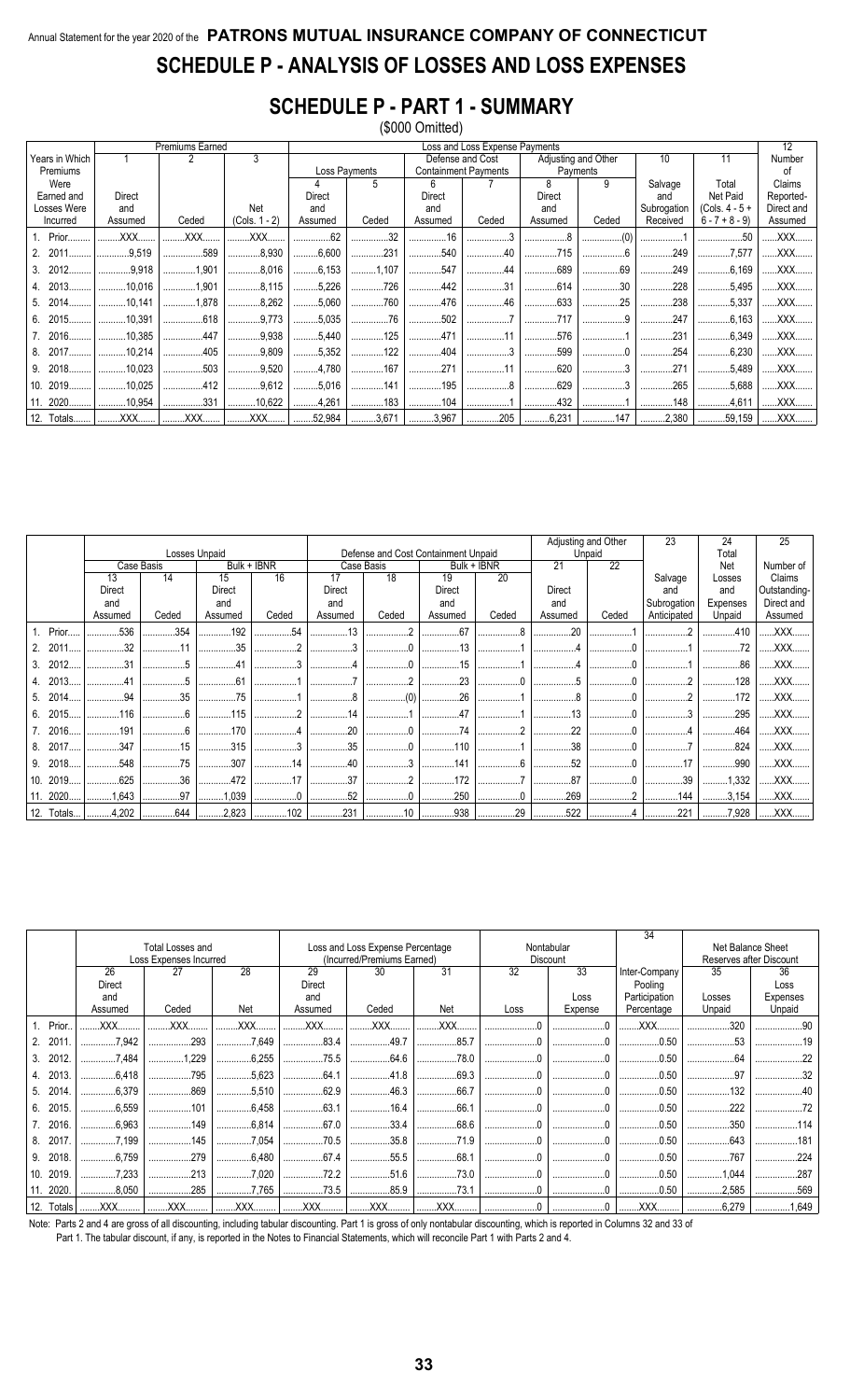Annual Statement for the year 2020 of the **PATRONS MUTUAL INSURANCE COMPANY OF CONNECTICUT**

# SCHEDULE P - ANALYSIS OF LOSSES AND LOSS EXPENSES

## SCHEDULE P - PART 1 - SUMMARY

($000 Omitted)

| Years in Which Premiums Were Earned and Losses Were Incurred | Premiums Earned | | | Loss and Loss Expense Payments | | | | | | | | 12 |
|---|---|---|---|---|---|---|---|---|---|---|---|---|
| | 1 | 2 | 3 | Loss Payments | | Defense and Cost Containment Payments | | Adjusting and Other Payments | | 10 | 11 | |
| | Direct and Assumed | Ceded | Net (Cols. 1 - 2) | 4 Direct and Assumed | 5 Ceded | 6 Direct and Assumed | 7 Ceded | 8 Direct and Assumed | 9 Ceded | Salvage and Subrogation Received | Total Net Paid (Cols. 4 - 5 + 6 - 7 + 8 - 9) | Number of Claims Reported-Direct and Assumed |
| 1. Prior | XXX | XXX | XXX | 62 | 32 | 16 | 3 | 8 | (0) | 1 | 50 | XXX |
| 2. 2011 | 9,519 | 589 | 8,930 | 6,600 | 231 | 540 | 40 | 715 | 6 | 249 | 7,577 | XXX |
| 3. 2012 | 9,918 | 1,901 | 8,016 | 6,153 | 1,107 | 547 | 44 | 689 | 69 | 249 | 6,169 | XXX |
| 4. 2013 | 10,016 | 1,901 | 8,115 | 5,226 | 726 | 442 | 31 | 614 | 30 | 228 | 5,495 | XXX |
| 5. 2014 | 10,141 | 1,878 | 8,262 | 5,060 | 760 | 476 | 46 | 633 | 25 | 238 | 5,337 | XXX |
| 6. 2015 | 10,391 | 618 | 9,773 | 5,035 | 76 | 502 | 7 | 717 | 9 | 247 | 6,163 | XXX |
| 7. 2016 | 10,385 | 447 | 9,938 | 5,440 | 125 | 471 | 11 | 576 | 1 | 231 | 6,349 | XXX |
| 8. 2017 | 10,214 | 405 | 9,809 | 5,352 | 122 | 404 | 3 | 599 | 0 | 254 | 6,230 | XXX |
| 9. 2018 | 10,023 | 503 | 9,520 | 4,780 | 167 | 271 | 11 | 620 | 3 | 271 | 5,489 | XXX |
| 10. 2019 | 10,025 | 412 | 9,612 | 5,016 | 141 | 195 | 8 | 629 | 3 | 265 | 5,688 | XXX |
| 11. 2020 | 10,954 | 331 | 10,622 | 4,261 | 183 | 104 | 1 | 432 | 1 | 148 | 4,611 | XXX |
| 12. Totals | XXX | XXX | XXX | 52,984 | 3,671 | 3,967 | 205 | 6,231 | 147 | 2,380 | 59,159 | XXX |

| | Losses Unpaid | | | | Defense and Cost Containment Unpaid | | | | Adjusting and Other Unpaid | | 23 | 24 | 25 |
|---|---|---|---|---|---|---|---|---|---|---|---|---|---|
| | Case Basis | | Bulk + IBNR | | Case Basis | | Bulk + IBNR | | 21 | 22 | | | |
| | 13 Direct and Assumed | 14 Ceded | 15 Direct and Assumed | 16 Ceded | 17 Direct and Assumed | 18 Ceded | 19 Direct and Assumed | 20 Ceded | Direct and Assumed | Ceded | Salvage and Subrogation Anticipated | Total Net Losses and Expenses Unpaid | Number of Claims Outstanding-Direct and Assumed |
| 1. Prior | 536 | 354 | 192 | 54 | 13 | 2 | 67 | 8 | 20 | 1 | 2 | 410 | XXX |
| 2. 2011 | 32 | 11 | 35 | 2 | 3 | 0 | 13 | 1 | 4 | 0 | 1 | 72 | XXX |
| 3. 2012 | 31 | 5 | 41 | 3 | 4 | 0 | 15 | 1 | 4 | 0 | 1 | 86 | XXX |
| 4. 2013 | 41 | 5 | 61 | 1 | 7 | 2 | 23 | 0 | 5 | 0 | 2 | 128 | XXX |
| 5. 2014 | 94 | 35 | 75 | 1 | 8 | (0) | 26 | 1 | 8 | 0 | 2 | 172 | XXX |
| 6. 2015 | 116 | 6 | 115 | 2 | 14 | 1 | 47 | 1 | 13 | 0 | 3 | 295 | XXX |
| 7. 2016 | 191 | 6 | 170 | 4 | 20 | 0 | 74 | 2 | 22 | 0 | 4 | 464 | XXX |
| 8. 2017 | 347 | 15 | 315 | 3 | 35 | 0 | 110 | 1 | 38 | 0 | 7 | 824 | XXX |
| 9. 2018 | 548 | 75 | 307 | 14 | 40 | 3 | 141 | 6 | 52 | 0 | 17 | 990 | XXX |
| 10. 2019 | 625 | 36 | 472 | 17 | 37 | 2 | 172 | 7 | 87 | 0 | 39 | 1,332 | XXX |
| 11. 2020 | 1,643 | 97 | 1,039 | 0 | 52 | 0 | 250 | 0 | 269 | 2 | 144 | 3,154 | XXX |
| 12. Totals | 4,202 | 644 | 2,823 | 102 | 231 | 10 | 938 | 29 | 522 | 4 | 221 | 7,928 | XXX |

| | Total Losses and Loss Expenses Incurred | | | Loss and Loss Expense Percentage (Incurred/Premiums Earned) | | | Nontabular Discount | | 34 | Net Balance Sheet Reserves after Discount | |
|---|---|---|---|---|---|---|---|---|---|---|---|
| | 26 Direct and Assumed | 27 Ceded | 28 Net | 29 Direct and Assumed | 30 Ceded | 31 Net | 32 Loss | 33 Loss Expense | Inter-Company Pooling Participation Percentage | 35 Losses Unpaid | 36 Loss Expenses Unpaid |
| 1. Prior | XXX | XXX | XXX | XXX | XXX | XXX | 0 | 0 | XXX | 320 | 90 |
| 2. 2011 | 7,942 | 293 | 7,649 | 83.4 | 49.7 | 85.7 | 0 | 0 | 0.50 | 53 | 19 |
| 3. 2012 | 7,484 | 1,229 | 6,255 | 75.5 | 64.6 | 78.0 | 0 | 0 | 0.50 | 64 | 22 |
| 4. 2013 | 6,418 | 795 | 5,623 | 64.1 | 41.8 | 69.3 | 0 | 0 | 0.50 | 97 | 32 |
| 5. 2014 | 6,379 | 869 | 5,510 | 62.9 | 46.3 | 66.7 | 0 | 0 | 0.50 | 132 | 40 |
| 6. 2015 | 6,559 | 101 | 6,458 | 63.1 | 16.4 | 66.1 | 0 | 0 | 0.50 | 222 | 72 |
| 7. 2016 | 6,963 | 149 | 6,814 | 67.0 | 33.4 | 68.6 | 0 | 0 | 0.50 | 350 | 114 |
| 8. 2017 | 7,199 | 145 | 7,054 | 70.5 | 35.8 | 71.9 | 0 | 0 | 0.50 | 643 | 181 |
| 9. 2018 | 6,759 | 279 | 6,480 | 67.4 | 55.5 | 68.1 | 0 | 0 | 0.50 | 767 | 224 |
| 10. 2019 | 7,233 | 213 | 7,020 | 72.2 | 51.6 | 73.0 | 0 | 0 | 0.50 | 1,044 | 287 |
| 11. 2020 | 8,050 | 285 | 7,765 | 73.5 | 85.9 | 73.1 | 0 | 0 | 0.50 | 2,585 | 569 |
| 12. Totals | XXX | XXX | XXX | XXX | XXX | XXX | 0 | 0 | XXX | 6,279 | 1,649 |

Note: Parts 2 and 4 are gross of all discounting, including tabular discounting. Part 1 is gross of only nontabular discounting, which is reported in Columns 32 and 33 of Part 1. The tabular discount, if any, is reported in the Notes to Financial Statements, which will reconcile Part 1 with Parts 2 and 4.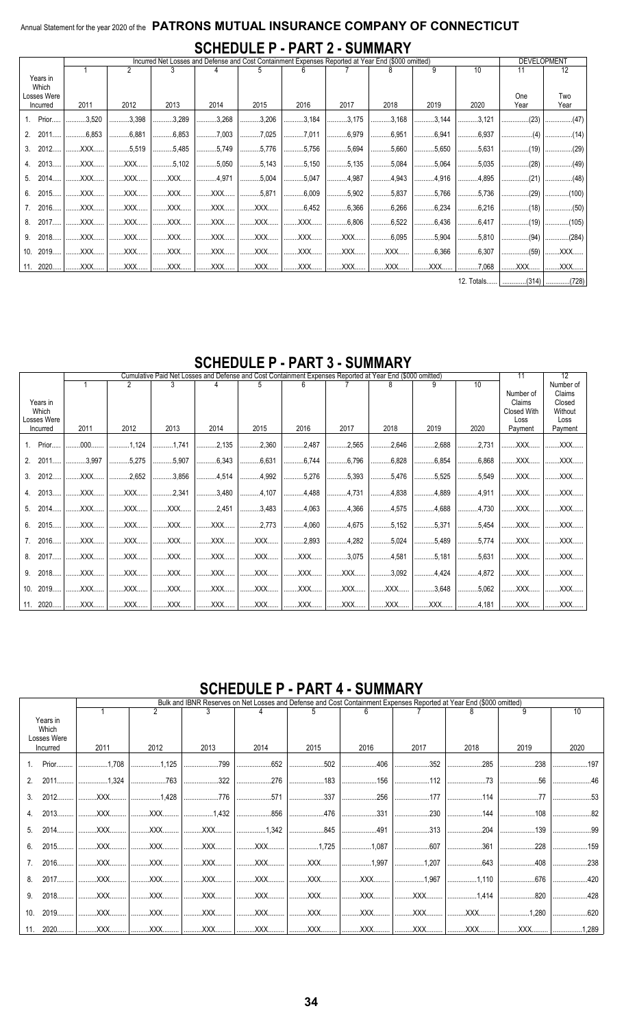Annual Statement for the year 2020 of the **PATRONS MUTUAL INSURANCE COMPANY OF CONNECTICUT**

# SCHEDULE P - PART 2 - SUMMARY

| Years in Which Losses Were Incurred | Incurred Net Losses and Defense and Cost Containment Expenses Reported at Year End ($000 omitted) 1 2011 | 2 2012 | 3 2013 | 4 2014 | 5 2015 | 6 2016 | 7 2017 | 8 2018 | 9 2019 | 10 2020 | DEVELOPMENT 11 One Year | 12 Two Year |
|---|---|---|---|---|---|---|---|---|---|---|---|---|
| 1. Prior | 3,520 | 3,398 | 3,289 | 3,268 | 3,206 | 3,184 | 3,175 | 3,168 | 3,144 | 3,121 | (23) | (47) |
| 2. 2011 | 6,853 | 6,881 | 6,853 | 7,003 | 7,025 | 7,011 | 6,979 | 6,951 | 6,941 | 6,937 | (4) | (14) |
| 3. 2012 | XXX | 5,519 | 5,485 | 5,749 | 5,776 | 5,756 | 5,694 | 5,660 | 5,650 | 5,631 | (19) | (29) |
| 4. 2013 | XXX | XXX | 5,102 | 5,050 | 5,143 | 5,150 | 5,135 | 5,084 | 5,064 | 5,035 | (28) | (49) |
| 5. 2014 | XXX | XXX | XXX | 4,971 | 5,004 | 5,047 | 4,987 | 4,943 | 4,916 | 4,895 | (21) | (48) |
| 6. 2015 | XXX | XXX | XXX | XXX | 5,871 | 6,009 | 5,902 | 5,837 | 5,766 | 5,736 | (29) | (100) |
| 7. 2016 | XXX | XXX | XXX | XXX | XXX | 6,452 | 6,366 | 6,266 | 6,234 | 6,216 | (18) | (50) |
| 8. 2017 | XXX | XXX | XXX | XXX | XXX | XXX | 6,806 | 6,522 | 6,436 | 6,417 | (19) | (105) |
| 9. 2018 | XXX | XXX | XXX | XXX | XXX | XXX | XXX | 6,095 | 5,904 | 5,810 | (94) | (284) |
| 10. 2019 | XXX | XXX | XXX | XXX | XXX | XXX | XXX | XXX | 6,366 | 6,307 | (59) | XXX |
| 11. 2020 | XXX | XXX | XXX | XXX | XXX | XXX | XXX | XXX | XXX | 7,068 | XXX | XXX |
| | | | | | | | | | | 12. Totals | (314) | (728) |

# SCHEDULE P - PART 3 - SUMMARY

| Years in Which Losses Were Incurred | Cumulative Paid Net Losses and Defense and Cost Containment Expenses Reported at Year End ($000 omitted) 1 2011 | 2 2012 | 3 2013 | 4 2014 | 5 2015 | 6 2016 | 7 2017 | 8 2018 | 9 2019 | 10 2020 | 11 Number of Claims Closed With Loss Payment | 12 Number of Claims Closed Without Loss Payment |
|---|---|---|---|---|---|---|---|---|---|---|---|---|
| 1. Prior | 000 | 1,124 | 1,741 | 2,135 | 2,360 | 2,487 | 2,565 | 2,646 | 2,688 | 2,731 | XXX | XXX |
| 2. 2011 | 3,997 | 5,275 | 5,907 | 6,343 | 6,631 | 6,744 | 6,796 | 6,828 | 6,854 | 6,868 | XXX | XXX |
| 3. 2012 | XXX | 2,652 | 3,856 | 4,514 | 4,992 | 5,276 | 5,393 | 5,476 | 5,525 | 5,549 | XXX | XXX |
| 4. 2013 | XXX | XXX | 2,341 | 3,480 | 4,107 | 4,488 | 4,731 | 4,838 | 4,889 | 4,911 | XXX | XXX |
| 5. 2014 | XXX | XXX | XXX | 2,451 | 3,483 | 4,063 | 4,366 | 4,575 | 4,688 | 4,730 | XXX | XXX |
| 6. 2015 | XXX | XXX | XXX | XXX | 2,773 | 4,060 | 4,675 | 5,152 | 5,371 | 5,454 | XXX | XXX |
| 7. 2016 | XXX | XXX | XXX | XXX | XXX | 2,893 | 4,282 | 5,024 | 5,489 | 5,774 | XXX | XXX |
| 8. 2017 | XXX | XXX | XXX | XXX | XXX | XXX | 3,075 | 4,581 | 5,181 | 5,631 | XXX | XXX |
| 9. 2018 | XXX | XXX | XXX | XXX | XXX | XXX | XXX | 3,092 | 4,424 | 4,872 | XXX | XXX |
| 10. 2019 | XXX | XXX | XXX | XXX | XXX | XXX | XXX | XXX | 3,648 | 5,062 | XXX | XXX |
| 11. 2020 | XXX | XXX | XXX | XXX | XXX | XXX | XXX | XXX | XXX | 4,181 | XXX | XXX |

# SCHEDULE P - PART 4 - SUMMARY

| Years in Which Losses Were Incurred | Bulk and IBNR Reserves on Net Losses and Defense and Cost Containment Expenses Reported at Year End ($000 omitted) 1 2011 | 2 2012 | 3 2013 | 4 2014 | 5 2015 | 6 2016 | 7 2017 | 8 2018 | 9 2019 | 10 2020 |
|---|---|---|---|---|---|---|---|---|---|---|
| 1. Prior | 1,708 | 1,125 | 799 | 652 | 502 | 406 | 352 | 285 | 238 | 197 |
| 2. 2011 | 1,324 | 763 | 322 | 276 | 183 | 156 | 112 | 73 | 56 | 46 |
| 3. 2012 | XXX | 1,428 | 776 | 571 | 337 | 256 | 177 | 114 | 77 | 53 |
| 4. 2013 | XXX | XXX | 1,432 | 856 | 476 | 331 | 230 | 144 | 108 | 82 |
| 5. 2014 | XXX | XXX | XXX | 1,342 | 845 | 491 | 313 | 204 | 139 | 99 |
| 6. 2015 | XXX | XXX | XXX | XXX | 1,725 | 1,087 | 607 | 361 | 228 | 159 |
| 7. 2016 | XXX | XXX | XXX | XXX | XXX | 1,997 | 1,207 | 643 | 408 | 238 |
| 8. 2017 | XXX | XXX | XXX | XXX | XXX | XXX | 1,967 | 1,110 | 676 | 420 |
| 9. 2018 | XXX | XXX | XXX | XXX | XXX | XXX | XXX | 1,414 | 820 | 428 |
| 10. 2019 | XXX | XXX | XXX | XXX | XXX | XXX | XXX | XXX | 1,280 | 620 |
| 11. 2020 | XXX | XXX | XXX | XXX | XXX | XXX | XXX | XXX | XXX | 1,289 |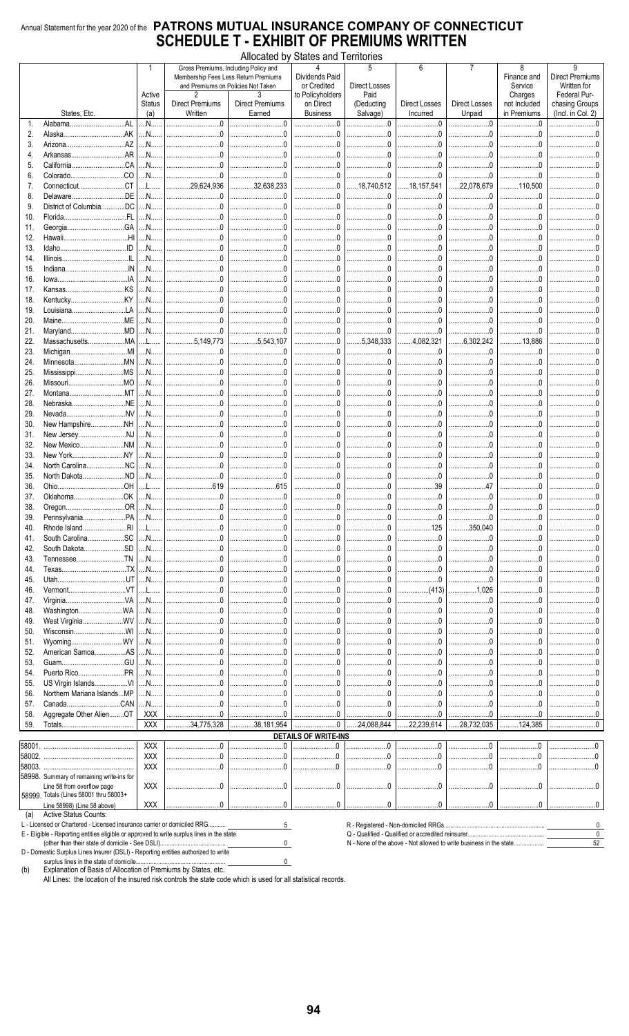Annual Statement for the year 2020 of the **PATRONS MUTUAL INSURANCE COMPANY OF CONNECTICUT**

# SCHEDULE T - EXHIBIT OF PREMIUMS WRITTEN

Allocated by States and Territories

| | States, Etc. | 1<br>Active Status (a) | Gross Premiums, Including Policy and Membership Fees Less Return Premiums and Premiums on Policies Not Taken<br>2<br>Direct Premiums Written | <br>3<br>Direct Premiums Earned | 4<br>Dividends Paid or Credited to Policyholders on Direct Business | 5<br>Direct Losses Paid (Deducting Salvage) | 6<br>Direct Losses Incurred | 7<br>Direct Losses Unpaid | 8<br>Finance and Service Charges not Included in Premiums | 9<br>Direct Premiums Written for Federal Purchasing Groups (Incl. in Col. 2) |
|---|---|---|---|---|---|---|---|---|---|---|
| 1. | Alabama AL | N | 0 | 0 | 0 | 0 | 0 | 0 | 0 | 0 |
| 2. | Alaska AK | N | 0 | 0 | 0 | 0 | 0 | 0 | 0 | 0 |
| 3. | Arizona AZ | N | 0 | 0 | 0 | 0 | 0 | 0 | 0 | 0 |
| 4. | Arkansas AR | N | 0 | 0 | 0 | 0 | 0 | 0 | 0 | 0 |
| 5. | California CA | N | 0 | 0 | 0 | 0 | 0 | 0 | 0 | 0 |
| 6. | Colorado CO | N | 0 | 0 | 0 | 0 | 0 | 0 | 0 | 0 |
| 7. | Connecticut CT | L | 29,624,936 | 32,638,233 | 0 | 18,740,512 | 18,157,541 | 22,078,679 | 110,500 | 0 |
| 8. | Delaware DE | N | 0 | 0 | 0 | 0 | 0 | 0 | 0 | 0 |
| 9. | District of Columbia DC | N | 0 | 0 | 0 | 0 | 0 | 0 | 0 | 0 |
| 10. | Florida FL | N | 0 | 0 | 0 | 0 | 0 | 0 | 0 | 0 |
| 11. | Georgia GA | N | 0 | 0 | 0 | 0 | 0 | 0 | 0 | 0 |
| 12. | Hawaii HI | N | 0 | 0 | 0 | 0 | 0 | 0 | 0 | 0 |
| 13. | Idaho ID | N | 0 | 0 | 0 | 0 | 0 | 0 | 0 | 0 |
| 14. | Illinois IL | N | 0 | 0 | 0 | 0 | 0 | 0 | 0 | 0 |
| 15. | Indiana IN | N | 0 | 0 | 0 | 0 | 0 | 0 | 0 | 0 |
| 16. | Iowa IA | N | 0 | 0 | 0 | 0 | 0 | 0 | 0 | 0 |
| 17. | Kansas KS | N | 0 | 0 | 0 | 0 | 0 | 0 | 0 | 0 |
| 18. | Kentucky KY | N | 0 | 0 | 0 | 0 | 0 | 0 | 0 | 0 |
| 19. | Louisiana LA | N | 0 | 0 | 0 | 0 | 0 | 0 | 0 | 0 |
| 20. | Maine ME | N | 0 | 0 | 0 | 0 | 0 | 0 | 0 | 0 |
| 21. | Maryland MD | N | 0 | 0 | 0 | 0 | 0 | 0 | 0 | 0 |
| 22. | Massachusetts MA | L | 5,149,773 | 5,543,107 | 0 | 5,348,333 | 4,082,321 | 6,302,242 | 13,886 | 0 |
| 23. | Michigan MI | N | 0 | 0 | 0 | 0 | 0 | 0 | 0 | 0 |
| 24. | Minnesota MN | N | 0 | 0 | 0 | 0 | 0 | 0 | 0 | 0 |
| 25. | Mississippi MS | N | 0 | 0 | 0 | 0 | 0 | 0 | 0 | 0 |
| 26. | Missouri MO | N | 0 | 0 | 0 | 0 | 0 | 0 | 0 | 0 |
| 27. | Montana MT | N | 0 | 0 | 0 | 0 | 0 | 0 | 0 | 0 |
| 28. | Nebraska NE | N | 0 | 0 | 0 | 0 | 0 | 0 | 0 | 0 |
| 29. | Nevada NV | N | 0 | 0 | 0 | 0 | 0 | 0 | 0 | 0 |
| 30. | New Hampshire NH | N | 0 | 0 | 0 | 0 | 0 | 0 | 0 | 0 |
| 31. | New Jersey NJ | N | 0 | 0 | 0 | 0 | 0 | 0 | 0 | 0 |
| 32. | New Mexico NM | N | 0 | 0 | 0 | 0 | 0 | 0 | 0 | 0 |
| 33. | New York NY | N | 0 | 0 | 0 | 0 | 0 | 0 | 0 | 0 |
| 34. | North Carolina NC | N | 0 | 0 | 0 | 0 | 0 | 0 | 0 | 0 |
| 35. | North Dakota ND | N | 0 | 0 | 0 | 0 | 0 | 0 | 0 | 0 |
| 36. | Ohio OH | L | 619 | 615 | 0 | 0 | 39 | 47 | 0 | 0 |
| 37. | Oklahoma OK | N | 0 | 0 | 0 | 0 | 0 | 0 | 0 | 0 |
| 38. | Oregon OR | N | 0 | 0 | 0 | 0 | 0 | 0 | 0 | 0 |
| 39. | Pennsylvania PA | N | 0 | 0 | 0 | 0 | 0 | 0 | 0 | 0 |
| 40. | Rhode Island RI | L | 0 | 0 | 0 | 0 | 125 | 350,040 | 0 | 0 |
| 41. | South Carolina SC | N | 0 | 0 | 0 | 0 | 0 | 0 | 0 | 0 |
| 42. | South Dakota SD | N | 0 | 0 | 0 | 0 | 0 | 0 | 0 | 0 |
| 43. | Tennessee TN | N | 0 | 0 | 0 | 0 | 0 | 0 | 0 | 0 |
| 44. | Texas TX | N | 0 | 0 | 0 | 0 | 0 | 0 | 0 | 0 |
| 45. | Utah UT | N | 0 | 0 | 0 | 0 | 0 | 0 | 0 | 0 |
| 46. | Vermont VT | L | 0 | 0 | 0 | 0 | (413) | 1,026 | 0 | 0 |
| 47. | Virginia VA | N | 0 | 0 | 0 | 0 | 0 | 0 | 0 | 0 |
| 48. | Washington WA | N | 0 | 0 | 0 | 0 | 0 | 0 | 0 | 0 |
| 49. | West Virginia WV | N | 0 | 0 | 0 | 0 | 0 | 0 | 0 | 0 |
| 50. | Wisconsin WI | N | 0 | 0 | 0 | 0 | 0 | 0 | 0 | 0 |
| 51. | Wyoming WY | N | 0 | 0 | 0 | 0 | 0 | 0 | 0 | 0 |
| 52. | American Samoa AS | N | 0 | 0 | 0 | 0 | 0 | 0 | 0 | 0 |
| 53. | Guam GU | N | 0 | 0 | 0 | 0 | 0 | 0 | 0 | 0 |
| 54. | Puerto Rico PR | N | 0 | 0 | 0 | 0 | 0 | 0 | 0 | 0 |
| 55. | US Virgin Islands VI | N | 0 | 0 | 0 | 0 | 0 | 0 | 0 | 0 |
| 56. | Northern Mariana Islands MP | N | 0 | 0 | 0 | 0 | 0 | 0 | 0 | 0 |
| 57. | Canada CAN | N | 0 | 0 | 0 | 0 | 0 | 0 | 0 | 0 |
| 58. | Aggregate Other Alien OT | XXX | 0 | 0 | 0 | 0 | 0 | 0 | 0 | 0 |
| 59. | Totals | XXX | 34,775,328 | 38,181,954 | 0 | 24,088,844 | 22,239,614 | 28,732,035 | 124,385 | 0 |
| | **DETAILS OF WRITE-INS** | | | | | | | | | |
| 58001. | | XXX | 0 | 0 | 0 | 0 | 0 | 0 | 0 | 0 |
| 58002. | | XXX | 0 | 0 | 0 | 0 | 0 | 0 | 0 | 0 |
| 58003. | | XXX | 0 | 0 | 0 | 0 | 0 | 0 | 0 | 0 |
| 58998. | Summary of remaining write-ins for Line 58 from overflow page | XXX | 0 | 0 | 0 | 0 | 0 | 0 | 0 | 0 |
| 58999. | Totals (Lines 58001 thru 58003+ Line 58998) (Line 58 above) | XXX | 0 | 0 | 0 | 0 | 0 | 0 | 0 | 0 |

(a) Active Status Counts:

L - Licensed or Chartered - Licensed insurance carrier or domiciled RRG ........... 5

E - Eligible - Reporting entities eligible or approved to write surplus lines in the state (other than their state of domicile - See DSLI) ........... 0

D - Domestic Surplus Lines Insurer (DSLI) - Reporting entities authorized to write surplus lines in the state of domicile ........... 0

R - Registered - Non-domiciled RRGs ........... 0

Q - Qualified - Qualified or accredited reinsurer ........... 0

N - None of the above - Not allowed to write business in the state ........... 52

(b) Explanation of Basis of Allocation of Premiums by States, etc.

All Lines: the location of the insured risk controls the state code which is used for all statistical records.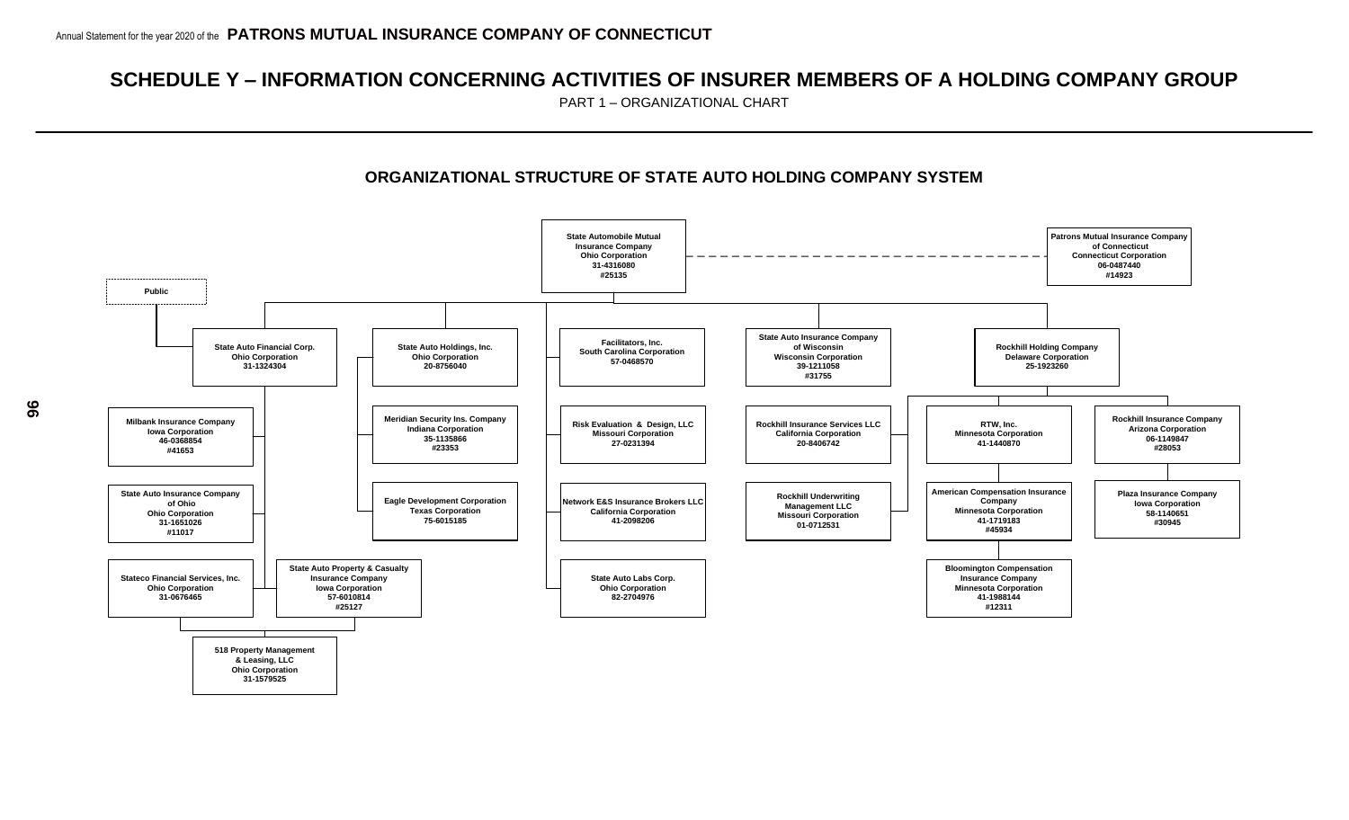Annual Statement for the year 2020 of the **PATRONS MUTUAL INSURANCE COMPANY OF CONNECTICUT**

# SCHEDULE Y – INFORMATION CONCERNING ACTIVITIES OF INSURER MEMBERS OF A HOLDING COMPANY GROUP

PART 1 – ORGANIZATIONAL CHART

## ORGANIZATIONAL STRUCTURE OF STATE AUTO HOLDING COMPANY SYSTEM

**State Automobile Mutual Insurance Company**
Ohio Corporation
31-4316080
#25135

**Patrons Mutual Insurance Company of Connecticut**
Connecticut Corporation
06-0487440
#14923

**Public**

**State Auto Financial Corp.**
Ohio Corporation
31-1324304

**State Auto Holdings, Inc.**
Ohio Corporation
20-8756040

**Facilitators, Inc.**
South Carolina Corporation
57-0468570

**State Auto Insurance Company of Wisconsin**
Wisconsin Corporation
39-1211058
#31755

**Rockhill Holding Company**
Delaware Corporation
25-1923260

**Milbank Insurance Company**
Iowa Corporation
46-0368854
#41653

**Meridian Security Ins. Company**
Indiana Corporation
35-1135866
#23353

**Risk Evaluation & Design, LLC**
Missouri Corporation
27-0231394

**Rockhill Insurance Services LLC**
California Corporation
20-8406742

**RTW, Inc.**
Minnesota Corporation
41-1440870

**Rockhill Insurance Company**
Arizona Corporation
06-1149847
#28053

**State Auto Insurance Company of Ohio**
Ohio Corporation
31-1651026
#11017

**Eagle Development Corporation**
Texas Corporation
75-6015185

**Network E&S Insurance Brokers LLC**
California Corporation
41-2098206

**Rockhill Underwriting Management LLC**
Missouri Corporation
01-0712531

**American Compensation Insurance Company**
Minnesota Corporation
41-1719183
#45934

**Plaza Insurance Company**
Iowa Corporation
58-1140651
#30945

**Stateco Financial Services, Inc.**
Ohio Corporation
31-0676465

**State Auto Property & Casualty Insurance Company**
Iowa Corporation
57-6010814
#25127

**State Auto Labs Corp.**
Ohio Corporation
82-2704976

**Bloomington Compensation Insurance Company**
Minnesota Corporation
41-1988144
#12311

**518 Property Management & Leasing, LLC**
Ohio Corporation
31-1579525